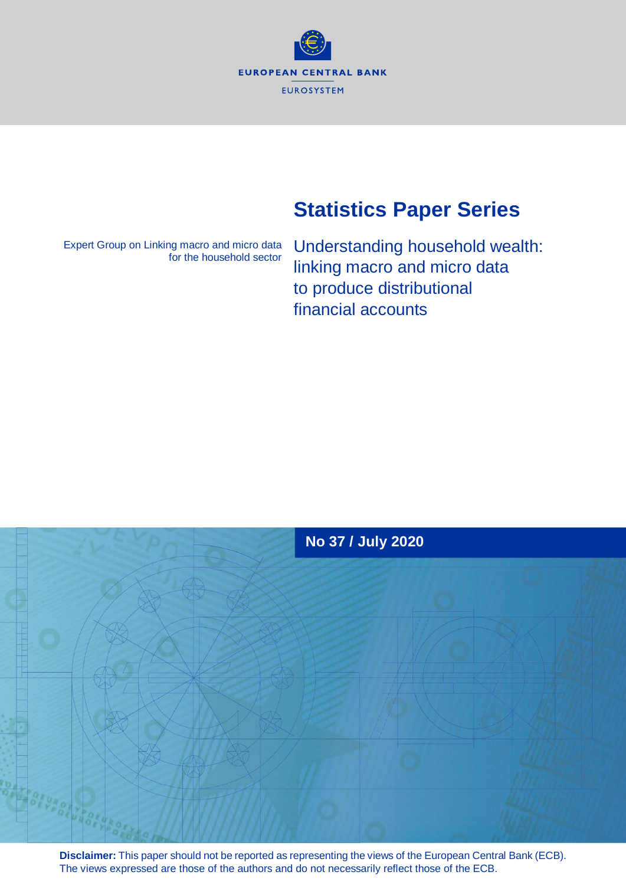EUROPEAN CENTRAL BANK

EUROSYSTEM

# Statistics Paper Series

Expert Group on Linking macro and micro data for the household sector

## Understanding household wealth: linking macro and micro data to produce distributional financial accounts

**No 37 / July 2020**

**Disclaimer:** This paper should not be reported as representing the views of the European Central Bank (ECB). The views expressed are those of the authors and do not necessarily reflect those of the ECB.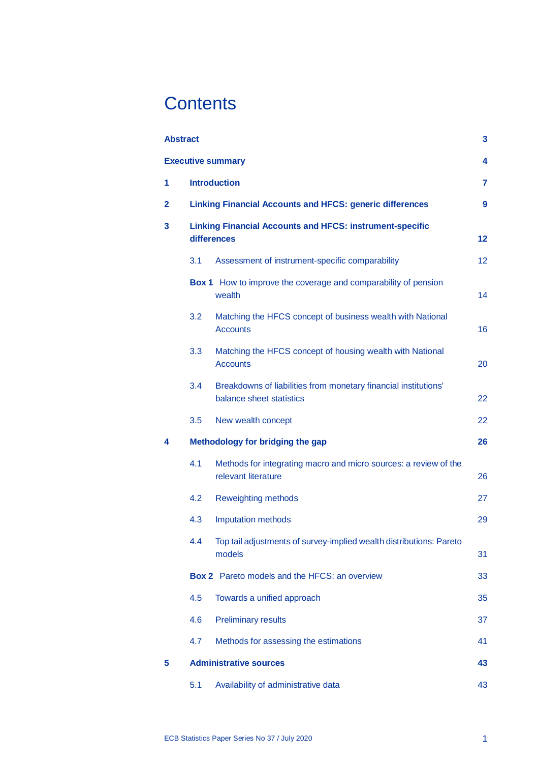# Contents

| | | |
|---|---|---|
| **Abstract** | | **3** |
| **Executive summary** | | **4** |
| **1** | **Introduction** | **7** |
| **2** | **Linking Financial Accounts and HFCS: generic differences** | **9** |
| **3** | **Linking Financial Accounts and HFCS: instrument-specific differences** | **12** |
| | 3.1 Assessment of instrument-specific comparability | 12 |
| | **Box 1** How to improve the coverage and comparability of pension wealth | 14 |
| | 3.2 Matching the HFCS concept of business wealth with National Accounts | 16 |
| | 3.3 Matching the HFCS concept of housing wealth with National Accounts | 20 |
| | 3.4 Breakdowns of liabilities from monetary financial institutions' balance sheet statistics | 22 |
| | 3.5 New wealth concept | 22 |
| **4** | **Methodology for bridging the gap** | **26** |
| | 4.1 Methods for integrating macro and micro sources: a review of the relevant literature | 26 |
| | 4.2 Reweighting methods | 27 |
| | 4.3 Imputation methods | 29 |
| | 4.4 Top tail adjustments of survey-implied wealth distributions: Pareto models | 31 |
| | **Box 2** Pareto models and the HFCS: an overview | 33 |
| | 4.5 Towards a unified approach | 35 |
| | 4.6 Preliminary results | 37 |
| | 4.7 Methods for assessing the estimations | 41 |
| **5** | **Administrative sources** | **43** |
| | 5.1 Availability of administrative data | 43 |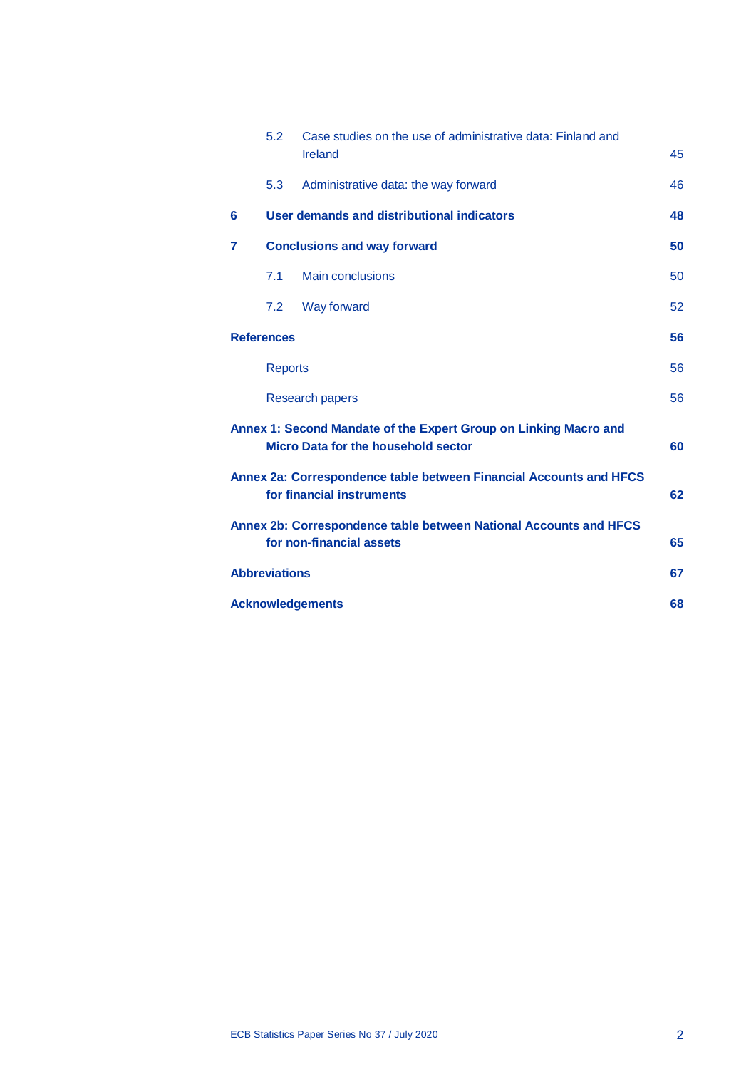| | | |
|---|---|---|
| 5.2 | Case studies on the use of administrative data: Finland and Ireland | 45 |
| 5.3 | Administrative data: the way forward | 46 |
| **6** | **User demands and distributional indicators** | **48** |
| **7** | **Conclusions and way forward** | **50** |
| 7.1 | Main conclusions | 50 |
| 7.2 | Way forward | 52 |
| **References** | | **56** |
| | Reports | 56 |
| | Research papers | 56 |
| **Annex 1: Second Mandate of the Expert Group on Linking Macro and Micro Data for the household sector** | | **60** |
| **Annex 2a: Correspondence table between Financial Accounts and HFCS for financial instruments** | | **62** |
| **Annex 2b: Correspondence table between National Accounts and HFCS for non-financial assets** | | **65** |
| **Abbreviations** | | **67** |
| **Acknowledgements** | | **68** |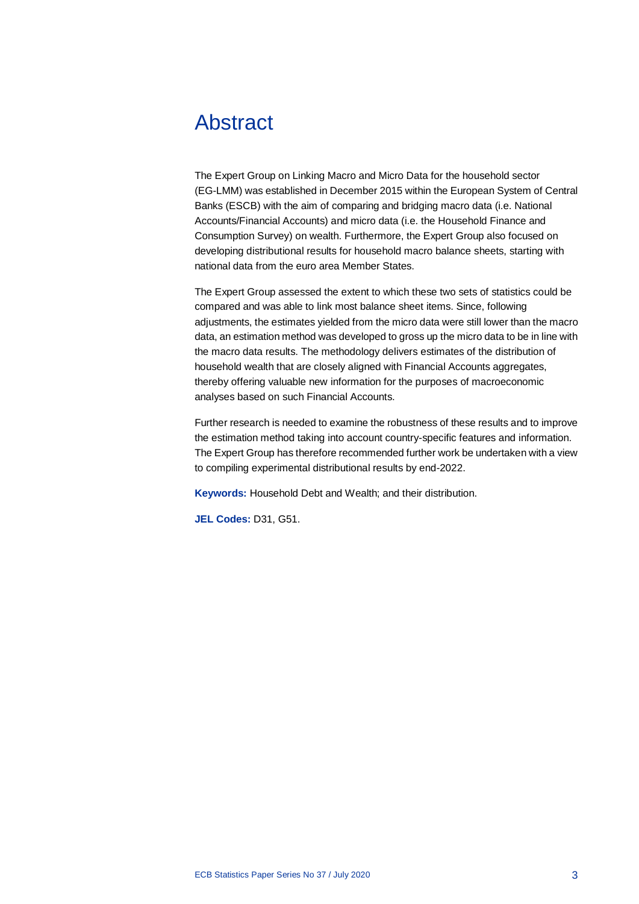# Abstract

The Expert Group on Linking Macro and Micro Data for the household sector (EG-LMM) was established in December 2015 within the European System of Central Banks (ESCB) with the aim of comparing and bridging macro data (i.e. National Accounts/Financial Accounts) and micro data (i.e. the Household Finance and Consumption Survey) on wealth. Furthermore, the Expert Group also focused on developing distributional results for household macro balance sheets, starting with national data from the euro area Member States.

The Expert Group assessed the extent to which these two sets of statistics could be compared and was able to link most balance sheet items. Since, following adjustments, the estimates yielded from the micro data were still lower than the macro data, an estimation method was developed to gross up the micro data to be in line with the macro data results. The methodology delivers estimates of the distribution of household wealth that are closely aligned with Financial Accounts aggregates, thereby offering valuable new information for the purposes of macroeconomic analyses based on such Financial Accounts.

Further research is needed to examine the robustness of these results and to improve the estimation method taking into account country-specific features and information. The Expert Group has therefore recommended further work be undertaken with a view to compiling experimental distributional results by end-2022.

**Keywords:** Household Debt and Wealth; and their distribution.

**JEL Codes:** D31, G51.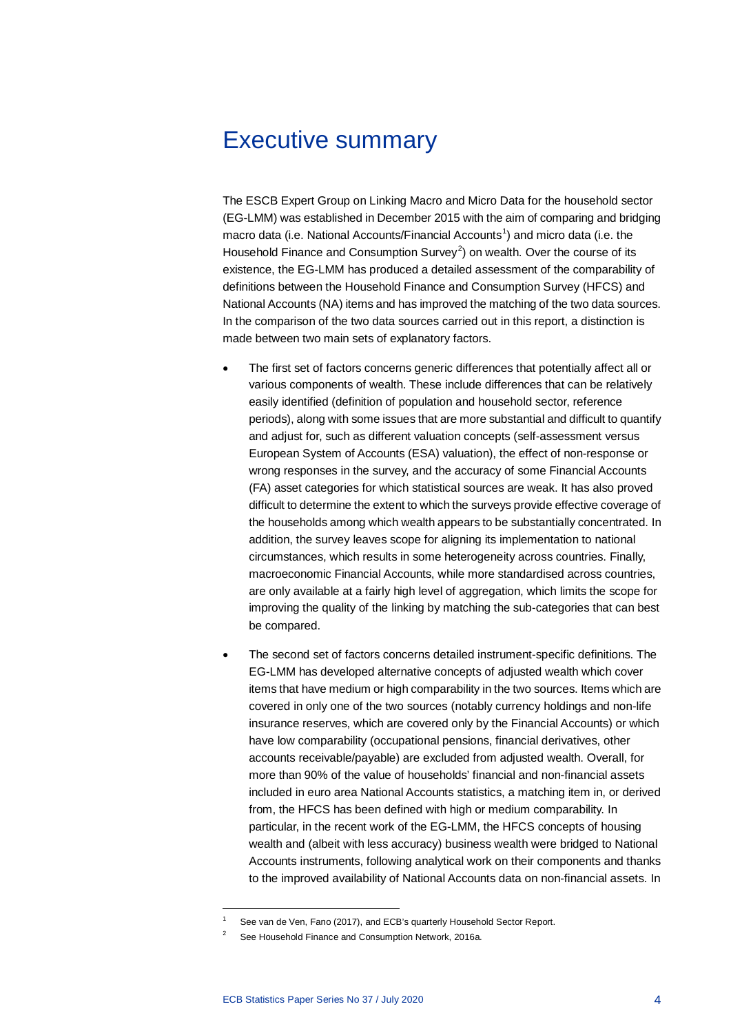# Executive summary

The ESCB Expert Group on Linking Macro and Micro Data for the household sector (EG-LMM) was established in December 2015 with the aim of comparing and bridging macro data (i.e. National Accounts/Financial Accounts[1]) and micro data (i.e. the Household Finance and Consumption Survey[2]) on wealth. Over the course of its existence, the EG-LMM has produced a detailed assessment of the comparability of definitions between the Household Finance and Consumption Survey (HFCS) and National Accounts (NA) items and has improved the matching of the two data sources. In the comparison of the two data sources carried out in this report, a distinction is made between two main sets of explanatory factors.

- The first set of factors concerns generic differences that potentially affect all or various components of wealth. These include differences that can be relatively easily identified (definition of population and household sector, reference periods), along with some issues that are more substantial and difficult to quantify and adjust for, such as different valuation concepts (self-assessment versus European System of Accounts (ESA) valuation), the effect of non-response or wrong responses in the survey, and the accuracy of some Financial Accounts (FA) asset categories for which statistical sources are weak. It has also proved difficult to determine the extent to which the surveys provide effective coverage of the households among which wealth appears to be substantially concentrated. In addition, the survey leaves scope for aligning its implementation to national circumstances, which results in some heterogeneity across countries. Finally, macroeconomic Financial Accounts, while more standardised across countries, are only available at a fairly high level of aggregation, which limits the scope for improving the quality of the linking by matching the sub-categories that can best be compared.
- The second set of factors concerns detailed instrument-specific definitions. The EG-LMM has developed alternative concepts of adjusted wealth which cover items that have medium or high comparability in the two sources. Items which are covered in only one of the two sources (notably currency holdings and non-life insurance reserves, which are covered only by the Financial Accounts) or which have low comparability (occupational pensions, financial derivatives, other accounts receivable/payable) are excluded from adjusted wealth. Overall, for more than 90% of the value of households' financial and non-financial assets included in euro area National Accounts statistics, a matching item in, or derived from, the HFCS has been defined with high or medium comparability. In particular, in the recent work of the EG-LMM, the HFCS concepts of housing wealth and (albeit with less accuracy) business wealth were bridged to National Accounts instruments, following analytical work on their components and thanks to the improved availability of National Accounts data on non-financial assets. In

[1] See van de Ven, Fano (2017), and ECB's quarterly Household Sector Report.

[2] See Household Finance and Consumption Network, 2016a.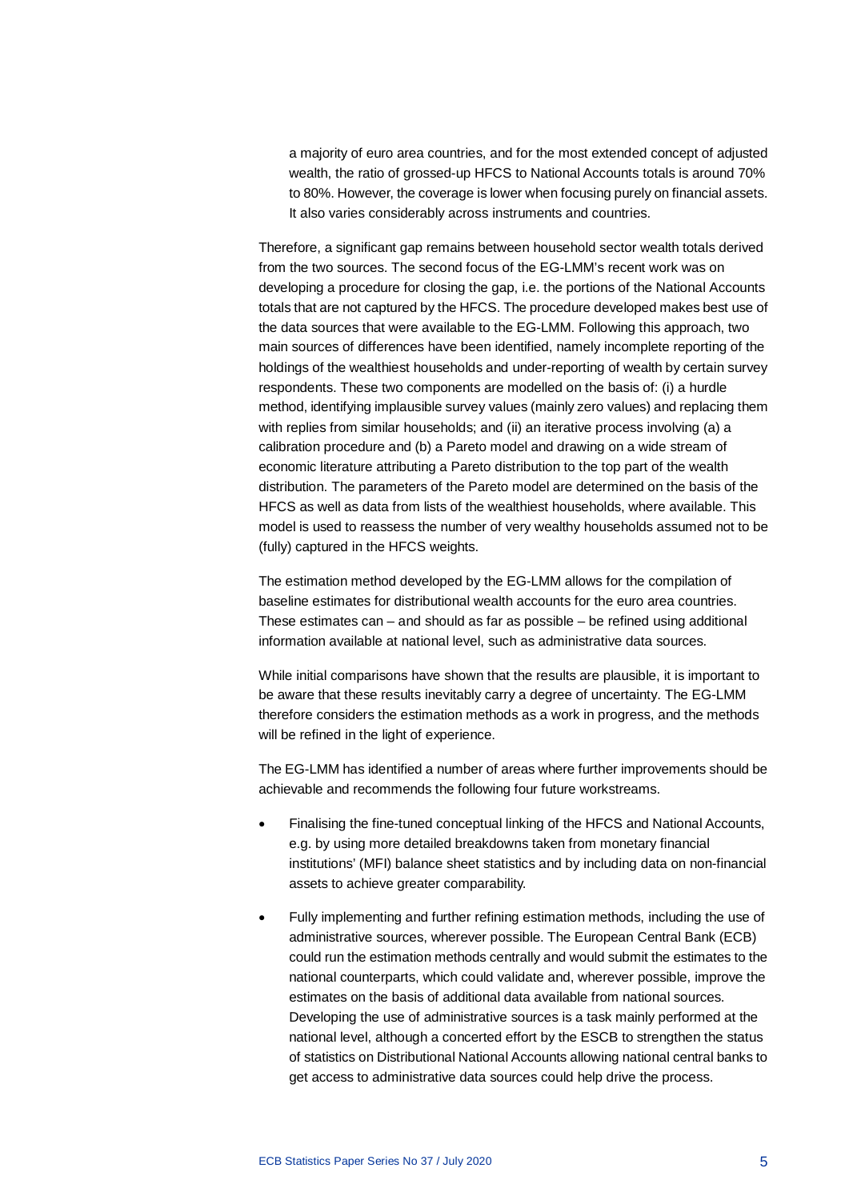a majority of euro area countries, and for the most extended concept of adjusted wealth, the ratio of grossed-up HFCS to National Accounts totals is around 70% to 80%. However, the coverage is lower when focusing purely on financial assets. It also varies considerably across instruments and countries.

Therefore, a significant gap remains between household sector wealth totals derived from the two sources. The second focus of the EG-LMM's recent work was on developing a procedure for closing the gap, i.e. the portions of the National Accounts totals that are not captured by the HFCS. The procedure developed makes best use of the data sources that were available to the EG-LMM. Following this approach, two main sources of differences have been identified, namely incomplete reporting of the holdings of the wealthiest households and under-reporting of wealth by certain survey respondents. These two components are modelled on the basis of: (i) a hurdle method, identifying implausible survey values (mainly zero values) and replacing them with replies from similar households; and (ii) an iterative process involving (a) a calibration procedure and (b) a Pareto model and drawing on a wide stream of economic literature attributing a Pareto distribution to the top part of the wealth distribution. The parameters of the Pareto model are determined on the basis of the HFCS as well as data from lists of the wealthiest households, where available. This model is used to reassess the number of very wealthy households assumed not to be (fully) captured in the HFCS weights.

The estimation method developed by the EG-LMM allows for the compilation of baseline estimates for distributional wealth accounts for the euro area countries. These estimates can – and should as far as possible – be refined using additional information available at national level, such as administrative data sources.

While initial comparisons have shown that the results are plausible, it is important to be aware that these results inevitably carry a degree of uncertainty. The EG-LMM therefore considers the estimation methods as a work in progress, and the methods will be refined in the light of experience.

The EG-LMM has identified a number of areas where further improvements should be achievable and recommends the following four future workstreams.

- Finalising the fine-tuned conceptual linking of the HFCS and National Accounts, e.g. by using more detailed breakdowns taken from monetary financial institutions' (MFI) balance sheet statistics and by including data on non-financial assets to achieve greater comparability.
- Fully implementing and further refining estimation methods, including the use of administrative sources, wherever possible. The European Central Bank (ECB) could run the estimation methods centrally and would submit the estimates to the national counterparts, which could validate and, wherever possible, improve the estimates on the basis of additional data available from national sources. Developing the use of administrative sources is a task mainly performed at the national level, although a concerted effort by the ESCB to strengthen the status of statistics on Distributional National Accounts allowing national central banks to get access to administrative data sources could help drive the process.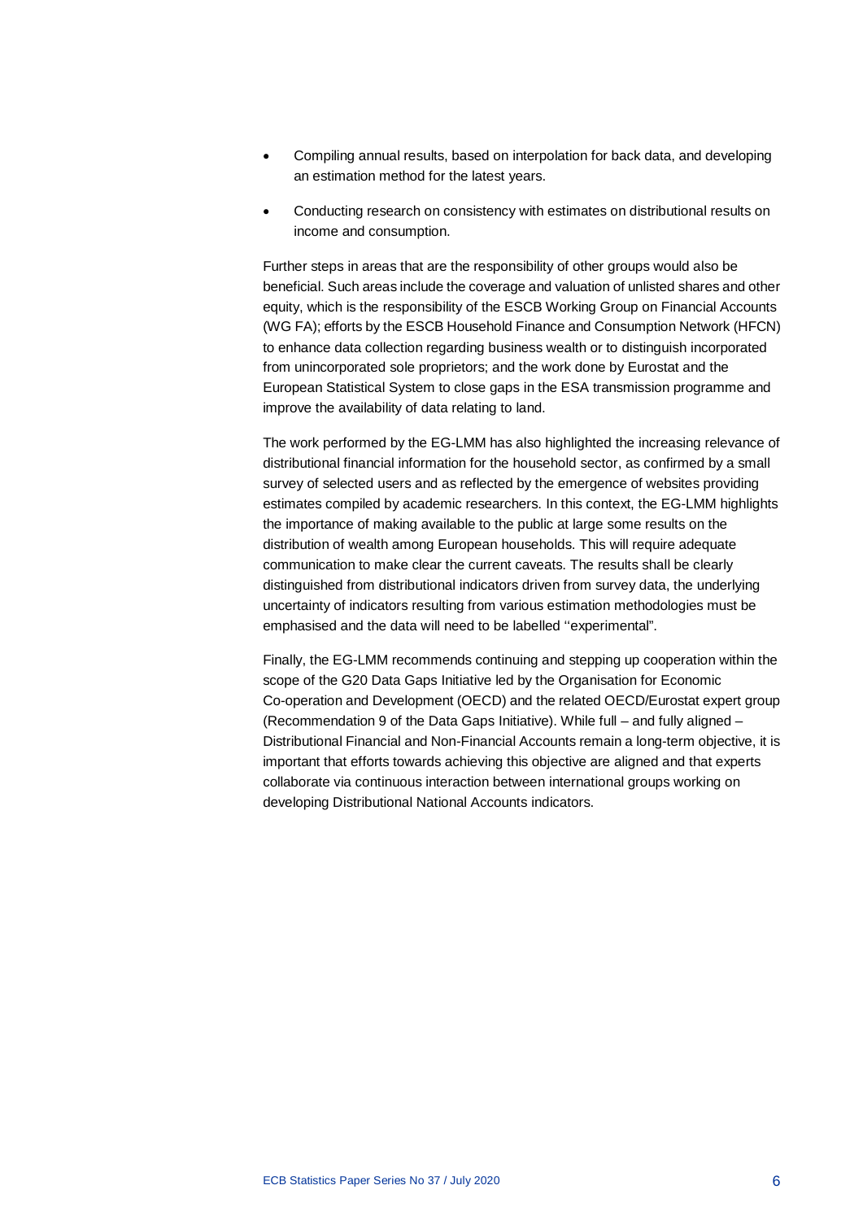- Compiling annual results, based on interpolation for back data, and developing an estimation method for the latest years.
- Conducting research on consistency with estimates on distributional results on income and consumption.

Further steps in areas that are the responsibility of other groups would also be beneficial. Such areas include the coverage and valuation of unlisted shares and other equity, which is the responsibility of the ESCB Working Group on Financial Accounts (WG FA); efforts by the ESCB Household Finance and Consumption Network (HFCN) to enhance data collection regarding business wealth or to distinguish incorporated from unincorporated sole proprietors; and the work done by Eurostat and the European Statistical System to close gaps in the ESA transmission programme and improve the availability of data relating to land.

The work performed by the EG-LMM has also highlighted the increasing relevance of distributional financial information for the household sector, as confirmed by a small survey of selected users and as reflected by the emergence of websites providing estimates compiled by academic researchers. In this context, the EG-LMM highlights the importance of making available to the public at large some results on the distribution of wealth among European households. This will require adequate communication to make clear the current caveats. The results shall be clearly distinguished from distributional indicators driven from survey data, the underlying uncertainty of indicators resulting from various estimation methodologies must be emphasised and the data will need to be labelled ‘‘experimental”.

Finally, the EG-LMM recommends continuing and stepping up cooperation within the scope of the G20 Data Gaps Initiative led by the Organisation for Economic Co-operation and Development (OECD) and the related OECD/Eurostat expert group (Recommendation 9 of the Data Gaps Initiative). While full – and fully aligned – Distributional Financial and Non-Financial Accounts remain a long-term objective, it is important that efforts towards achieving this objective are aligned and that experts collaborate via continuous interaction between international groups working on developing Distributional National Accounts indicators.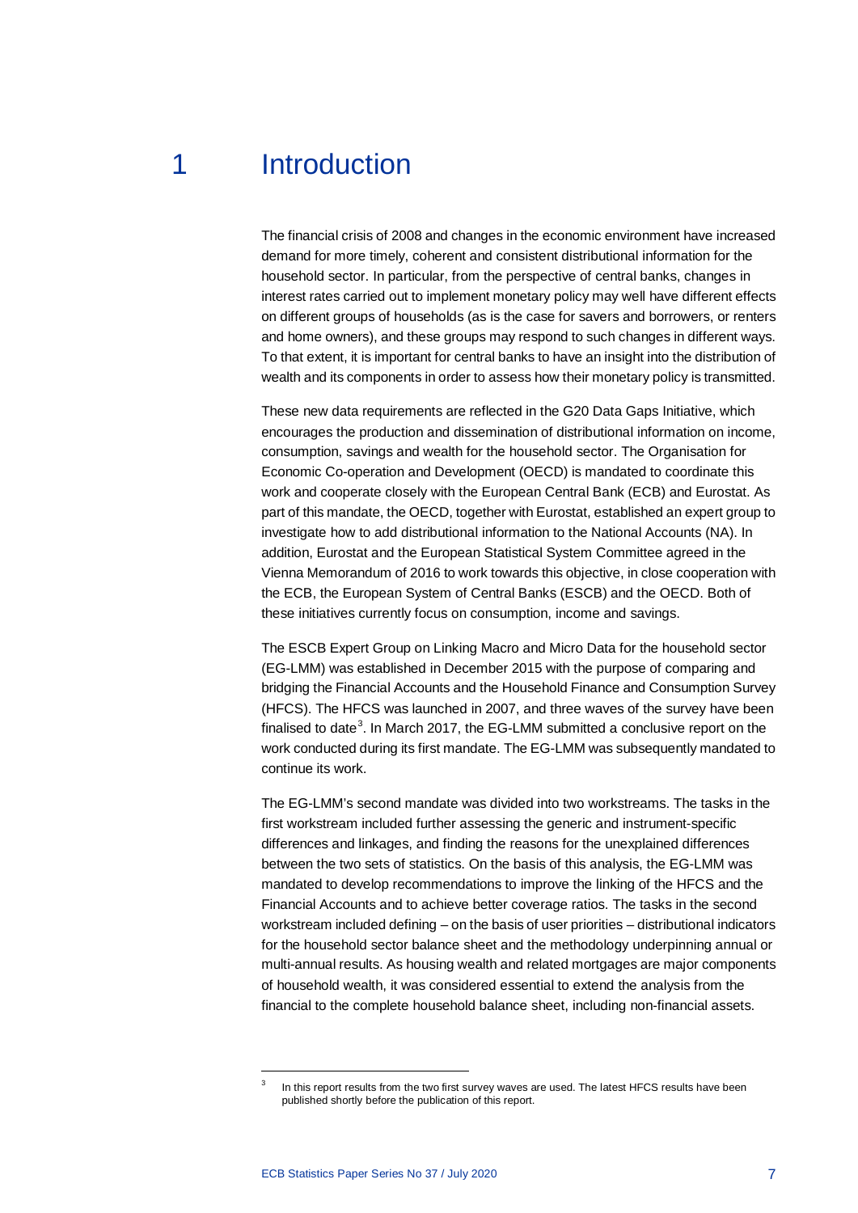# 1 Introduction

The financial crisis of 2008 and changes in the economic environment have increased demand for more timely, coherent and consistent distributional information for the household sector. In particular, from the perspective of central banks, changes in interest rates carried out to implement monetary policy may well have different effects on different groups of households (as is the case for savers and borrowers, or renters and home owners), and these groups may respond to such changes in different ways. To that extent, it is important for central banks to have an insight into the distribution of wealth and its components in order to assess how their monetary policy is transmitted.

These new data requirements are reflected in the G20 Data Gaps Initiative, which encourages the production and dissemination of distributional information on income, consumption, savings and wealth for the household sector. The Organisation for Economic Co-operation and Development (OECD) is mandated to coordinate this work and cooperate closely with the European Central Bank (ECB) and Eurostat. As part of this mandate, the OECD, together with Eurostat, established an expert group to investigate how to add distributional information to the National Accounts (NA). In addition, Eurostat and the European Statistical System Committee agreed in the Vienna Memorandum of 2016 to work towards this objective, in close cooperation with the ECB, the European System of Central Banks (ESCB) and the OECD. Both of these initiatives currently focus on consumption, income and savings.

The ESCB Expert Group on Linking Macro and Micro Data for the household sector (EG-LMM) was established in December 2015 with the purpose of comparing and bridging the Financial Accounts and the Household Finance and Consumption Survey (HFCS). The HFCS was launched in 2007, and three waves of the survey have been finalised to date[3]. In March 2017, the EG-LMM submitted a conclusive report on the work conducted during its first mandate. The EG-LMM was subsequently mandated to continue its work.

The EG-LMM's second mandate was divided into two workstreams. The tasks in the first workstream included further assessing the generic and instrument-specific differences and linkages, and finding the reasons for the unexplained differences between the two sets of statistics. On the basis of this analysis, the EG-LMM was mandated to develop recommendations to improve the linking of the HFCS and the Financial Accounts and to achieve better coverage ratios. The tasks in the second workstream included defining – on the basis of user priorities – distributional indicators for the household sector balance sheet and the methodology underpinning annual or multi-annual results. As housing wealth and related mortgages are major components of household wealth, it was considered essential to extend the analysis from the financial to the complete household balance sheet, including non-financial assets.

[3] In this report results from the two first survey waves are used. The latest HFCS results have been published shortly before the publication of this report.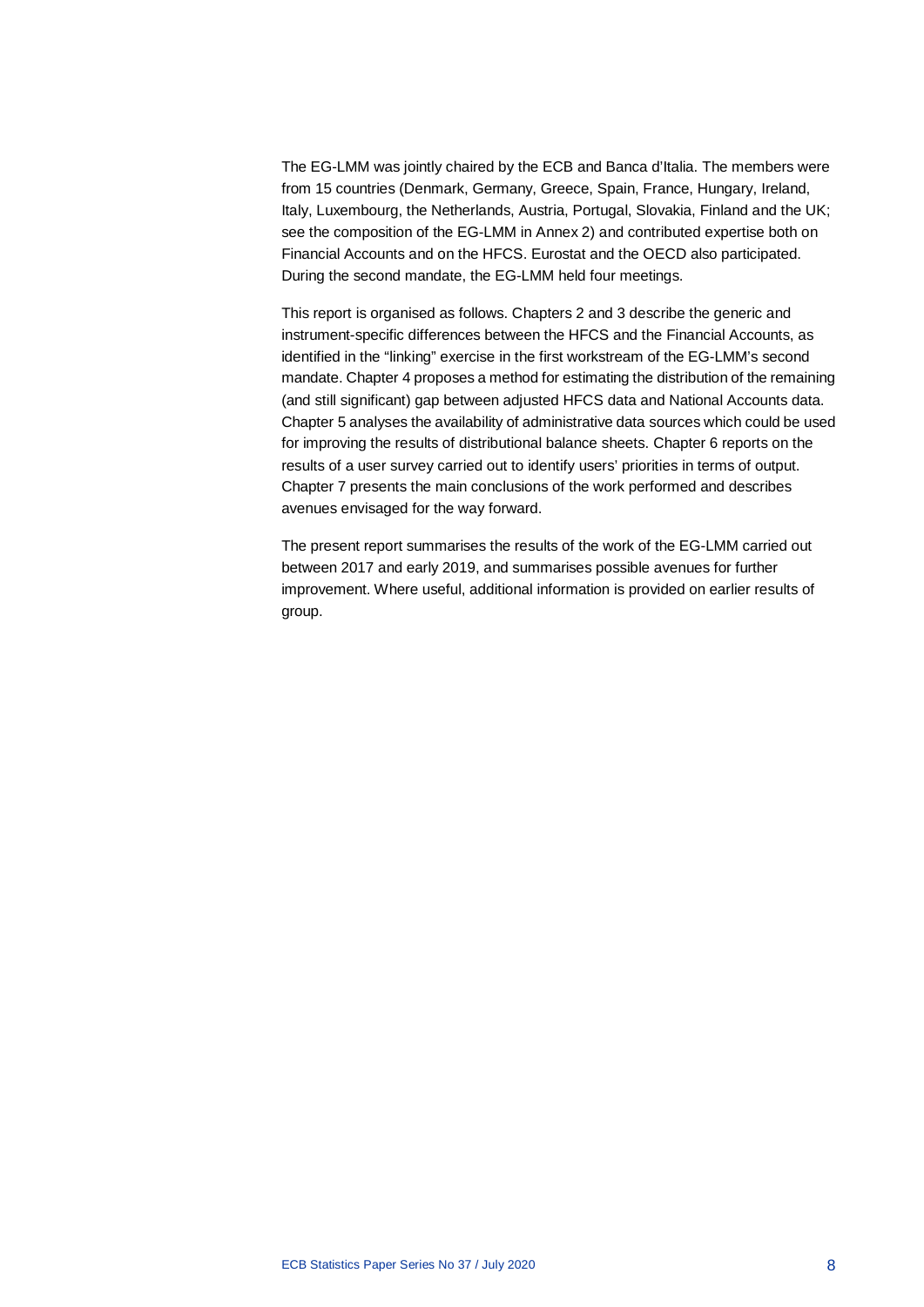The EG-LMM was jointly chaired by the ECB and Banca d'Italia. The members were from 15 countries (Denmark, Germany, Greece, Spain, France, Hungary, Ireland, Italy, Luxembourg, the Netherlands, Austria, Portugal, Slovakia, Finland and the UK; see the composition of the EG-LMM in Annex 2) and contributed expertise both on Financial Accounts and on the HFCS. Eurostat and the OECD also participated. During the second mandate, the EG-LMM held four meetings.

This report is organised as follows. Chapters 2 and 3 describe the generic and instrument-specific differences between the HFCS and the Financial Accounts, as identified in the "linking" exercise in the first workstream of the EG-LMM's second mandate. Chapter 4 proposes a method for estimating the distribution of the remaining (and still significant) gap between adjusted HFCS data and National Accounts data. Chapter 5 analyses the availability of administrative data sources which could be used for improving the results of distributional balance sheets. Chapter 6 reports on the results of a user survey carried out to identify users' priorities in terms of output. Chapter 7 presents the main conclusions of the work performed and describes avenues envisaged for the way forward.

The present report summarises the results of the work of the EG-LMM carried out between 2017 and early 2019, and summarises possible avenues for further improvement. Where useful, additional information is provided on earlier results of group.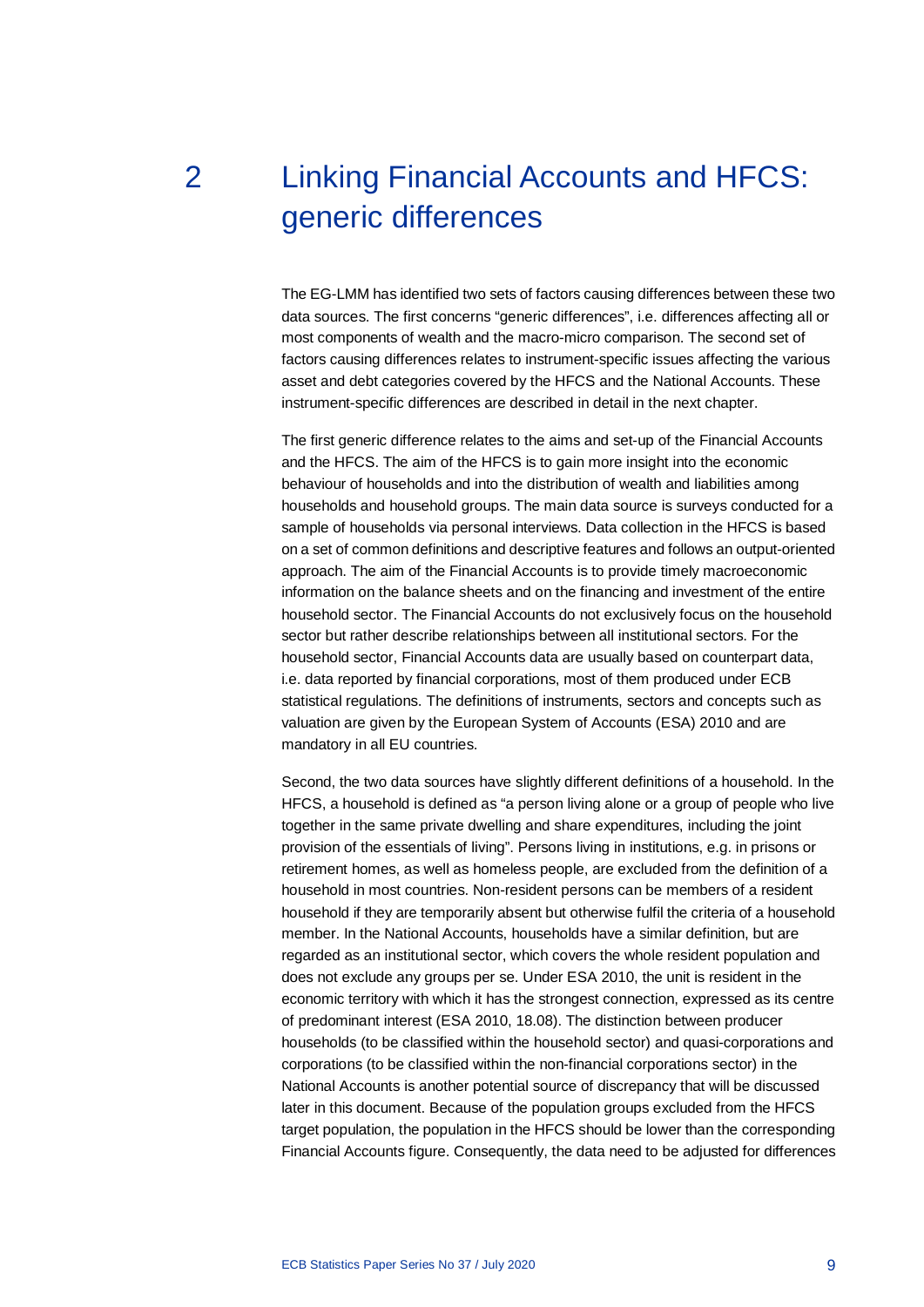# 2 Linking Financial Accounts and HFCS: generic differences

The EG-LMM has identified two sets of factors causing differences between these two data sources. The first concerns "generic differences", i.e. differences affecting all or most components of wealth and the macro-micro comparison. The second set of factors causing differences relates to instrument-specific issues affecting the various asset and debt categories covered by the HFCS and the National Accounts. These instrument-specific differences are described in detail in the next chapter.

The first generic difference relates to the aims and set-up of the Financial Accounts and the HFCS. The aim of the HFCS is to gain more insight into the economic behaviour of households and into the distribution of wealth and liabilities among households and household groups. The main data source is surveys conducted for a sample of households via personal interviews. Data collection in the HFCS is based on a set of common definitions and descriptive features and follows an output-oriented approach. The aim of the Financial Accounts is to provide timely macroeconomic information on the balance sheets and on the financing and investment of the entire household sector. The Financial Accounts do not exclusively focus on the household sector but rather describe relationships between all institutional sectors. For the household sector, Financial Accounts data are usually based on counterpart data, i.e. data reported by financial corporations, most of them produced under ECB statistical regulations. The definitions of instruments, sectors and concepts such as valuation are given by the European System of Accounts (ESA) 2010 and are mandatory in all EU countries.

Second, the two data sources have slightly different definitions of a household. In the HFCS, a household is defined as "a person living alone or a group of people who live together in the same private dwelling and share expenditures, including the joint provision of the essentials of living". Persons living in institutions, e.g. in prisons or retirement homes, as well as homeless people, are excluded from the definition of a household in most countries. Non-resident persons can be members of a resident household if they are temporarily absent but otherwise fulfil the criteria of a household member. In the National Accounts, households have a similar definition, but are regarded as an institutional sector, which covers the whole resident population and does not exclude any groups per se. Under ESA 2010, the unit is resident in the economic territory with which it has the strongest connection, expressed as its centre of predominant interest (ESA 2010, 18.08). The distinction between producer households (to be classified within the household sector) and quasi-corporations and corporations (to be classified within the non-financial corporations sector) in the National Accounts is another potential source of discrepancy that will be discussed later in this document. Because of the population groups excluded from the HFCS target population, the population in the HFCS should be lower than the corresponding Financial Accounts figure. Consequently, the data need to be adjusted for differences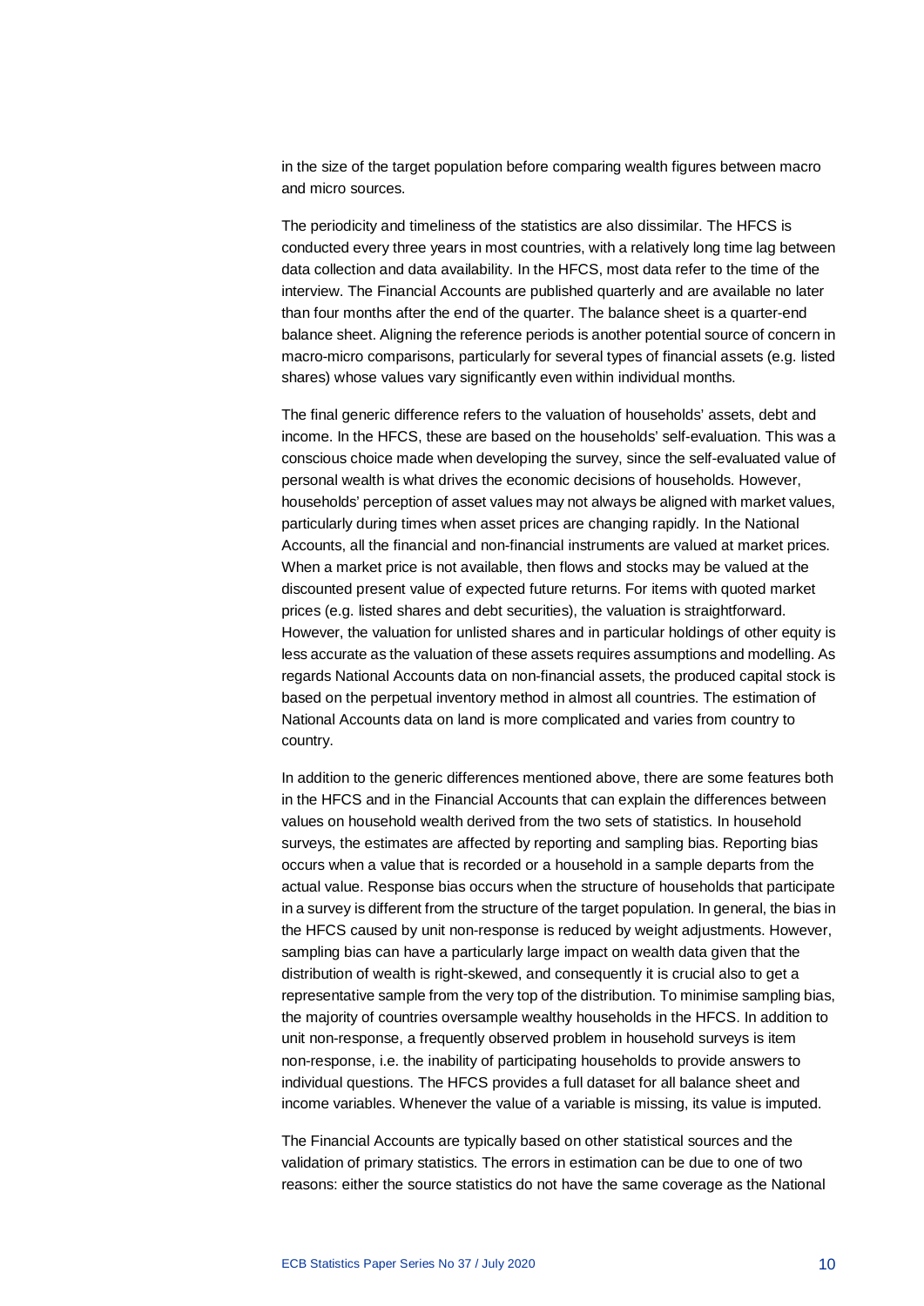in the size of the target population before comparing wealth figures between macro and micro sources.

The periodicity and timeliness of the statistics are also dissimilar. The HFCS is conducted every three years in most countries, with a relatively long time lag between data collection and data availability. In the HFCS, most data refer to the time of the interview. The Financial Accounts are published quarterly and are available no later than four months after the end of the quarter. The balance sheet is a quarter-end balance sheet. Aligning the reference periods is another potential source of concern in macro-micro comparisons, particularly for several types of financial assets (e.g. listed shares) whose values vary significantly even within individual months.

The final generic difference refers to the valuation of households' assets, debt and income. In the HFCS, these are based on the households' self-evaluation. This was a conscious choice made when developing the survey, since the self-evaluated value of personal wealth is what drives the economic decisions of households. However, households' perception of asset values may not always be aligned with market values, particularly during times when asset prices are changing rapidly. In the National Accounts, all the financial and non-financial instruments are valued at market prices. When a market price is not available, then flows and stocks may be valued at the discounted present value of expected future returns. For items with quoted market prices (e.g. listed shares and debt securities), the valuation is straightforward. However, the valuation for unlisted shares and in particular holdings of other equity is less accurate as the valuation of these assets requires assumptions and modelling. As regards National Accounts data on non-financial assets, the produced capital stock is based on the perpetual inventory method in almost all countries. The estimation of National Accounts data on land is more complicated and varies from country to country.

In addition to the generic differences mentioned above, there are some features both in the HFCS and in the Financial Accounts that can explain the differences between values on household wealth derived from the two sets of statistics. In household surveys, the estimates are affected by reporting and sampling bias. Reporting bias occurs when a value that is recorded or a household in a sample departs from the actual value. Response bias occurs when the structure of households that participate in a survey is different from the structure of the target population. In general, the bias in the HFCS caused by unit non-response is reduced by weight adjustments. However, sampling bias can have a particularly large impact on wealth data given that the distribution of wealth is right-skewed, and consequently it is crucial also to get a representative sample from the very top of the distribution. To minimise sampling bias, the majority of countries oversample wealthy households in the HFCS. In addition to unit non-response, a frequently observed problem in household surveys is item non-response, i.e. the inability of participating households to provide answers to individual questions. The HFCS provides a full dataset for all balance sheet and income variables. Whenever the value of a variable is missing, its value is imputed.

The Financial Accounts are typically based on other statistical sources and the validation of primary statistics. The errors in estimation can be due to one of two reasons: either the source statistics do not have the same coverage as the National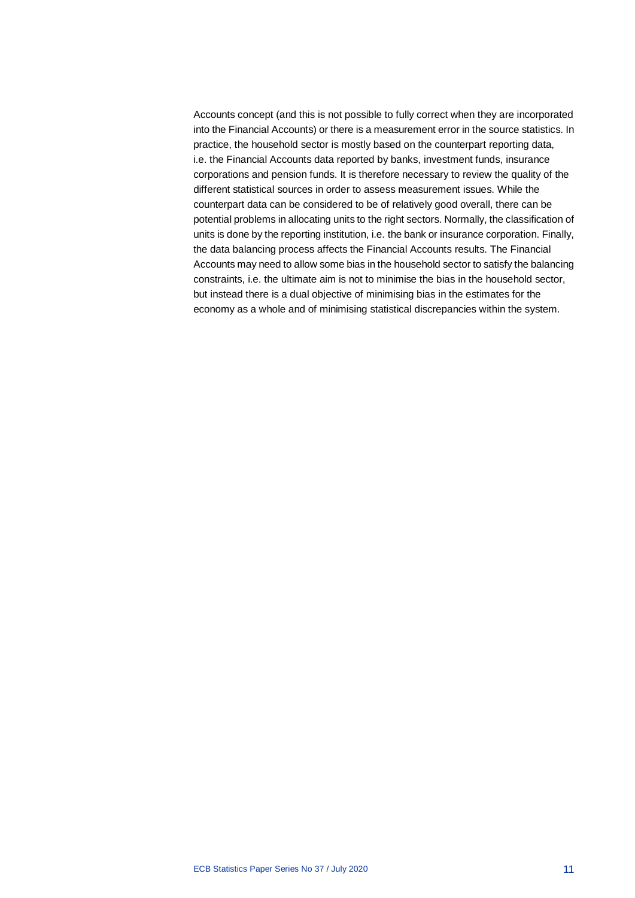Accounts concept (and this is not possible to fully correct when they are incorporated into the Financial Accounts) or there is a measurement error in the source statistics. In practice, the household sector is mostly based on the counterpart reporting data, i.e. the Financial Accounts data reported by banks, investment funds, insurance corporations and pension funds. It is therefore necessary to review the quality of the different statistical sources in order to assess measurement issues. While the counterpart data can be considered to be of relatively good overall, there can be potential problems in allocating units to the right sectors. Normally, the classification of units is done by the reporting institution, i.e. the bank or insurance corporation. Finally, the data balancing process affects the Financial Accounts results. The Financial Accounts may need to allow some bias in the household sector to satisfy the balancing constraints, i.e. the ultimate aim is not to minimise the bias in the household sector, but instead there is a dual objective of minimising bias in the estimates for the economy as a whole and of minimising statistical discrepancies within the system.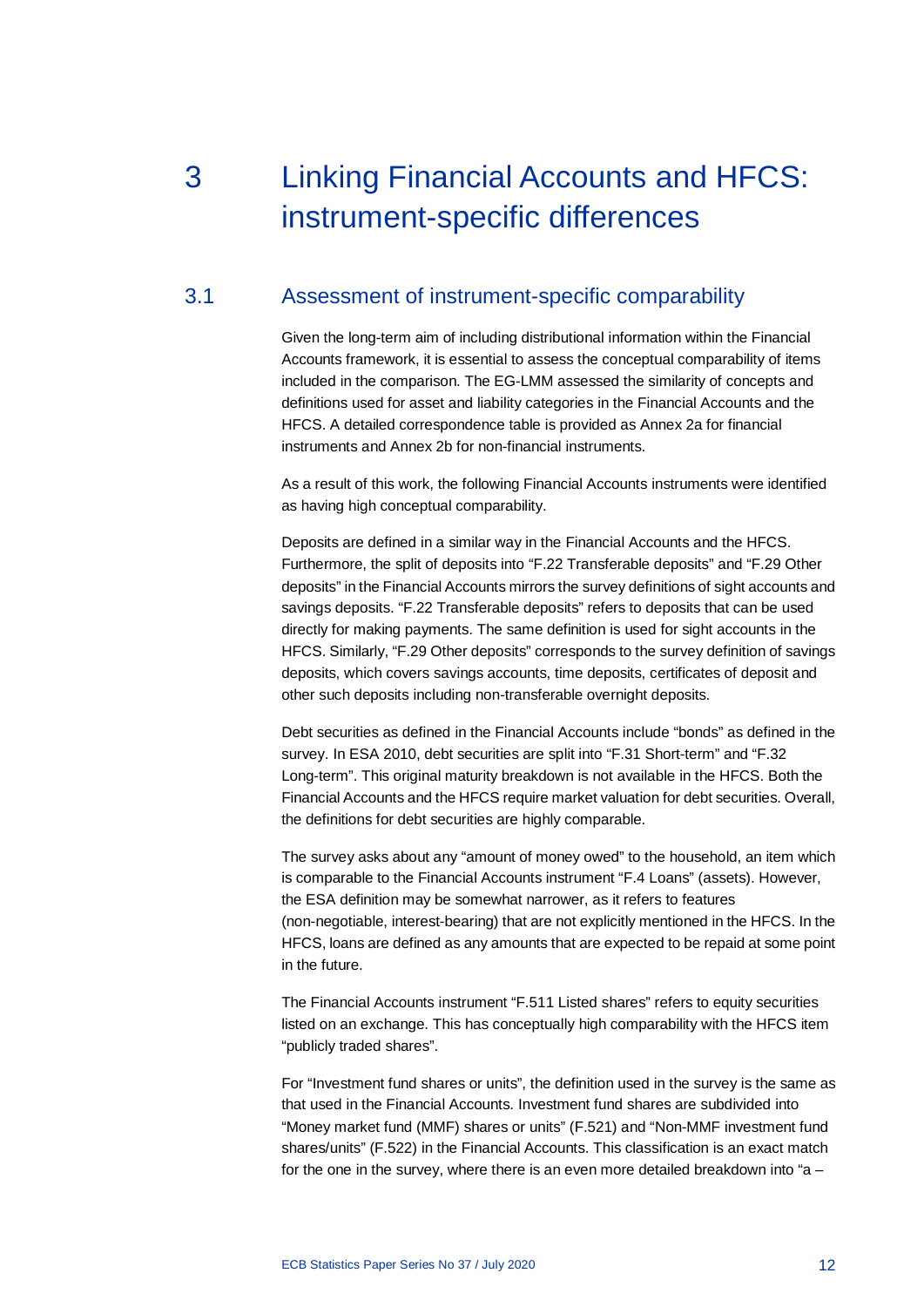# 3 Linking Financial Accounts and HFCS: instrument-specific differences

## 3.1 Assessment of instrument-specific comparability

Given the long-term aim of including distributional information within the Financial Accounts framework, it is essential to assess the conceptual comparability of items included in the comparison. The EG-LMM assessed the similarity of concepts and definitions used for asset and liability categories in the Financial Accounts and the HFCS. A detailed correspondence table is provided as Annex 2a for financial instruments and Annex 2b for non-financial instruments.

As a result of this work, the following Financial Accounts instruments were identified as having high conceptual comparability.

Deposits are defined in a similar way in the Financial Accounts and the HFCS. Furthermore, the split of deposits into "F.22 Transferable deposits" and "F.29 Other deposits" in the Financial Accounts mirrors the survey definitions of sight accounts and savings deposits. "F.22 Transferable deposits" refers to deposits that can be used directly for making payments. The same definition is used for sight accounts in the HFCS. Similarly, "F.29 Other deposits" corresponds to the survey definition of savings deposits, which covers savings accounts, time deposits, certificates of deposit and other such deposits including non-transferable overnight deposits.

Debt securities as defined in the Financial Accounts include "bonds" as defined in the survey. In ESA 2010, debt securities are split into "F.31 Short-term" and "F.32 Long-term". This original maturity breakdown is not available in the HFCS. Both the Financial Accounts and the HFCS require market valuation for debt securities. Overall, the definitions for debt securities are highly comparable.

The survey asks about any "amount of money owed" to the household, an item which is comparable to the Financial Accounts instrument "F.4 Loans" (assets). However, the ESA definition may be somewhat narrower, as it refers to features (non-negotiable, interest-bearing) that are not explicitly mentioned in the HFCS. In the HFCS, loans are defined as any amounts that are expected to be repaid at some point in the future.

The Financial Accounts instrument "F.511 Listed shares" refers to equity securities listed on an exchange. This has conceptually high comparability with the HFCS item "publicly traded shares".

For "Investment fund shares or units", the definition used in the survey is the same as that used in the Financial Accounts. Investment fund shares are subdivided into "Money market fund (MMF) shares or units" (F.521) and "Non-MMF investment fund shares/units" (F.522) in the Financial Accounts. This classification is an exact match for the one in the survey, where there is an even more detailed breakdown into "a –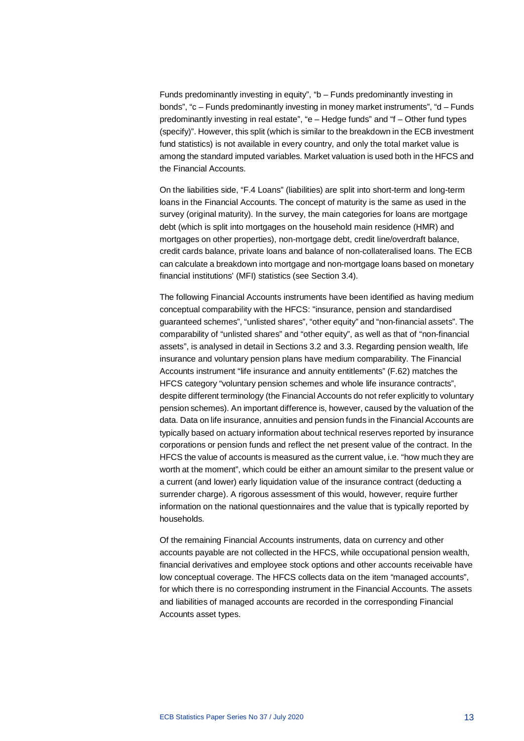Funds predominantly investing in equity", "b – Funds predominantly investing in bonds", "c – Funds predominantly investing in money market instruments", "d – Funds predominantly investing in real estate", "e – Hedge funds" and "f – Other fund types (specify)". However, this split (which is similar to the breakdown in the ECB investment fund statistics) is not available in every country, and only the total market value is among the standard imputed variables. Market valuation is used both in the HFCS and the Financial Accounts.

On the liabilities side, "F.4 Loans" (liabilities) are split into short-term and long-term loans in the Financial Accounts. The concept of maturity is the same as used in the survey (original maturity). In the survey, the main categories for loans are mortgage debt (which is split into mortgages on the household main residence (HMR) and mortgages on other properties), non-mortgage debt, credit line/overdraft balance, credit cards balance, private loans and balance of non-collateralised loans. The ECB can calculate a breakdown into mortgage and non-mortgage loans based on monetary financial institutions' (MFI) statistics (see Section 3.4).

The following Financial Accounts instruments have been identified as having medium conceptual comparability with the HFCS: "insurance, pension and standardised guaranteed schemes", "unlisted shares", "other equity" and "non-financial assets". The comparability of "unlisted shares" and "other equity", as well as that of "non-financial assets", is analysed in detail in Sections 3.2 and 3.3. Regarding pension wealth, life insurance and voluntary pension plans have medium comparability. The Financial Accounts instrument "life insurance and annuity entitlements" (F.62) matches the HFCS category "voluntary pension schemes and whole life insurance contracts", despite different terminology (the Financial Accounts do not refer explicitly to voluntary pension schemes). An important difference is, however, caused by the valuation of the data. Data on life insurance, annuities and pension funds in the Financial Accounts are typically based on actuary information about technical reserves reported by insurance corporations or pension funds and reflect the net present value of the contract. In the HFCS the value of accounts is measured as the current value, i.e. "how much they are worth at the moment", which could be either an amount similar to the present value or a current (and lower) early liquidation value of the insurance contract (deducting a surrender charge). A rigorous assessment of this would, however, require further information on the national questionnaires and the value that is typically reported by households.

Of the remaining Financial Accounts instruments, data on currency and other accounts payable are not collected in the HFCS, while occupational pension wealth, financial derivatives and employee stock options and other accounts receivable have low conceptual coverage. The HFCS collects data on the item "managed accounts", for which there is no corresponding instrument in the Financial Accounts. The assets and liabilities of managed accounts are recorded in the corresponding Financial Accounts asset types.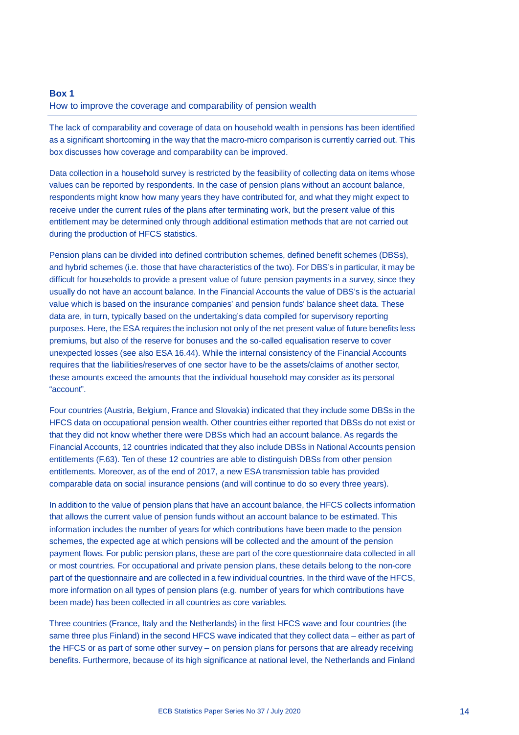### Box 1

### How to improve the coverage and comparability of pension wealth

The lack of comparability and coverage of data on household wealth in pensions has been identified as a significant shortcoming in the way that the macro-micro comparison is currently carried out. This box discusses how coverage and comparability can be improved.

Data collection in a household survey is restricted by the feasibility of collecting data on items whose values can be reported by respondents. In the case of pension plans without an account balance, respondents might know how many years they have contributed for, and what they might expect to receive under the current rules of the plans after terminating work, but the present value of this entitlement may be determined only through additional estimation methods that are not carried out during the production of HFCS statistics.

Pension plans can be divided into defined contribution schemes, defined benefit schemes (DBSs), and hybrid schemes (i.e. those that have characteristics of the two). For DBS's in particular, it may be difficult for households to provide a present value of future pension payments in a survey, since they usually do not have an account balance. In the Financial Accounts the value of DBS's is the actuarial value which is based on the insurance companies' and pension funds' balance sheet data. These data are, in turn, typically based on the undertaking's data compiled for supervisory reporting purposes. Here, the ESA requires the inclusion not only of the net present value of future benefits less premiums, but also of the reserve for bonuses and the so-called equalisation reserve to cover unexpected losses (see also ESA 16.44). While the internal consistency of the Financial Accounts requires that the liabilities/reserves of one sector have to be the assets/claims of another sector, these amounts exceed the amounts that the individual household may consider as its personal "account".

Four countries (Austria, Belgium, France and Slovakia) indicated that they include some DBSs in the HFCS data on occupational pension wealth. Other countries either reported that DBSs do not exist or that they did not know whether there were DBSs which had an account balance. As regards the Financial Accounts, 12 countries indicated that they also include DBSs in National Accounts pension entitlements (F.63). Ten of these 12 countries are able to distinguish DBSs from other pension entitlements. Moreover, as of the end of 2017, a new ESA transmission table has provided comparable data on social insurance pensions (and will continue to do so every three years).

In addition to the value of pension plans that have an account balance, the HFCS collects information that allows the current value of pension funds without an account balance to be estimated. This information includes the number of years for which contributions have been made to the pension schemes, the expected age at which pensions will be collected and the amount of the pension payment flows. For public pension plans, these are part of the core questionnaire data collected in all or most countries. For occupational and private pension plans, these details belong to the non-core part of the questionnaire and are collected in a few individual countries. In the third wave of the HFCS, more information on all types of pension plans (e.g. number of years for which contributions have been made) has been collected in all countries as core variables.

Three countries (France, Italy and the Netherlands) in the first HFCS wave and four countries (the same three plus Finland) in the second HFCS wave indicated that they collect data – either as part of the HFCS or as part of some other survey – on pension plans for persons that are already receiving benefits. Furthermore, because of its high significance at national level, the Netherlands and Finland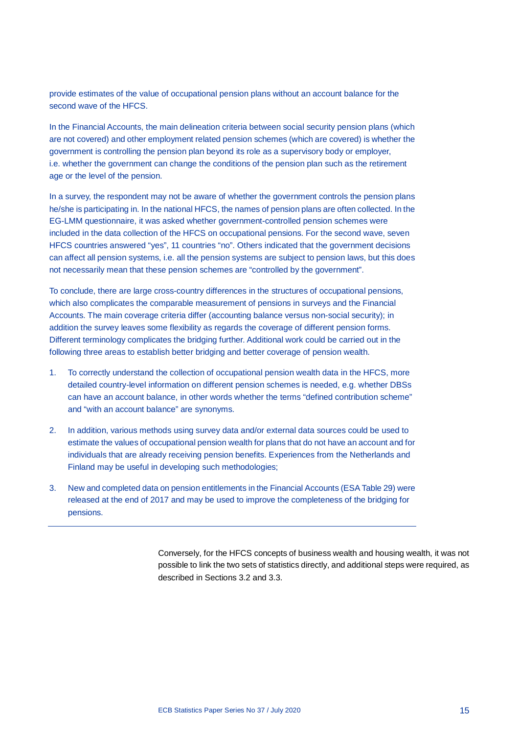provide estimates of the value of occupational pension plans without an account balance for the second wave of the HFCS.

In the Financial Accounts, the main delineation criteria between social security pension plans (which are not covered) and other employment related pension schemes (which are covered) is whether the government is controlling the pension plan beyond its role as a supervisory body or employer, i.e. whether the government can change the conditions of the pension plan such as the retirement age or the level of the pension.

In a survey, the respondent may not be aware of whether the government controls the pension plans he/she is participating in. In the national HFCS, the names of pension plans are often collected. In the EG-LMM questionnaire, it was asked whether government-controlled pension schemes were included in the data collection of the HFCS on occupational pensions. For the second wave, seven HFCS countries answered "yes", 11 countries "no". Others indicated that the government decisions can affect all pension systems, i.e. all the pension systems are subject to pension laws, but this does not necessarily mean that these pension schemes are "controlled by the government".

To conclude, there are large cross-country differences in the structures of occupational pensions, which also complicates the comparable measurement of pensions in surveys and the Financial Accounts. The main coverage criteria differ (accounting balance versus non-social security); in addition the survey leaves some flexibility as regards the coverage of different pension forms. Different terminology complicates the bridging further. Additional work could be carried out in the following three areas to establish better bridging and better coverage of pension wealth.

1. To correctly understand the collection of occupational pension wealth data in the HFCS, more detailed country-level information on different pension schemes is needed, e.g. whether DBSs can have an account balance, in other words whether the terms "defined contribution scheme" and "with an account balance" are synonyms.

2. In addition, various methods using survey data and/or external data sources could be used to estimate the values of occupational pension wealth for plans that do not have an account and for individuals that are already receiving pension benefits. Experiences from the Netherlands and Finland may be useful in developing such methodologies;

3. New and completed data on pension entitlements in the Financial Accounts (ESA Table 29) were released at the end of 2017 and may be used to improve the completeness of the bridging for pensions.

---

Conversely, for the HFCS concepts of business wealth and housing wealth, it was not possible to link the two sets of statistics directly, and additional steps were required, as described in Sections 3.2 and 3.3.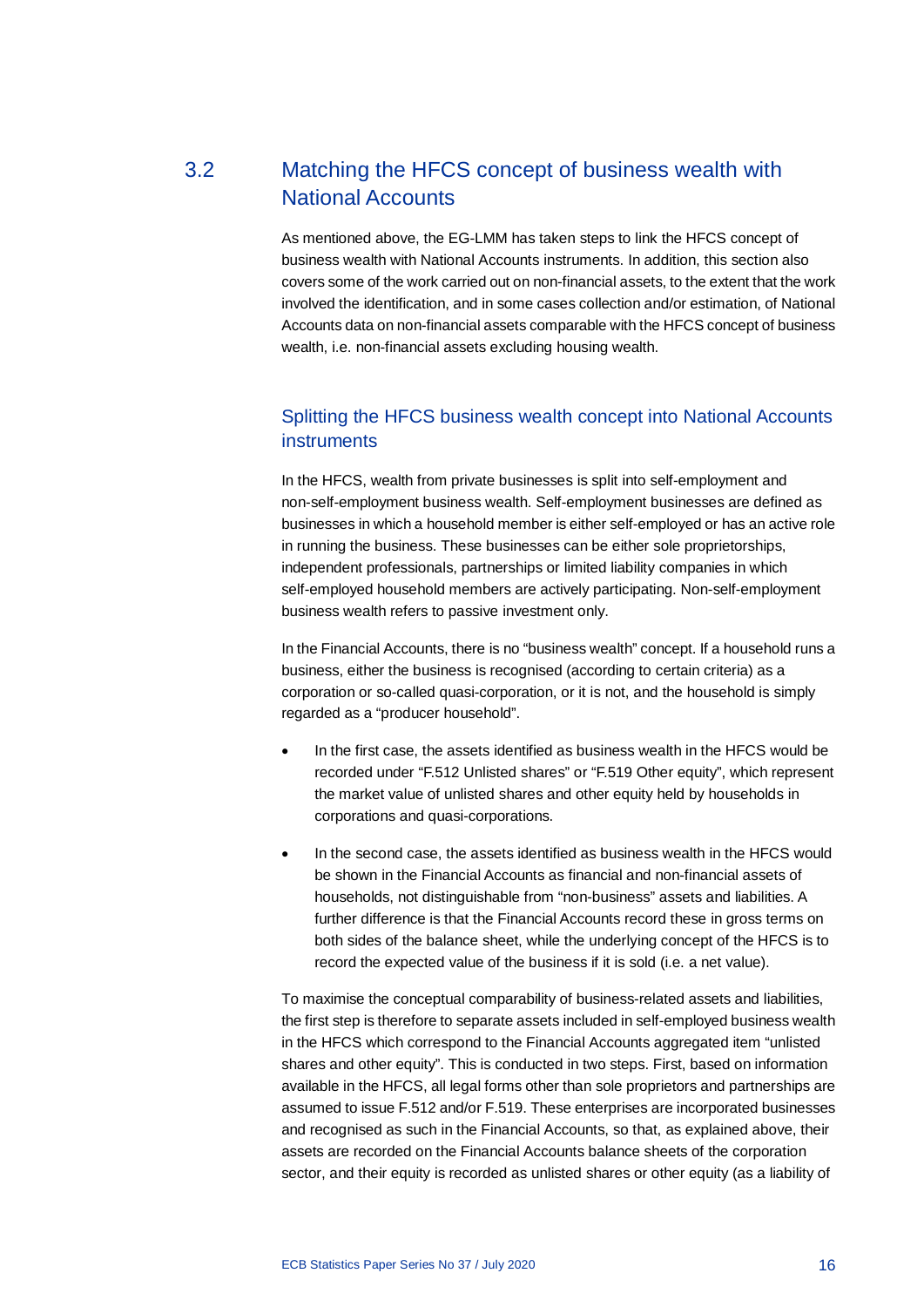## 3.2 Matching the HFCS concept of business wealth with National Accounts

As mentioned above, the EG-LMM has taken steps to link the HFCS concept of business wealth with National Accounts instruments. In addition, this section also covers some of the work carried out on non-financial assets, to the extent that the work involved the identification, and in some cases collection and/or estimation, of National Accounts data on non-financial assets comparable with the HFCS concept of business wealth, i.e. non-financial assets excluding housing wealth.

### Splitting the HFCS business wealth concept into National Accounts instruments

In the HFCS, wealth from private businesses is split into self-employment and non-self-employment business wealth. Self-employment businesses are defined as businesses in which a household member is either self-employed or has an active role in running the business. These businesses can be either sole proprietorships, independent professionals, partnerships or limited liability companies in which self-employed household members are actively participating. Non-self-employment business wealth refers to passive investment only.

In the Financial Accounts, there is no "business wealth" concept. If a household runs a business, either the business is recognised (according to certain criteria) as a corporation or so-called quasi-corporation, or it is not, and the household is simply regarded as a "producer household".

- In the first case, the assets identified as business wealth in the HFCS would be recorded under "F.512 Unlisted shares" or "F.519 Other equity", which represent the market value of unlisted shares and other equity held by households in corporations and quasi-corporations.
- In the second case, the assets identified as business wealth in the HFCS would be shown in the Financial Accounts as financial and non-financial assets of households, not distinguishable from "non-business" assets and liabilities. A further difference is that the Financial Accounts record these in gross terms on both sides of the balance sheet, while the underlying concept of the HFCS is to record the expected value of the business if it is sold (i.e. a net value).

To maximise the conceptual comparability of business-related assets and liabilities, the first step is therefore to separate assets included in self-employed business wealth in the HFCS which correspond to the Financial Accounts aggregated item "unlisted shares and other equity". This is conducted in two steps. First, based on information available in the HFCS, all legal forms other than sole proprietors and partnerships are assumed to issue F.512 and/or F.519. These enterprises are incorporated businesses and recognised as such in the Financial Accounts, so that, as explained above, their assets are recorded on the Financial Accounts balance sheets of the corporation sector, and their equity is recorded as unlisted shares or other equity (as a liability of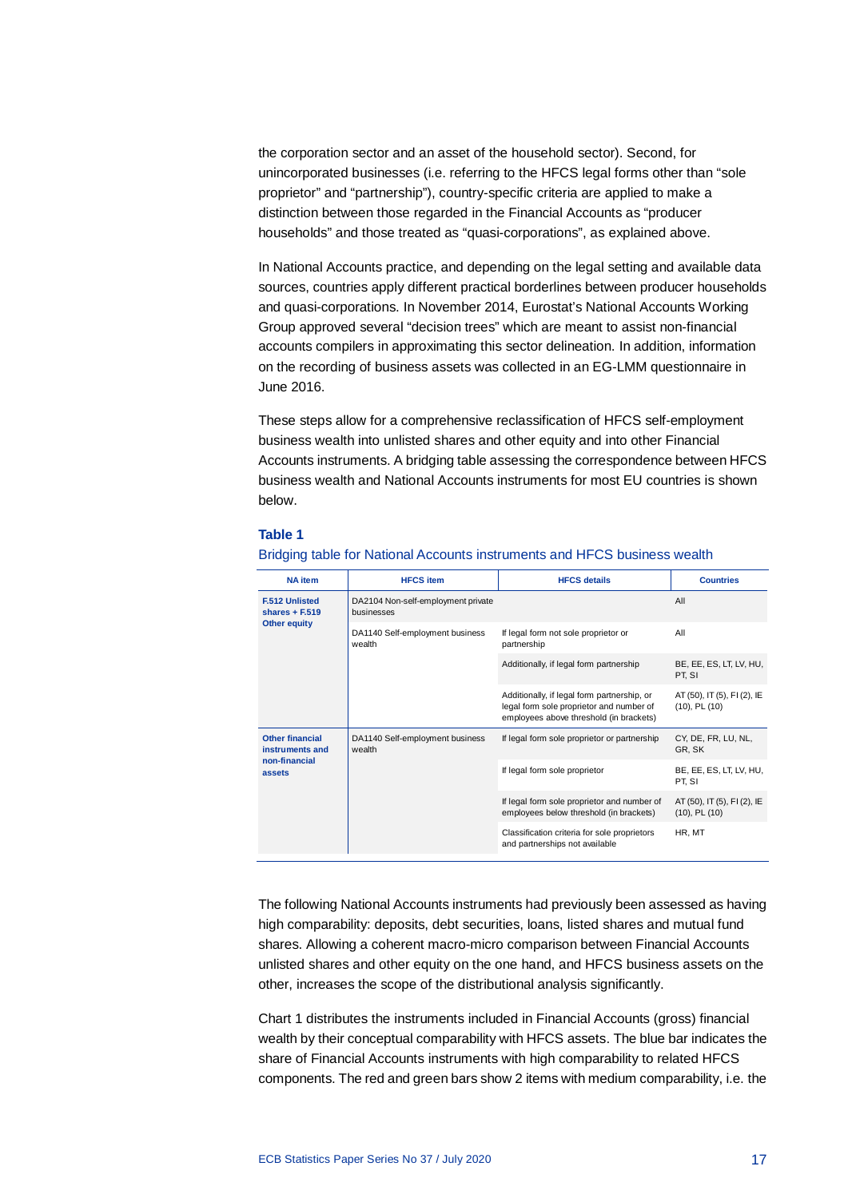the corporation sector and an asset of the household sector). Second, for unincorporated businesses (i.e. referring to the HFCS legal forms other than "sole proprietor" and "partnership"), country-specific criteria are applied to make a distinction between those regarded in the Financial Accounts as "producer households" and those treated as "quasi-corporations", as explained above.

In National Accounts practice, and depending on the legal setting and available data sources, countries apply different practical borderlines between producer households and quasi-corporations. In November 2014, Eurostat's National Accounts Working Group approved several "decision trees" which are meant to assist non-financial accounts compilers in approximating this sector delineation. In addition, information on the recording of business assets was collected in an EG-LMM questionnaire in June 2016.

These steps allow for a comprehensive reclassification of HFCS self-employment business wealth into unlisted shares and other equity and into other Financial Accounts instruments. A bridging table assessing the correspondence between HFCS business wealth and National Accounts instruments for most EU countries is shown below.

**Table 1**

Bridging table for National Accounts instruments and HFCS business wealth

| NA item | HFCS item | HFCS details | Countries |
|---|---|---|---|
| **F.512 Unlisted shares + F.519 Other equity** | DA2104 Non-self-employment private businesses | | All |
| | DA1140 Self-employment business wealth | If legal form not sole proprietor or partnership | All |
| | | Additionally, if legal form partnership | BE, EE, ES, LT, LV, HU, PT, SI |
| | | Additionally, if legal form partnership, or legal form sole proprietor and number of employees above threshold (in brackets) | AT (50), IT (5), FI (2), IE (10), PL (10) |
| **Other financial instruments and non-financial assets** | DA1140 Self-employment business wealth | If legal form sole proprietor or partnership | CY, DE, FR, LU, NL, GR, SK |
| | | If legal form sole proprietor | BE, EE, ES, LT, LV, HU, PT, SI |
| | | If legal form sole proprietor and number of employees below threshold (in brackets) | AT (50), IT (5), FI (2), IE (10), PL (10) |
| | | Classification criteria for sole proprietors and partnerships not available | HR, MT |

The following National Accounts instruments had previously been assessed as having high comparability: deposits, debt securities, loans, listed shares and mutual fund shares. Allowing a coherent macro-micro comparison between Financial Accounts unlisted shares and other equity on the one hand, and HFCS business assets on the other, increases the scope of the distributional analysis significantly.

Chart 1 distributes the instruments included in Financial Accounts (gross) financial wealth by their conceptual comparability with HFCS assets. The blue bar indicates the share of Financial Accounts instruments with high comparability to related HFCS components. The red and green bars show 2 items with medium comparability, i.e. the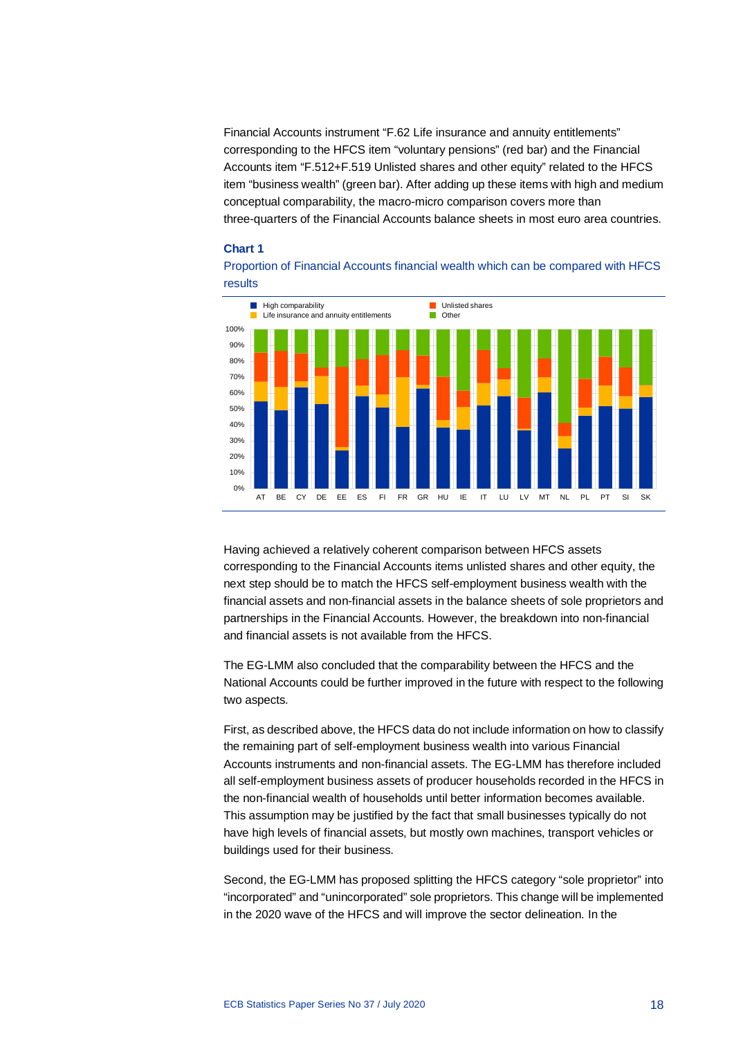Financial Accounts instrument "F.62 Life insurance and annuity entitlements" corresponding to the HFCS item "voluntary pensions" (red bar) and the Financial Accounts item "F.512+F.519 Unlisted shares and other equity" related to the HFCS item "business wealth" (green bar). After adding up these items with high and medium conceptual comparability, the macro-micro comparison covers more than three-quarters of the Financial Accounts balance sheets in most euro area countries.

**Chart 1**

Proportion of Financial Accounts financial wealth which can be compared with HFCS results

Having achieved a relatively coherent comparison between HFCS assets corresponding to the Financial Accounts items unlisted shares and other equity, the next step should be to match the HFCS self-employment business wealth with the financial assets and non-financial assets in the balance sheets of sole proprietors and partnerships in the Financial Accounts. However, the breakdown into non-financial and financial assets is not available from the HFCS.

The EG-LMM also concluded that the comparability between the HFCS and the National Accounts could be further improved in the future with respect to the following two aspects.

First, as described above, the HFCS data do not include information on how to classify the remaining part of self-employment business wealth into various Financial Accounts instruments and non-financial assets. The EG-LMM has therefore included all self-employment business assets of producer households recorded in the HFCS in the non-financial wealth of households until better information becomes available. This assumption may be justified by the fact that small businesses typically do not have high levels of financial assets, but mostly own machines, transport vehicles or buildings used for their business.

Second, the EG-LMM has proposed splitting the HFCS category "sole proprietor" into "incorporated" and "unincorporated" sole proprietors. This change will be implemented in the 2020 wave of the HFCS and will improve the sector delineation. In the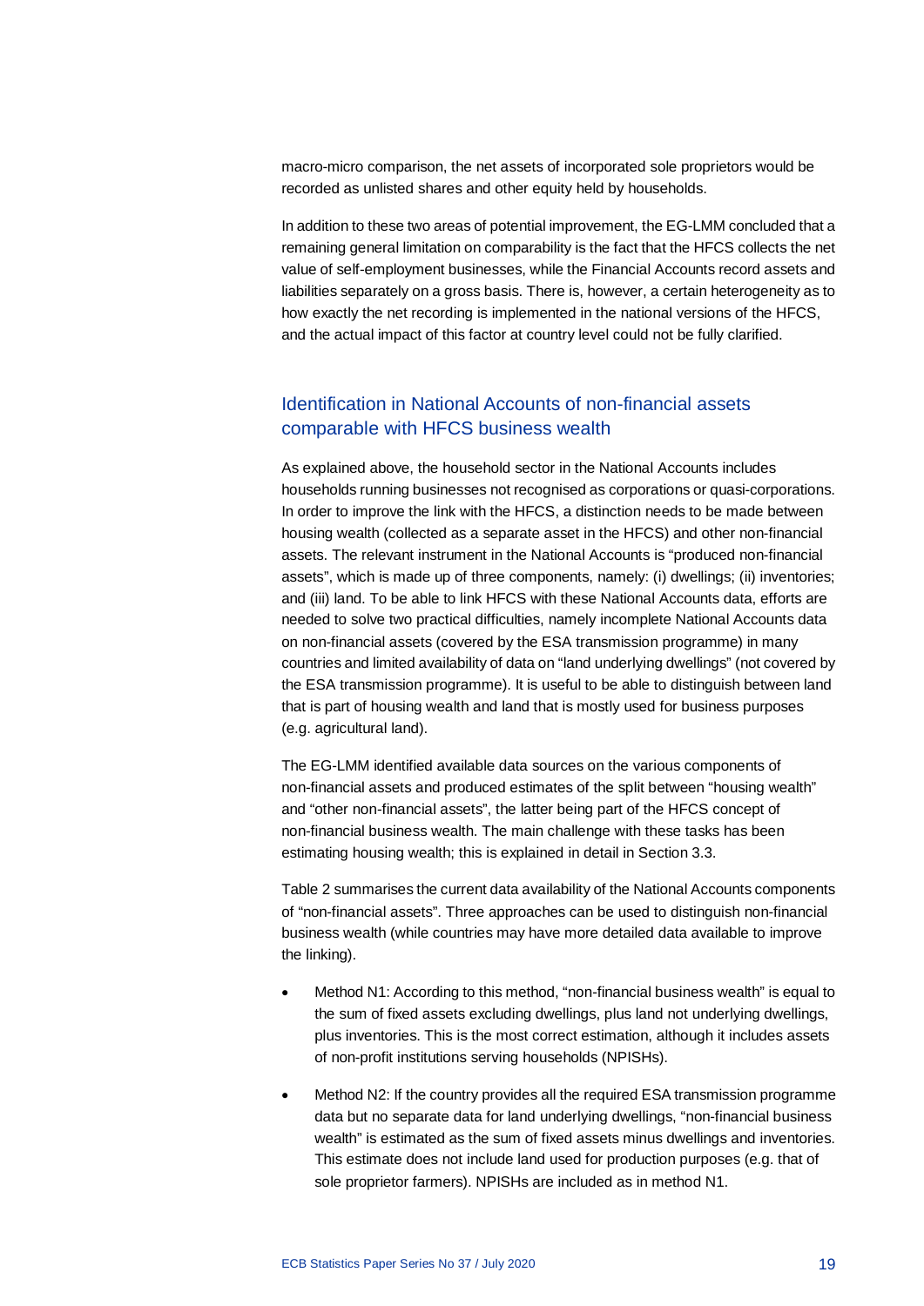macro-micro comparison, the net assets of incorporated sole proprietors would be recorded as unlisted shares and other equity held by households.

In addition to these two areas of potential improvement, the EG-LMM concluded that a remaining general limitation on comparability is the fact that the HFCS collects the net value of self-employment businesses, while the Financial Accounts record assets and liabilities separately on a gross basis. There is, however, a certain heterogeneity as to how exactly the net recording is implemented in the national versions of the HFCS, and the actual impact of this factor at country level could not be fully clarified.

## Identification in National Accounts of non-financial assets comparable with HFCS business wealth

As explained above, the household sector in the National Accounts includes households running businesses not recognised as corporations or quasi-corporations. In order to improve the link with the HFCS, a distinction needs to be made between housing wealth (collected as a separate asset in the HFCS) and other non-financial assets. The relevant instrument in the National Accounts is "produced non-financial assets", which is made up of three components, namely: (i) dwellings; (ii) inventories; and (iii) land. To be able to link HFCS with these National Accounts data, efforts are needed to solve two practical difficulties, namely incomplete National Accounts data on non-financial assets (covered by the ESA transmission programme) in many countries and limited availability of data on "land underlying dwellings" (not covered by the ESA transmission programme). It is useful to be able to distinguish between land that is part of housing wealth and land that is mostly used for business purposes (e.g. agricultural land).

The EG-LMM identified available data sources on the various components of non-financial assets and produced estimates of the split between "housing wealth" and "other non-financial assets", the latter being part of the HFCS concept of non-financial business wealth. The main challenge with these tasks has been estimating housing wealth; this is explained in detail in Section 3.3.

Table 2 summarises the current data availability of the National Accounts components of "non-financial assets". Three approaches can be used to distinguish non-financial business wealth (while countries may have more detailed data available to improve the linking).

- Method N1: According to this method, "non-financial business wealth" is equal to the sum of fixed assets excluding dwellings, plus land not underlying dwellings, plus inventories. This is the most correct estimation, although it includes assets of non-profit institutions serving households (NPISHs).
- Method N2: If the country provides all the required ESA transmission programme data but no separate data for land underlying dwellings, "non-financial business wealth" is estimated as the sum of fixed assets minus dwellings and inventories. This estimate does not include land used for production purposes (e.g. that of sole proprietor farmers). NPISHs are included as in method N1.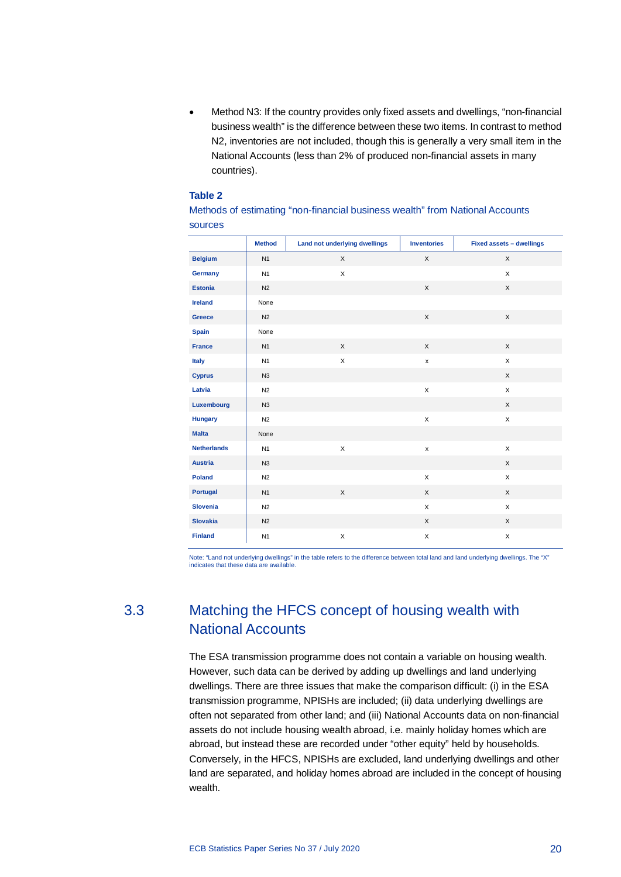- Method N3: If the country provides only fixed assets and dwellings, “non-financial business wealth” is the difference between these two items. In contrast to method N2, inventories are not included, though this is generally a very small item in the National Accounts (less than 2% of produced non-financial assets in many countries).

**Table 2**

Methods of estimating “non-financial business wealth” from National Accounts sources

| | Method | Land not underlying dwellings | Inventories | Fixed assets – dwellings |
|---|---|---|---|---|
| **Belgium** | N1 | X | X | X |
| **Germany** | N1 | X | | X |
| **Estonia** | N2 | | X | X |
| **Ireland** | None | | | |
| **Greece** | N2 | | X | X |
| **Spain** | None | | | |
| **France** | N1 | X | X | X |
| **Italy** | N1 | X | x | X |
| **Cyprus** | N3 | | | X |
| **Latvia** | N2 | | X | X |
| **Luxembourg** | N3 | | | X |
| **Hungary** | N2 | | X | X |
| **Malta** | None | | | |
| **Netherlands** | N1 | X | x | X |
| **Austria** | N3 | | | X |
| **Poland** | N2 | | X | X |
| **Portugal** | N1 | X | X | X |
| **Slovenia** | N2 | | X | X |
| **Slovakia** | N2 | | X | X |
| **Finland** | N1 | X | X | X |

Note: “Land not underlying dwellings” in the table refers to the difference between total land and land underlying dwellings. The “X” indicates that these data are available.

## 3.3 Matching the HFCS concept of housing wealth with National Accounts

The ESA transmission programme does not contain a variable on housing wealth. However, such data can be derived by adding up dwellings and land underlying dwellings. There are three issues that make the comparison difficult: (i) in the ESA transmission programme, NPISHs are included; (ii) data underlying dwellings are often not separated from other land; and (iii) National Accounts data on non-financial assets do not include housing wealth abroad, i.e. mainly holiday homes which are abroad, but instead these are recorded under “other equity” held by households. Conversely, in the HFCS, NPISHs are excluded, land underlying dwellings and other land are separated, and holiday homes abroad are included in the concept of housing wealth.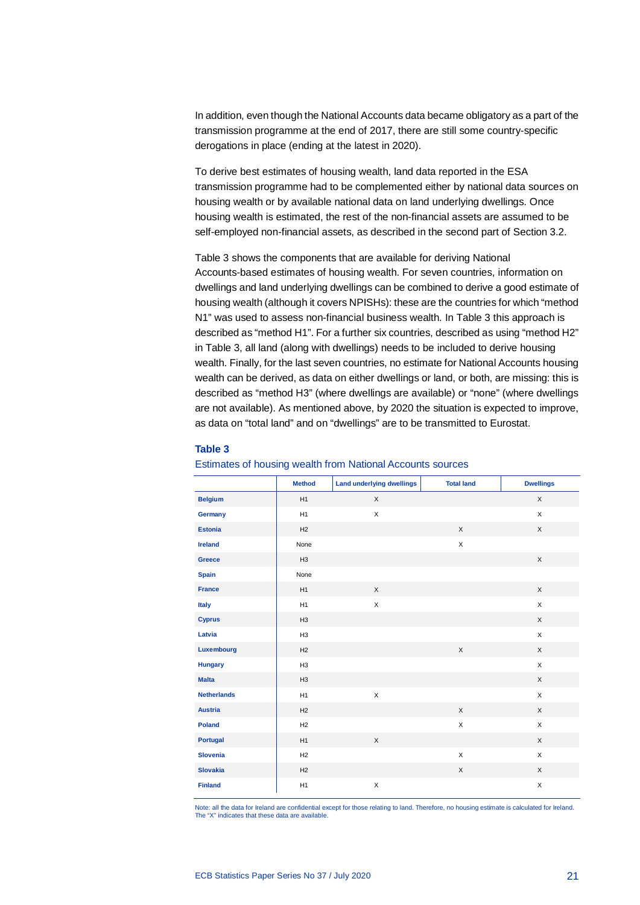In addition, even though the National Accounts data became obligatory as a part of the transmission programme at the end of 2017, there are still some country-specific derogations in place (ending at the latest in 2020).

To derive best estimates of housing wealth, land data reported in the ESA transmission programme had to be complemented either by national data sources on housing wealth or by available national data on land underlying dwellings. Once housing wealth is estimated, the rest of the non-financial assets are assumed to be self-employed non-financial assets, as described in the second part of Section 3.2.

Table 3 shows the components that are available for deriving National Accounts-based estimates of housing wealth. For seven countries, information on dwellings and land underlying dwellings can be combined to derive a good estimate of housing wealth (although it covers NPISHs): these are the countries for which "method N1" was used to assess non-financial business wealth. In Table 3 this approach is described as "method H1". For a further six countries, described as using "method H2" in Table 3, all land (along with dwellings) needs to be included to derive housing wealth. Finally, for the last seven countries, no estimate for National Accounts housing wealth can be derived, as data on either dwellings or land, or both, are missing: this is described as "method H3" (where dwellings are available) or "none" (where dwellings are not available). As mentioned above, by 2020 the situation is expected to improve, as data on "total land" and on "dwellings" are to be transmitted to Eurostat.

**Table 3**

Estimates of housing wealth from National Accounts sources

| | Method | Land underlying dwellings | Total land | Dwellings |
|---|---|---|---|---|
| **Belgium** | H1 | X | | X |
| **Germany** | H1 | X | | X |
| **Estonia** | H2 | | X | X |
| **Ireland** | None | | X | |
| **Greece** | H3 | | | X |
| **Spain** | None | | | |
| **France** | H1 | X | | X |
| **Italy** | H1 | X | | X |
| **Cyprus** | H3 | | | X |
| **Latvia** | H3 | | | X |
| **Luxembourg** | H2 | | X | X |
| **Hungary** | H3 | | | X |
| **Malta** | H3 | | | X |
| **Netherlands** | H1 | X | | X |
| **Austria** | H2 | | X | X |
| **Poland** | H2 | | X | X |
| **Portugal** | H1 | X | | X |
| **Slovenia** | H2 | | X | X |
| **Slovakia** | H2 | | X | X |
| **Finland** | H1 | X | | X |

Note: all the data for Ireland are confidential except for those relating to land. Therefore, no housing estimate is calculated for Ireland. The "X" indicates that these data are available.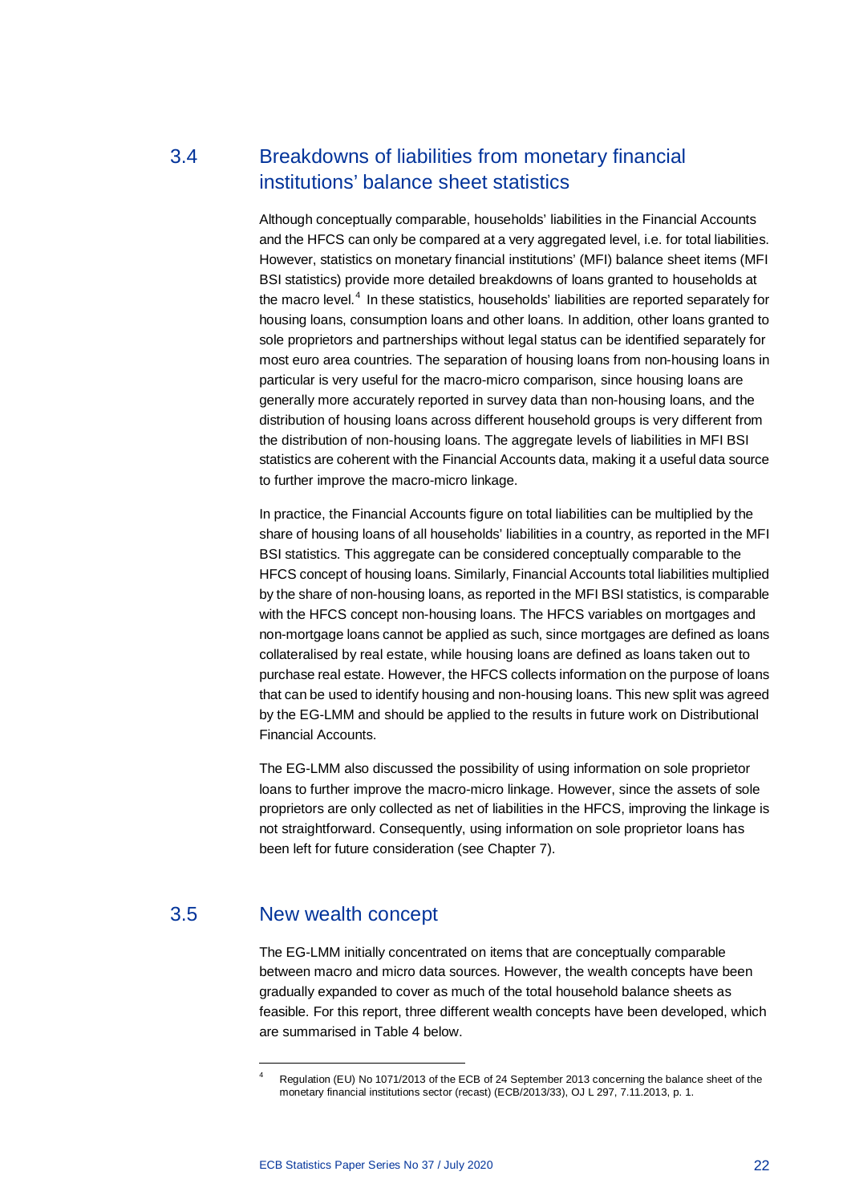## 3.4 Breakdowns of liabilities from monetary financial institutions' balance sheet statistics

Although conceptually comparable, households' liabilities in the Financial Accounts and the HFCS can only be compared at a very aggregated level, i.e. for total liabilities. However, statistics on monetary financial institutions' (MFI) balance sheet items (MFI BSI statistics) provide more detailed breakdowns of loans granted to households at the macro level.[4] In these statistics, households' liabilities are reported separately for housing loans, consumption loans and other loans. In addition, other loans granted to sole proprietors and partnerships without legal status can be identified separately for most euro area countries. The separation of housing loans from non-housing loans in particular is very useful for the macro-micro comparison, since housing loans are generally more accurately reported in survey data than non-housing loans, and the distribution of housing loans across different household groups is very different from the distribution of non-housing loans. The aggregate levels of liabilities in MFI BSI statistics are coherent with the Financial Accounts data, making it a useful data source to further improve the macro-micro linkage.

In practice, the Financial Accounts figure on total liabilities can be multiplied by the share of housing loans of all households' liabilities in a country, as reported in the MFI BSI statistics. This aggregate can be considered conceptually comparable to the HFCS concept of housing loans. Similarly, Financial Accounts total liabilities multiplied by the share of non-housing loans, as reported in the MFI BSI statistics, is comparable with the HFCS concept non-housing loans. The HFCS variables on mortgages and non-mortgage loans cannot be applied as such, since mortgages are defined as loans collateralised by real estate, while housing loans are defined as loans taken out to purchase real estate. However, the HFCS collects information on the purpose of loans that can be used to identify housing and non-housing loans. This new split was agreed by the EG-LMM and should be applied to the results in future work on Distributional Financial Accounts.

The EG-LMM also discussed the possibility of using information on sole proprietor loans to further improve the macro-micro linkage. However, since the assets of sole proprietors are only collected as net of liabilities in the HFCS, improving the linkage is not straightforward. Consequently, using information on sole proprietor loans has been left for future consideration (see Chapter 7).

## 3.5 New wealth concept

The EG-LMM initially concentrated on items that are conceptually comparable between macro and micro data sources. However, the wealth concepts have been gradually expanded to cover as much of the total household balance sheets as feasible. For this report, three different wealth concepts have been developed, which are summarised in Table 4 below.

---

[4] Regulation (EU) No 1071/2013 of the ECB of 24 September 2013 concerning the balance sheet of the monetary financial institutions sector (recast) (ECB/2013/33), OJ L 297, 7.11.2013, p. 1.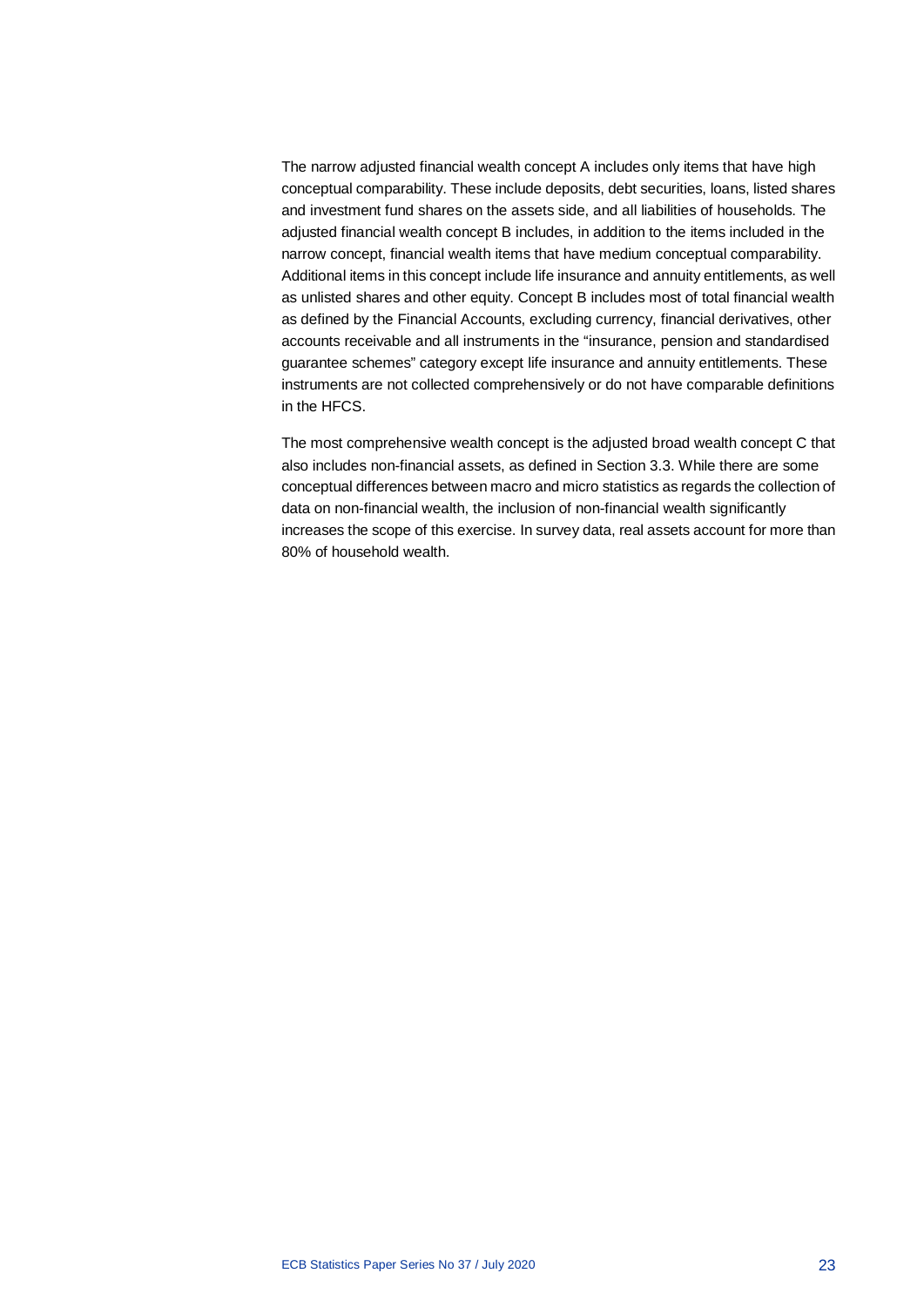The narrow adjusted financial wealth concept A includes only items that have high conceptual comparability. These include deposits, debt securities, loans, listed shares and investment fund shares on the assets side, and all liabilities of households. The adjusted financial wealth concept B includes, in addition to the items included in the narrow concept, financial wealth items that have medium conceptual comparability. Additional items in this concept include life insurance and annuity entitlements, as well as unlisted shares and other equity. Concept B includes most of total financial wealth as defined by the Financial Accounts, excluding currency, financial derivatives, other accounts receivable and all instruments in the "insurance, pension and standardised guarantee schemes" category except life insurance and annuity entitlements. These instruments are not collected comprehensively or do not have comparable definitions in the HFCS.

The most comprehensive wealth concept is the adjusted broad wealth concept C that also includes non-financial assets, as defined in Section 3.3. While there are some conceptual differences between macro and micro statistics as regards the collection of data on non-financial wealth, the inclusion of non-financial wealth significantly increases the scope of this exercise. In survey data, real assets account for more than 80% of household wealth.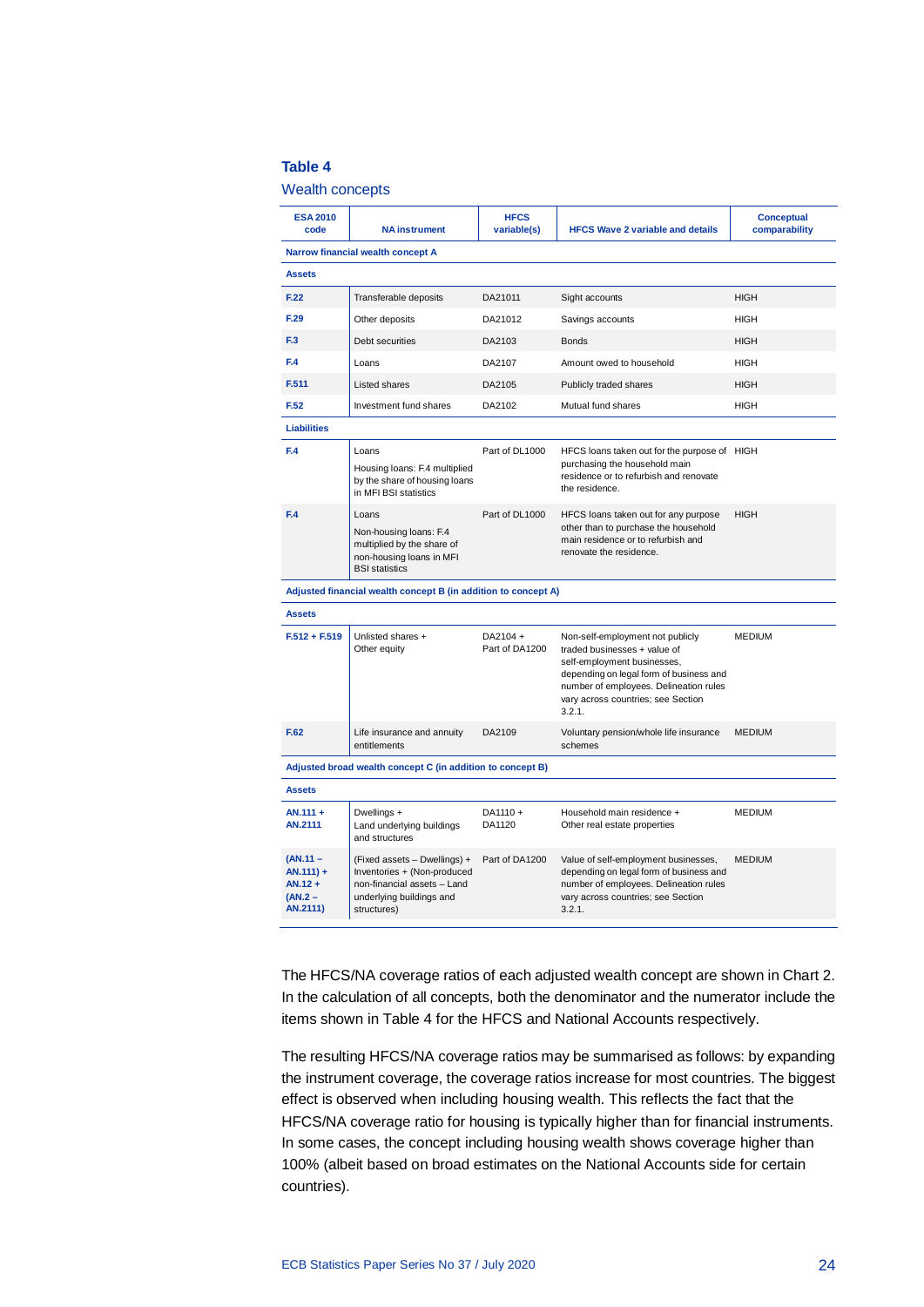**Table 4**

Wealth concepts

| ESA 2010 code | NA instrument | HFCS variable(s) | HFCS Wave 2 variable and details | Conceptual comparability |
|---|---|---|---|---|
| **Narrow financial wealth concept A** | | | | |
| **Assets** | | | | |
| F.22 | Transferable deposits | DA21011 | Sight accounts | HIGH |
| F.29 | Other deposits | DA21012 | Savings accounts | HIGH |
| F.3 | Debt securities | DA2103 | Bonds | HIGH |
| F.4 | Loans | DA2107 | Amount owed to household | HIGH |
| F.511 | Listed shares | DA2105 | Publicly traded shares | HIGH |
| F.52 | Investment fund shares | DA2102 | Mutual fund shares | HIGH |
| **Liabilities** | | | | |
| F.4 | Loans<br>Housing loans: F.4 multiplied by the share of housing loans in MFI BSI statistics | Part of DL1000 | HFCS loans taken out for the purpose of purchasing the household main residence or to refurbish and renovate the residence. | HIGH |
| F.4 | Loans<br>Non-housing loans: F.4 multiplied by the share of non-housing loans in MFI BSI statistics | Part of DL1000 | HFCS loans taken out for any purpose other than to purchase the household main residence or to refurbish and renovate the residence. | HIGH |
| **Adjusted financial wealth concept B (in addition to concept A)** | | | | |
| **Assets** | | | | |
| F.512 + F.519 | Unlisted shares + Other equity | DA2104 + Part of DA1200 | Non-self-employment not publicly traded businesses + value of self-employment businesses, depending on legal form of business and number of employees. Delineation rules vary across countries; see Section 3.2.1. | MEDIUM |
| F.62 | Life insurance and annuity entitlements | DA2109 | Voluntary pension/whole life insurance schemes | MEDIUM |
| **Adjusted broad wealth concept C (in addition to concept B)** | | | | |
| **Assets** | | | | |
| AN.111 + AN.2111 | Dwellings + Land underlying buildings and structures | DA1110 + DA1120 | Household main residence + Other real estate properties | MEDIUM |
| (AN.11 – AN.111) + AN.12 + (AN.2 – AN.2111) | (Fixed assets – Dwellings) + Inventories + (Non-produced non-financial assets – Land underlying buildings and structures) | Part of DA1200 | Value of self-employment businesses, depending on legal form of business and number of employees. Delineation rules vary across countries; see Section 3.2.1. | MEDIUM |

The HFCS/NA coverage ratios of each adjusted wealth concept are shown in Chart 2. In the calculation of all concepts, both the denominator and the numerator include the items shown in Table 4 for the HFCS and National Accounts respectively.

The resulting HFCS/NA coverage ratios may be summarised as follows: by expanding the instrument coverage, the coverage ratios increase for most countries. The biggest effect is observed when including housing wealth. This reflects the fact that the HFCS/NA coverage ratio for housing is typically higher than for financial instruments. In some cases, the concept including housing wealth shows coverage higher than 100% (albeit based on broad estimates on the National Accounts side for certain countries).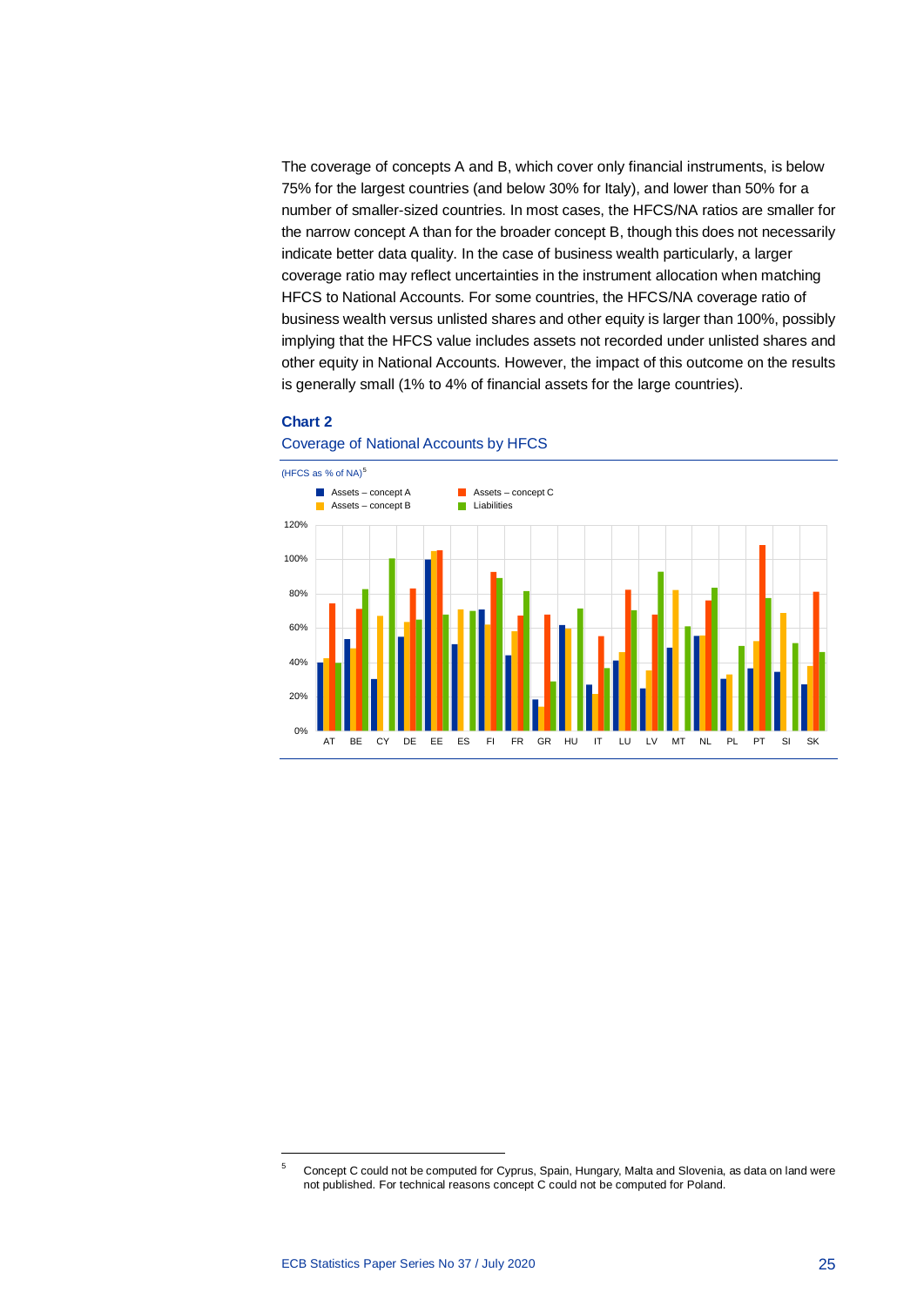The coverage of concepts A and B, which cover only financial instruments, is below 75% for the largest countries (and below 30% for Italy), and lower than 50% for a number of smaller-sized countries. In most cases, the HFCS/NA ratios are smaller for the narrow concept A than for the broader concept B, though this does not necessarily indicate better data quality. In the case of business wealth particularly, a larger coverage ratio may reflect uncertainties in the instrument allocation when matching HFCS to National Accounts. For some countries, the HFCS/NA coverage ratio of business wealth versus unlisted shares and other equity is larger than 100%, possibly implying that the HFCS value includes assets not recorded under unlisted shares and other equity in National Accounts. However, the impact of this outcome on the results is generally small (1% to 4% of financial assets for the large countries).

**Chart 2**

Coverage of National Accounts by HFCS

(HFCS as % of NA)[5]

[5] Concept C could not be computed for Cyprus, Spain, Hungary, Malta and Slovenia, as data on land were not published. For technical reasons concept C could not be computed for Poland.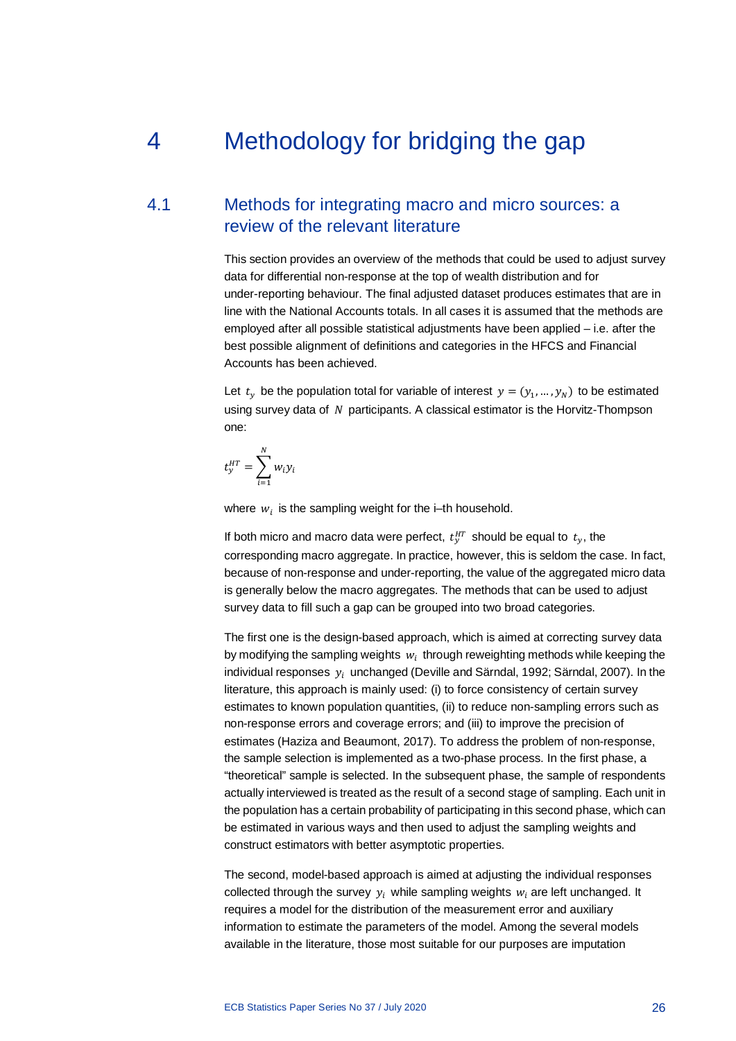# 4 Methodology for bridging the gap

## 4.1 Methods for integrating macro and micro sources: a review of the relevant literature

This section provides an overview of the methods that could be used to adjust survey data for differential non-response at the top of wealth distribution and for under-reporting behaviour. The final adjusted dataset produces estimates that are in line with the National Accounts totals. In all cases it is assumed that the methods are employed after all possible statistical adjustments have been applied – i.e. after the best possible alignment of definitions and categories in the HFCS and Financial Accounts has been achieved.

Let $t_y$ be the population total for variable of interest $y = (y_1, \dots, y_N)$ to be estimated using survey data of $N$ participants. A classical estimator is the Horvitz-Thompson one:

$$t_y^{HT} = \sum_{i=1}^{N} w_i y_i$$

where $w_i$ is the sampling weight for the i–th household.

If both micro and macro data were perfect, $t_y^{HT}$ should be equal to $t_y$, the corresponding macro aggregate. In practice, however, this is seldom the case. In fact, because of non-response and under-reporting, the value of the aggregated micro data is generally below the macro aggregates. The methods that can be used to adjust survey data to fill such a gap can be grouped into two broad categories.

The first one is the design-based approach, which is aimed at correcting survey data by modifying the sampling weights $w_i$ through reweighting methods while keeping the individual responses $y_i$ unchanged (Deville and Särndal, 1992; Särndal, 2007). In the literature, this approach is mainly used: (i) to force consistency of certain survey estimates to known population quantities, (ii) to reduce non-sampling errors such as non-response errors and coverage errors; and (iii) to improve the precision of estimates (Haziza and Beaumont, 2017). To address the problem of non-response, the sample selection is implemented as a two-phase process. In the first phase, a "theoretical" sample is selected. In the subsequent phase, the sample of respondents actually interviewed is treated as the result of a second stage of sampling. Each unit in the population has a certain probability of participating in this second phase, which can be estimated in various ways and then used to adjust the sampling weights and construct estimators with better asymptotic properties.

The second, model-based approach is aimed at adjusting the individual responses collected through the survey $y_i$ while sampling weights $w_i$ are left unchanged. It requires a model for the distribution of the measurement error and auxiliary information to estimate the parameters of the model. Among the several models available in the literature, those most suitable for our purposes are imputation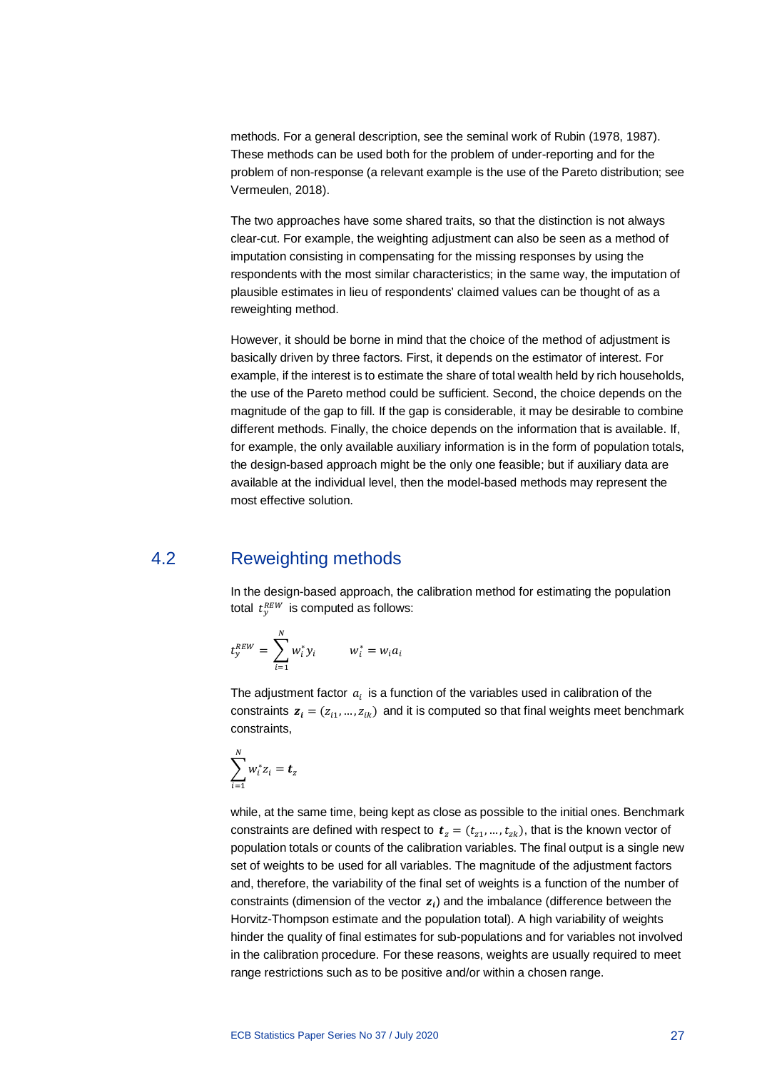methods. For a general description, see the seminal work of Rubin (1978, 1987). These methods can be used both for the problem of under-reporting and for the problem of non-response (a relevant example is the use of the Pareto distribution; see Vermeulen, 2018).

The two approaches have some shared traits, so that the distinction is not always clear-cut. For example, the weighting adjustment can also be seen as a method of imputation consisting in compensating for the missing responses by using the respondents with the most similar characteristics; in the same way, the imputation of plausible estimates in lieu of respondents' claimed values can be thought of as a reweighting method.

However, it should be borne in mind that the choice of the method of adjustment is basically driven by three factors. First, it depends on the estimator of interest. For example, if the interest is to estimate the share of total wealth held by rich households, the use of the Pareto method could be sufficient. Second, the choice depends on the magnitude of the gap to fill. If the gap is considerable, it may be desirable to combine different methods. Finally, the choice depends on the information that is available. If, for example, the only available auxiliary information is in the form of population totals, the design-based approach might be the only one feasible; but if auxiliary data are available at the individual level, then the model-based methods may represent the most effective solution.

## 4.2 Reweighting methods

In the design-based approach, the calibration method for estimating the population total $t_y^{REW}$ is computed as follows:

$$t_y^{REW} = \sum_{i=1}^{N} w_i^* y_i \qquad w_i^* = w_i a_i$$

The adjustment factor $a_i$ is a function of the variables used in calibration of the constraints $\boldsymbol{z_i} = (z_{i1}, \ldots, z_{ik})$ and it is computed so that final weights meet benchmark constraints,

$$\sum_{i=1}^{N} w_i^* z_i = \boldsymbol{t}_z$$

while, at the same time, being kept as close as possible to the initial ones. Benchmark constraints are defined with respect to $\boldsymbol{t}_z = (t_{z1}, \ldots, t_{zk})$, that is the known vector of population totals or counts of the calibration variables. The final output is a single new set of weights to be used for all variables. The magnitude of the adjustment factors and, therefore, the variability of the final set of weights is a function of the number of constraints (dimension of the vector $\boldsymbol{z_i}$) and the imbalance (difference between the Horvitz-Thompson estimate and the population total). A high variability of weights hinder the quality of final estimates for sub-populations and for variables not involved in the calibration procedure. For these reasons, weights are usually required to meet range restrictions such as to be positive and/or within a chosen range.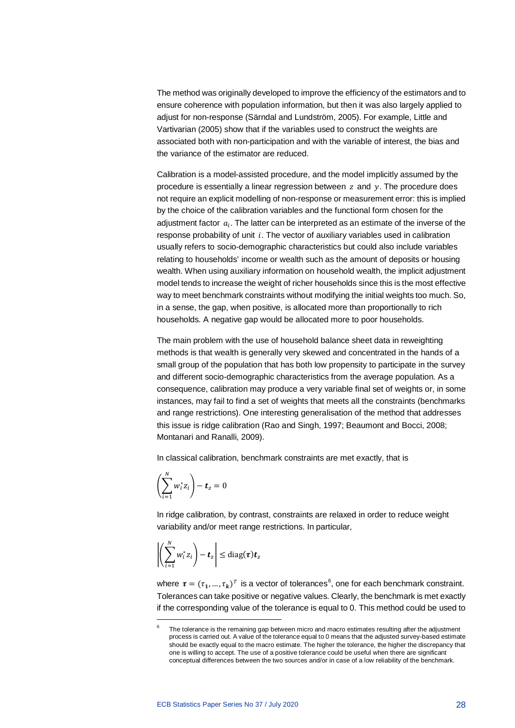The method was originally developed to improve the efficiency of the estimators and to ensure coherence with population information, but then it was also largely applied to adjust for non-response (Särndal and Lundström, 2005). For example, Little and Vartivarian (2005) show that if the variables used to construct the weights are associated both with non-participation and with the variable of interest, the bias and the variance of the estimator are reduced.

Calibration is a model-assisted procedure, and the model implicitly assumed by the procedure is essentially a linear regression between $z$ and $y$. The procedure does not require an explicit modelling of non-response or measurement error: this is implied by the choice of the calibration variables and the functional form chosen for the adjustment factor $a_i$. The latter can be interpreted as an estimate of the inverse of the response probability of unit $i$. The vector of auxiliary variables used in calibration usually refers to socio-demographic characteristics but could also include variables relating to households' income or wealth such as the amount of deposits or housing wealth. When using auxiliary information on household wealth, the implicit adjustment model tends to increase the weight of richer households since this is the most effective way to meet benchmark constraints without modifying the initial weights too much. So, in a sense, the gap, when positive, is allocated more than proportionally to rich households. A negative gap would be allocated more to poor households.

The main problem with the use of household balance sheet data in reweighting methods is that wealth is generally very skewed and concentrated in the hands of a small group of the population that has both low propensity to participate in the survey and different socio-demographic characteristics from the average population. As a consequence, calibration may produce a very variable final set of weights or, in some instances, may fail to find a set of weights that meets all the constraints (benchmarks and range restrictions). One interesting generalisation of the method that addresses this issue is ridge calibration (Rao and Singh, 1997; Beaumont and Bocci, 2008; Montanari and Ranalli, 2009).

In classical calibration, benchmark constraints are met exactly, that is

$$\left(\sum_{i=1}^{N} w_i^* z_i\right) - \boldsymbol{t}_z = 0$$

In ridge calibration, by contrast, constraints are relaxed in order to reduce weight variability and/or meet range restrictions. In particular,

$$\left|\left(\sum_{i=1}^{N} w_i^* z_i\right) - \boldsymbol{t}_z\right| \leq \operatorname{diag}(\boldsymbol{\tau})\boldsymbol{t}_z$$

where $\boldsymbol{\tau} = (\tau_1, \ldots, \tau_k)^T$ is a vector of tolerances[6], one for each benchmark constraint. Tolerances can take positive or negative values. Clearly, the benchmark is met exactly if the corresponding value of the tolerance is equal to 0. This method could be used to

[6] The tolerance is the remaining gap between micro and macro estimates resulting after the adjustment process is carried out. A value of the tolerance equal to 0 means that the adjusted survey-based estimate should be exactly equal to the macro estimate. The higher the tolerance, the higher the discrepancy that one is willing to accept. The use of a positive tolerance could be useful when there are significant conceptual differences between the two sources and/or in case of a low reliability of the benchmark.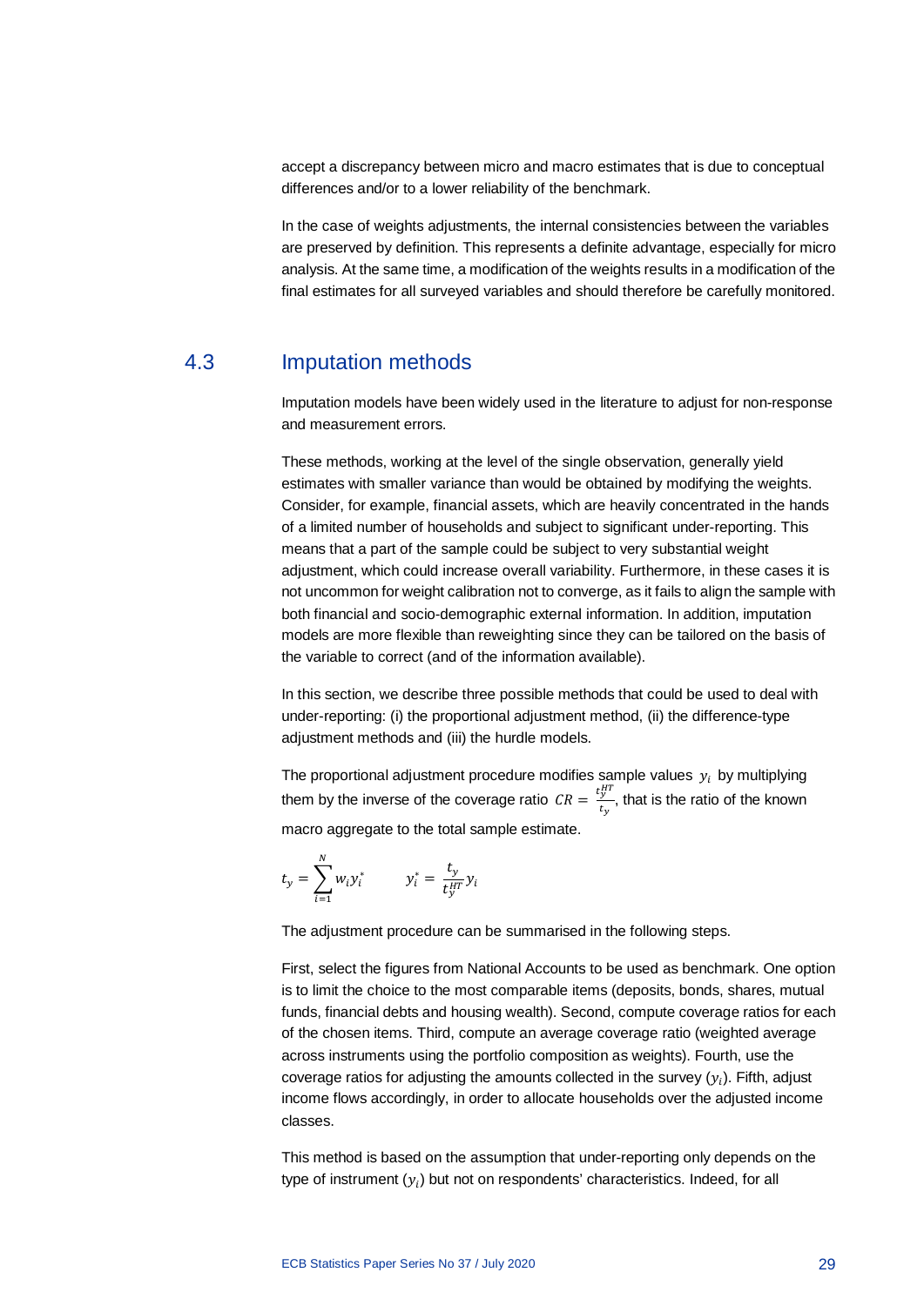accept a discrepancy between micro and macro estimates that is due to conceptual differences and/or to a lower reliability of the benchmark.

In the case of weights adjustments, the internal consistencies between the variables are preserved by definition. This represents a definite advantage, especially for micro analysis. At the same time, a modification of the weights results in a modification of the final estimates for all surveyed variables and should therefore be carefully monitored.

## 4.3 Imputation methods

Imputation models have been widely used in the literature to adjust for non-response and measurement errors.

These methods, working at the level of the single observation, generally yield estimates with smaller variance than would be obtained by modifying the weights. Consider, for example, financial assets, which are heavily concentrated in the hands of a limited number of households and subject to significant under-reporting. This means that a part of the sample could be subject to very substantial weight adjustment, which could increase overall variability. Furthermore, in these cases it is not uncommon for weight calibration not to converge, as it fails to align the sample with both financial and socio-demographic external information. In addition, imputation models are more flexible than reweighting since they can be tailored on the basis of the variable to correct (and of the information available).

In this section, we describe three possible methods that could be used to deal with under-reporting: (i) the proportional adjustment method, (ii) the difference-type adjustment methods and (iii) the hurdle models.

The proportional adjustment procedure modifies sample values $y_i$ by multiplying them by the inverse of the coverage ratio $CR = \frac{t_y^{HT}}{t_y}$, that is the ratio of the known macro aggregate to the total sample estimate.

$$t_y = \sum_{i=1}^{N} w_i y_i^* \qquad y_i^* = \frac{t_y}{t_y^{HT}} y_i$$

The adjustment procedure can be summarised in the following steps.

First, select the figures from National Accounts to be used as benchmark. One option is to limit the choice to the most comparable items (deposits, bonds, shares, mutual funds, financial debts and housing wealth). Second, compute coverage ratios for each of the chosen items. Third, compute an average coverage ratio (weighted average across instruments using the portfolio composition as weights). Fourth, use the coverage ratios for adjusting the amounts collected in the survey ($y_i$). Fifth, adjust income flows accordingly, in order to allocate households over the adjusted income classes.

This method is based on the assumption that under-reporting only depends on the type of instrument ($y_i$) but not on respondents' characteristics. Indeed, for all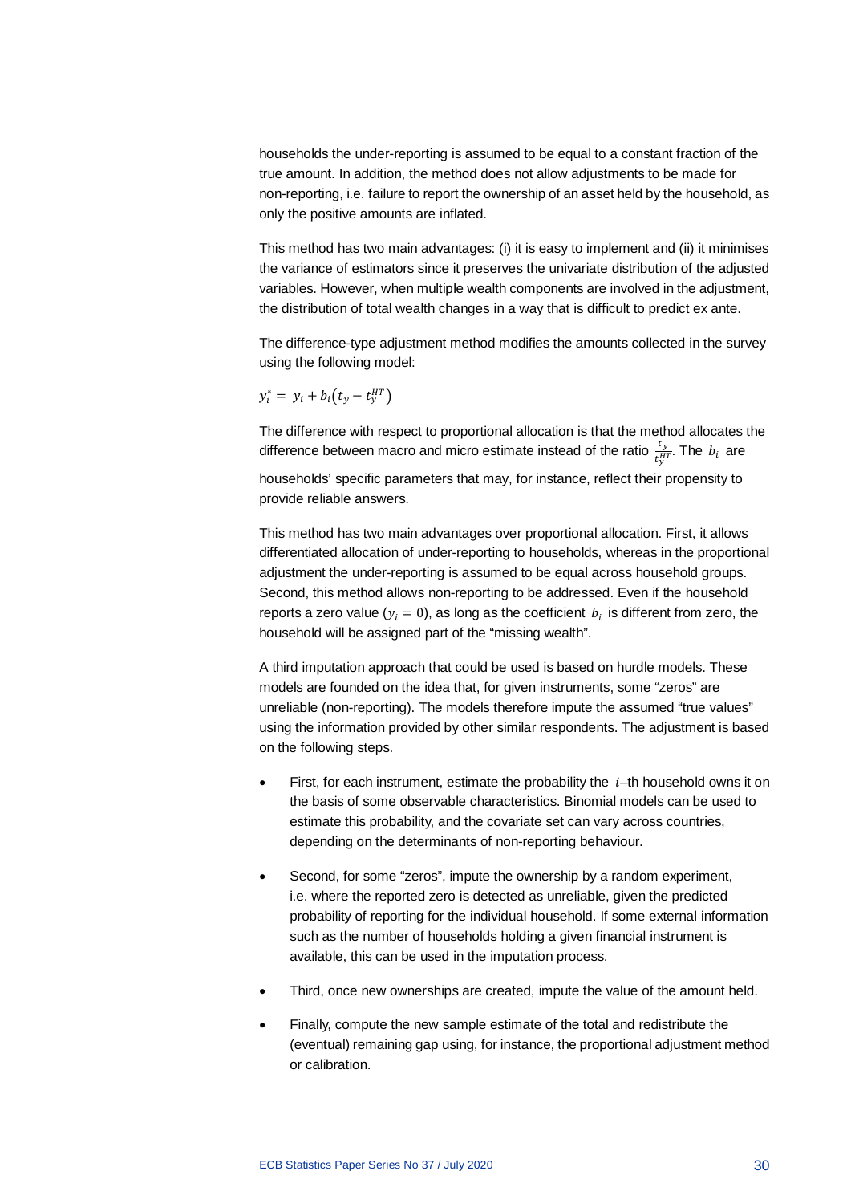households the under-reporting is assumed to be equal to a constant fraction of the true amount. In addition, the method does not allow adjustments to be made for non-reporting, i.e. failure to report the ownership of an asset held by the household, as only the positive amounts are inflated.

This method has two main advantages: (i) it is easy to implement and (ii) it minimises the variance of estimators since it preserves the univariate distribution of the adjusted variables. However, when multiple wealth components are involved in the adjustment, the distribution of total wealth changes in a way that is difficult to predict ex ante.

The difference-type adjustment method modifies the amounts collected in the survey using the following model:

$$y_i^* = y_i + b_i\left(t_y - t_y^{HT}\right)$$

The difference with respect to proportional allocation is that the method allocates the difference between macro and micro estimate instead of the ratio $\frac{t_y}{t_y^{HT}}$. The $b_i$ are households' specific parameters that may, for instance, reflect their propensity to provide reliable answers.

This method has two main advantages over proportional allocation. First, it allows differentiated allocation of under-reporting to households, whereas in the proportional adjustment the under-reporting is assumed to be equal across household groups. Second, this method allows non-reporting to be addressed. Even if the household reports a zero value ($y_i = 0$), as long as the coefficient $b_i$ is different from zero, the household will be assigned part of the "missing wealth".

A third imputation approach that could be used is based on hurdle models. These models are founded on the idea that, for given instruments, some "zeros" are unreliable (non-reporting). The models therefore impute the assumed "true values" using the information provided by other similar respondents. The adjustment is based on the following steps.

- First, for each instrument, estimate the probability the $i$–th household owns it on the basis of some observable characteristics. Binomial models can be used to estimate this probability, and the covariate set can vary across countries, depending on the determinants of non-reporting behaviour.
- Second, for some "zeros", impute the ownership by a random experiment, i.e. where the reported zero is detected as unreliable, given the predicted probability of reporting for the individual household. If some external information such as the number of households holding a given financial instrument is available, this can be used in the imputation process.
- Third, once new ownerships are created, impute the value of the amount held.
- Finally, compute the new sample estimate of the total and redistribute the (eventual) remaining gap using, for instance, the proportional adjustment method or calibration.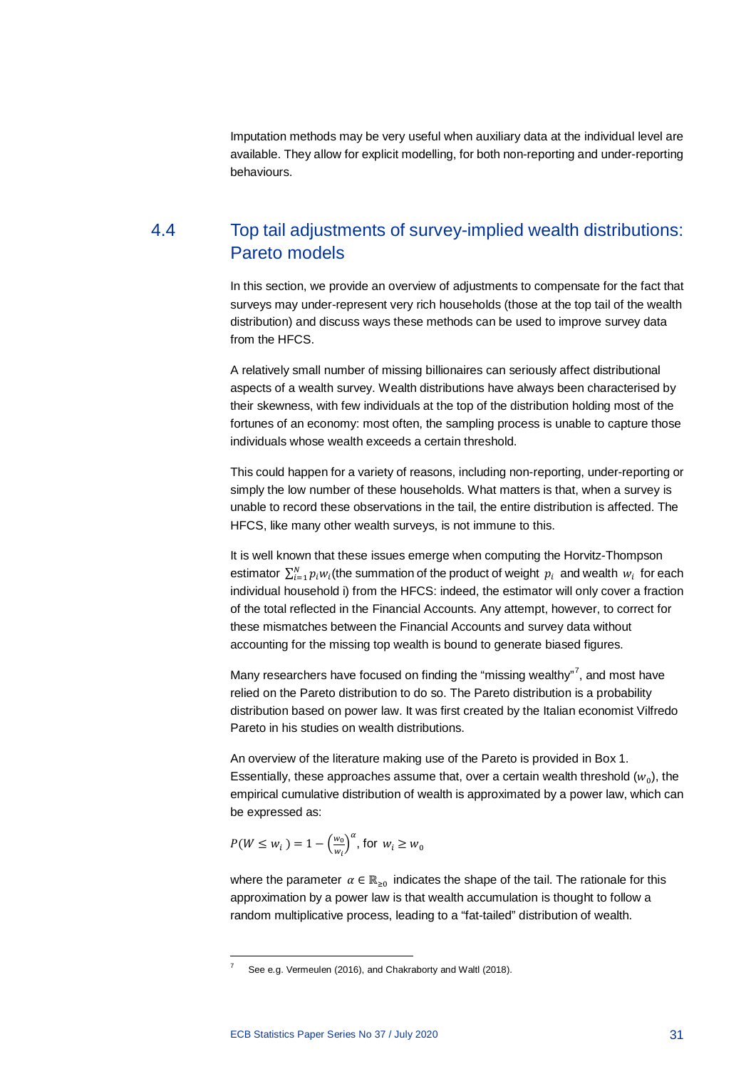Imputation methods may be very useful when auxiliary data at the individual level are available. They allow for explicit modelling, for both non-reporting and under-reporting behaviours.

## 4.4 Top tail adjustments of survey-implied wealth distributions: Pareto models

In this section, we provide an overview of adjustments to compensate for the fact that surveys may under-represent very rich households (those at the top tail of the wealth distribution) and discuss ways these methods can be used to improve survey data from the HFCS.

A relatively small number of missing billionaires can seriously affect distributional aspects of a wealth survey. Wealth distributions have always been characterised by their skewness, with few individuals at the top of the distribution holding most of the fortunes of an economy: most often, the sampling process is unable to capture those individuals whose wealth exceeds a certain threshold.

This could happen for a variety of reasons, including non-reporting, under-reporting or simply the low number of these households. What matters is that, when a survey is unable to record these observations in the tail, the entire distribution is affected. The HFCS, like many other wealth surveys, is not immune to this.

It is well known that these issues emerge when computing the Horvitz-Thompson estimator $\sum_{i=1}^{N} p_i w_i$(the summation of the product of weight $p_i$ and wealth $w_i$ for each individual household i) from the HFCS: indeed, the estimator will only cover a fraction of the total reflected in the Financial Accounts. Any attempt, however, to correct for these mismatches between the Financial Accounts and survey data without accounting for the missing top wealth is bound to generate biased figures.

Many researchers have focused on finding the "missing wealthy"[7], and most have relied on the Pareto distribution to do so. The Pareto distribution is a probability distribution based on power law. It was first created by the Italian economist Vilfredo Pareto in his studies on wealth distributions.

An overview of the literature making use of the Pareto is provided in Box 1. Essentially, these approaches assume that, over a certain wealth threshold ($w_0$), the empirical cumulative distribution of wealth is approximated by a power law, which can be expressed as:

$$P(W \leq w_i) = 1 - \left(\frac{w_0}{w_i}\right)^{\alpha}, \text{ for } w_i \geq w_0$$

where the parameter $\alpha \in \mathbb{R}_{\geq 0}$ indicates the shape of the tail. The rationale for this approximation by a power law is that wealth accumulation is thought to follow a random multiplicative process, leading to a "fat-tailed" distribution of wealth.

---

[7] See e.g. Vermeulen (2016), and Chakraborty and Waltl (2018).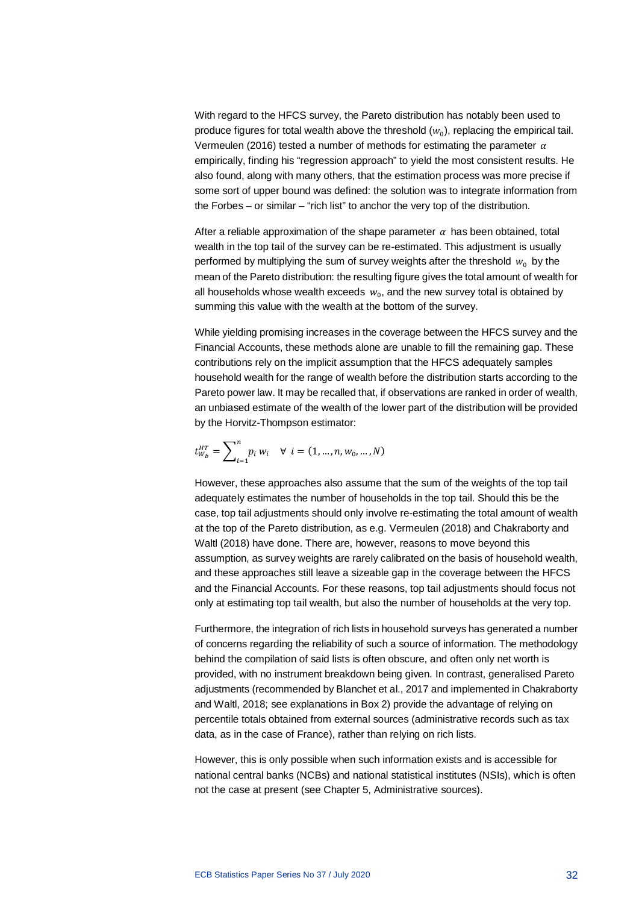With regard to the HFCS survey, the Pareto distribution has notably been used to produce figures for total wealth above the threshold ($w_0$), replacing the empirical tail. Vermeulen (2016) tested a number of methods for estimating the parameter $\alpha$ empirically, finding his "regression approach" to yield the most consistent results. He also found, along with many others, that the estimation process was more precise if some sort of upper bound was defined: the solution was to integrate information from the Forbes – or similar – "rich list" to anchor the very top of the distribution.

After a reliable approximation of the shape parameter $\alpha$ has been obtained, total wealth in the top tail of the survey can be re-estimated. This adjustment is usually performed by multiplying the sum of survey weights after the threshold $w_0$ by the mean of the Pareto distribution: the resulting figure gives the total amount of wealth for all households whose wealth exceeds $w_0$, and the new survey total is obtained by summing this value with the wealth at the bottom of the survey.

While yielding promising increases in the coverage between the HFCS survey and the Financial Accounts, these methods alone are unable to fill the remaining gap. These contributions rely on the implicit assumption that the HFCS adequately samples household wealth for the range of wealth before the distribution starts according to the Pareto power law. It may be recalled that, if observations are ranked in order of wealth, an unbiased estimate of the wealth of the lower part of the distribution will be provided by the Horvitz-Thompson estimator:

$$t_{W_b}^{HT} = \sum_{i=1}^{n} p_i \, w_i \quad \forall \; i = (1, \dots, n, w_0, \dots, N)$$

However, these approaches also assume that the sum of the weights of the top tail adequately estimates the number of households in the top tail. Should this be the case, top tail adjustments should only involve re-estimating the total amount of wealth at the top of the Pareto distribution, as e.g. Vermeulen (2018) and Chakraborty and Waltl (2018) have done. There are, however, reasons to move beyond this assumption, as survey weights are rarely calibrated on the basis of household wealth, and these approaches still leave a sizeable gap in the coverage between the HFCS and the Financial Accounts. For these reasons, top tail adjustments should focus not only at estimating top tail wealth, but also the number of households at the very top.

Furthermore, the integration of rich lists in household surveys has generated a number of concerns regarding the reliability of such a source of information. The methodology behind the compilation of said lists is often obscure, and often only net worth is provided, with no instrument breakdown being given. In contrast, generalised Pareto adjustments (recommended by Blanchet et al., 2017 and implemented in Chakraborty and Waltl, 2018; see explanations in Box 2) provide the advantage of relying on percentile totals obtained from external sources (administrative records such as tax data, as in the case of France), rather than relying on rich lists.

However, this is only possible when such information exists and is accessible for national central banks (NCBs) and national statistical institutes (NSIs), which is often not the case at present (see Chapter 5, Administrative sources).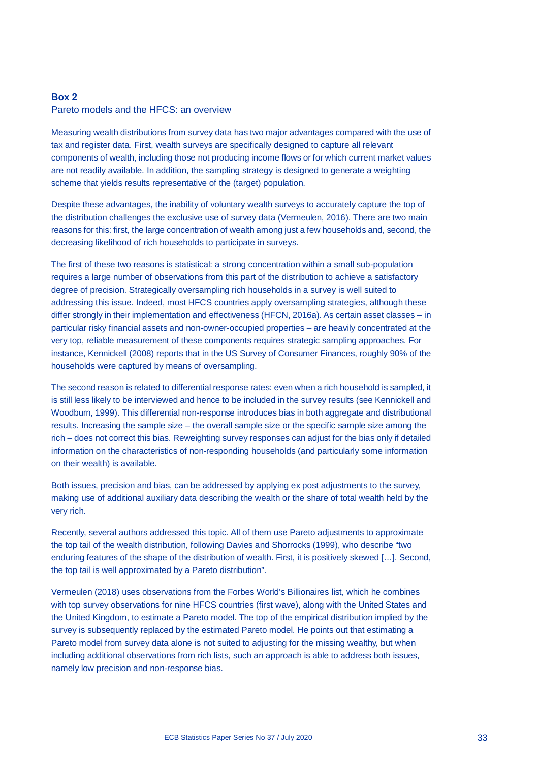**Box 2**

Pareto models and the HFCS: an overview

Measuring wealth distributions from survey data has two major advantages compared with the use of tax and register data. First, wealth surveys are specifically designed to capture all relevant components of wealth, including those not producing income flows or for which current market values are not readily available. In addition, the sampling strategy is designed to generate a weighting scheme that yields results representative of the (target) population.

Despite these advantages, the inability of voluntary wealth surveys to accurately capture the top of the distribution challenges the exclusive use of survey data (Vermeulen, 2016). There are two main reasons for this: first, the large concentration of wealth among just a few households and, second, the decreasing likelihood of rich households to participate in surveys.

The first of these two reasons is statistical: a strong concentration within a small sub-population requires a large number of observations from this part of the distribution to achieve a satisfactory degree of precision. Strategically oversampling rich households in a survey is well suited to addressing this issue. Indeed, most HFCS countries apply oversampling strategies, although these differ strongly in their implementation and effectiveness (HFCN, 2016a). As certain asset classes – in particular risky financial assets and non-owner-occupied properties – are heavily concentrated at the very top, reliable measurement of these components requires strategic sampling approaches. For instance, Kennickell (2008) reports that in the US Survey of Consumer Finances, roughly 90% of the households were captured by means of oversampling.

The second reason is related to differential response rates: even when a rich household is sampled, it is still less likely to be interviewed and hence to be included in the survey results (see Kennickell and Woodburn, 1999). This differential non-response introduces bias in both aggregate and distributional results. Increasing the sample size – the overall sample size or the specific sample size among the rich – does not correct this bias. Reweighting survey responses can adjust for the bias only if detailed information on the characteristics of non-responding households (and particularly some information on their wealth) is available.

Both issues, precision and bias, can be addressed by applying ex post adjustments to the survey, making use of additional auxiliary data describing the wealth or the share of total wealth held by the very rich.

Recently, several authors addressed this topic. All of them use Pareto adjustments to approximate the top tail of the wealth distribution, following Davies and Shorrocks (1999), who describe "two enduring features of the shape of the distribution of wealth. First, it is positively skewed […]. Second, the top tail is well approximated by a Pareto distribution".

Vermeulen (2018) uses observations from the Forbes World's Billionaires list, which he combines with top survey observations for nine HFCS countries (first wave), along with the United States and the United Kingdom, to estimate a Pareto model. The top of the empirical distribution implied by the survey is subsequently replaced by the estimated Pareto model. He points out that estimating a Pareto model from survey data alone is not suited to adjusting for the missing wealthy, but when including additional observations from rich lists, such an approach is able to address both issues, namely low precision and non-response bias.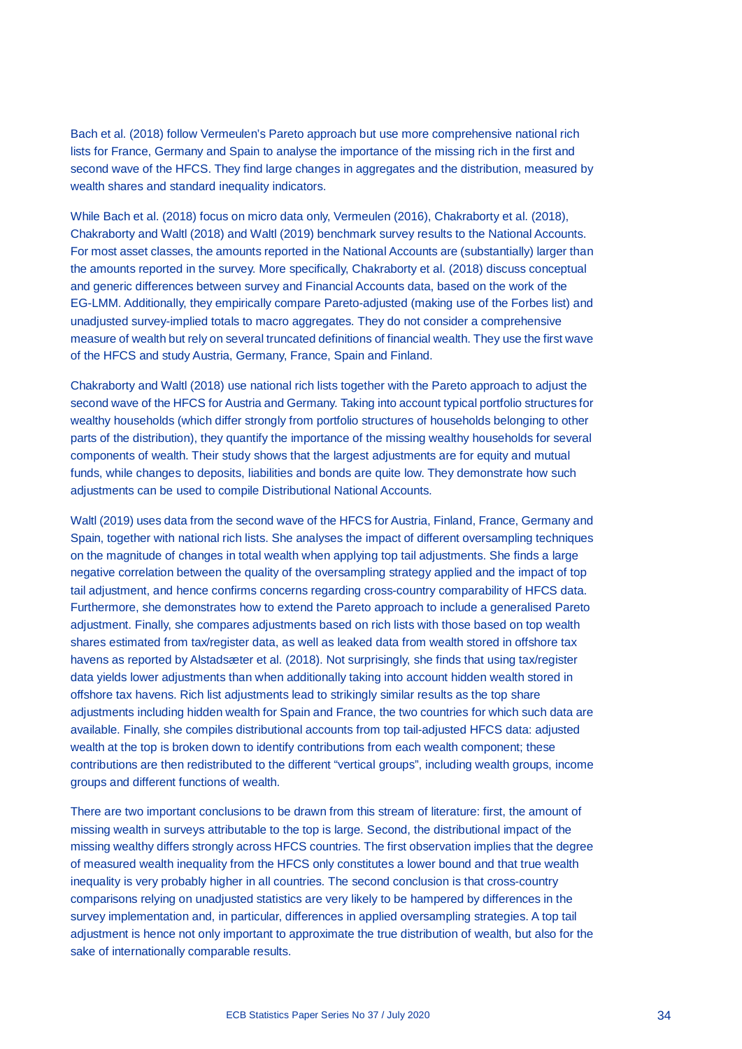Bach et al. (2018) follow Vermeulen's Pareto approach but use more comprehensive national rich lists for France, Germany and Spain to analyse the importance of the missing rich in the first and second wave of the HFCS. They find large changes in aggregates and the distribution, measured by wealth shares and standard inequality indicators.

While Bach et al. (2018) focus on micro data only, Vermeulen (2016), Chakraborty et al. (2018), Chakraborty and Waltl (2018) and Waltl (2019) benchmark survey results to the National Accounts. For most asset classes, the amounts reported in the National Accounts are (substantially) larger than the amounts reported in the survey. More specifically, Chakraborty et al. (2018) discuss conceptual and generic differences between survey and Financial Accounts data, based on the work of the EG-LMM. Additionally, they empirically compare Pareto-adjusted (making use of the Forbes list) and unadjusted survey-implied totals to macro aggregates. They do not consider a comprehensive measure of wealth but rely on several truncated definitions of financial wealth. They use the first wave of the HFCS and study Austria, Germany, France, Spain and Finland.

Chakraborty and Waltl (2018) use national rich lists together with the Pareto approach to adjust the second wave of the HFCS for Austria and Germany. Taking into account typical portfolio structures for wealthy households (which differ strongly from portfolio structures of households belonging to other parts of the distribution), they quantify the importance of the missing wealthy households for several components of wealth. Their study shows that the largest adjustments are for equity and mutual funds, while changes to deposits, liabilities and bonds are quite low. They demonstrate how such adjustments can be used to compile Distributional National Accounts.

Waltl (2019) uses data from the second wave of the HFCS for Austria, Finland, France, Germany and Spain, together with national rich lists. She analyses the impact of different oversampling techniques on the magnitude of changes in total wealth when applying top tail adjustments. She finds a large negative correlation between the quality of the oversampling strategy applied and the impact of top tail adjustment, and hence confirms concerns regarding cross-country comparability of HFCS data. Furthermore, she demonstrates how to extend the Pareto approach to include a generalised Pareto adjustment. Finally, she compares adjustments based on rich lists with those based on top wealth shares estimated from tax/register data, as well as leaked data from wealth stored in offshore tax havens as reported by Alstadsæter et al. (2018). Not surprisingly, she finds that using tax/register data yields lower adjustments than when additionally taking into account hidden wealth stored in offshore tax havens. Rich list adjustments lead to strikingly similar results as the top share adjustments including hidden wealth for Spain and France, the two countries for which such data are available. Finally, she compiles distributional accounts from top tail-adjusted HFCS data: adjusted wealth at the top is broken down to identify contributions from each wealth component; these contributions are then redistributed to the different "vertical groups", including wealth groups, income groups and different functions of wealth.

There are two important conclusions to be drawn from this stream of literature: first, the amount of missing wealth in surveys attributable to the top is large. Second, the distributional impact of the missing wealthy differs strongly across HFCS countries. The first observation implies that the degree of measured wealth inequality from the HFCS only constitutes a lower bound and that true wealth inequality is very probably higher in all countries. The second conclusion is that cross-country comparisons relying on unadjusted statistics are very likely to be hampered by differences in the survey implementation and, in particular, differences in applied oversampling strategies. A top tail adjustment is hence not only important to approximate the true distribution of wealth, but also for the sake of internationally comparable results.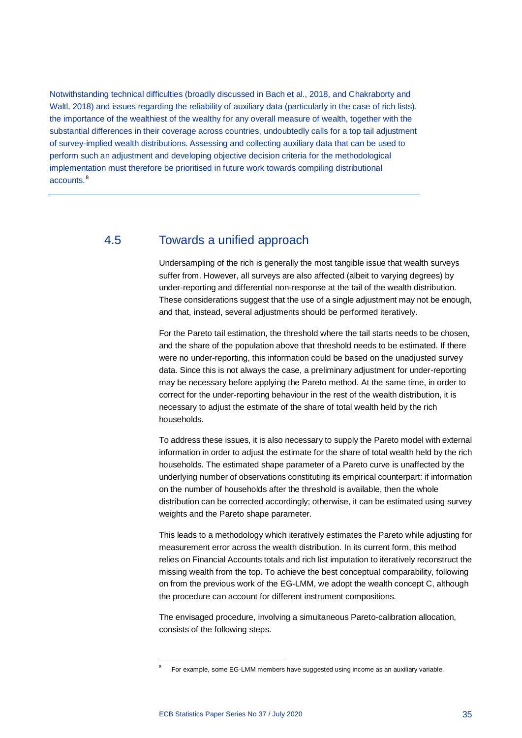Notwithstanding technical difficulties (broadly discussed in Bach et al., 2018, and Chakraborty and Waltl, 2018) and issues regarding the reliability of auxiliary data (particularly in the case of rich lists), the importance of the wealthiest of the wealthy for any overall measure of wealth, together with the substantial differences in their coverage across countries, undoubtedly calls for a top tail adjustment of survey-implied wealth distributions. Assessing and collecting auxiliary data that can be used to perform such an adjustment and developing objective decision criteria for the methodological implementation must therefore be prioritised in future work towards compiling distributional accounts.[8]

## 4.5 Towards a unified approach

Undersampling of the rich is generally the most tangible issue that wealth surveys suffer from. However, all surveys are also affected (albeit to varying degrees) by under-reporting and differential non-response at the tail of the wealth distribution. These considerations suggest that the use of a single adjustment may not be enough, and that, instead, several adjustments should be performed iteratively.

For the Pareto tail estimation, the threshold where the tail starts needs to be chosen, and the share of the population above that threshold needs to be estimated. If there were no under-reporting, this information could be based on the unadjusted survey data. Since this is not always the case, a preliminary adjustment for under-reporting may be necessary before applying the Pareto method. At the same time, in order to correct for the under-reporting behaviour in the rest of the wealth distribution, it is necessary to adjust the estimate of the share of total wealth held by the rich households.

To address these issues, it is also necessary to supply the Pareto model with external information in order to adjust the estimate for the share of total wealth held by the rich households. The estimated shape parameter of a Pareto curve is unaffected by the underlying number of observations constituting its empirical counterpart: if information on the number of households after the threshold is available, then the whole distribution can be corrected accordingly; otherwise, it can be estimated using survey weights and the Pareto shape parameter.

This leads to a methodology which iteratively estimates the Pareto while adjusting for measurement error across the wealth distribution. In its current form, this method relies on Financial Accounts totals and rich list imputation to iteratively reconstruct the missing wealth from the top. To achieve the best conceptual comparability, following on from the previous work of the EG-LMM, we adopt the wealth concept C, although the procedure can account for different instrument compositions.

The envisaged procedure, involving a simultaneous Pareto-calibration allocation, consists of the following steps.

---

[8] For example, some EG-LMM members have suggested using income as an auxiliary variable.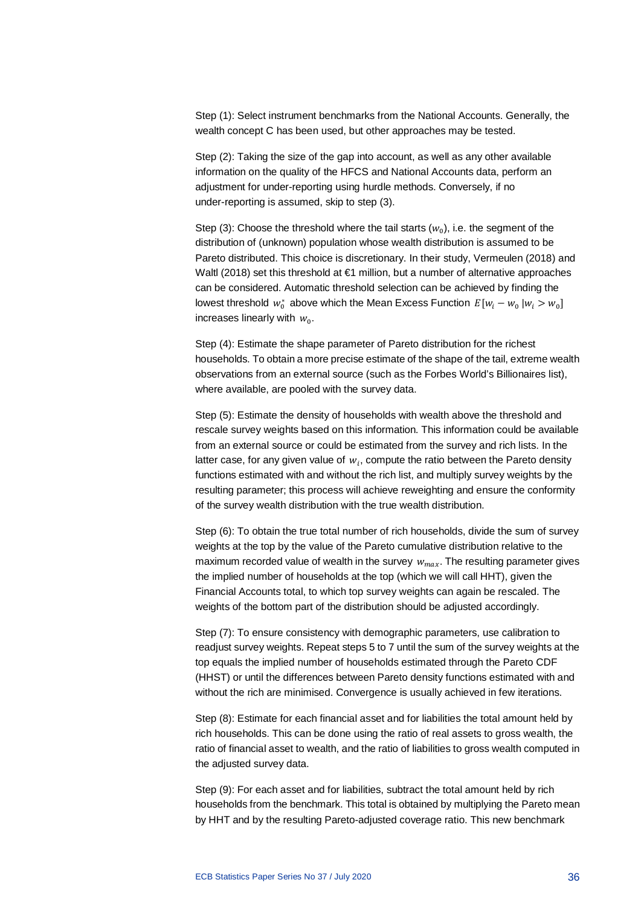Step (1): Select instrument benchmarks from the National Accounts. Generally, the wealth concept C has been used, but other approaches may be tested.

Step (2): Taking the size of the gap into account, as well as any other available information on the quality of the HFCS and National Accounts data, perform an adjustment for under-reporting using hurdle methods. Conversely, if no under-reporting is assumed, skip to step (3).

Step (3): Choose the threshold where the tail starts ($w_0$), i.e. the segment of the distribution of (unknown) population whose wealth distribution is assumed to be Pareto distributed. This choice is discretionary. In their study, Vermeulen (2018) and Waltl (2018) set this threshold at €1 million, but a number of alternative approaches can be considered. Automatic threshold selection can be achieved by finding the lowest threshold $w_0^*$ above which the Mean Excess Function $E[w_i - w_0 \,|w_i > w_0]$ increases linearly with $w_0$.

Step (4): Estimate the shape parameter of Pareto distribution for the richest households. To obtain a more precise estimate of the shape of the tail, extreme wealth observations from an external source (such as the Forbes World's Billionaires list), where available, are pooled with the survey data.

Step (5): Estimate the density of households with wealth above the threshold and rescale survey weights based on this information. This information could be available from an external source or could be estimated from the survey and rich lists. In the latter case, for any given value of $w_i$, compute the ratio between the Pareto density functions estimated with and without the rich list, and multiply survey weights by the resulting parameter; this process will achieve reweighting and ensure the conformity of the survey wealth distribution with the true wealth distribution.

Step (6): To obtain the true total number of rich households, divide the sum of survey weights at the top by the value of the Pareto cumulative distribution relative to the maximum recorded value of wealth in the survey $w_{max}$. The resulting parameter gives the implied number of households at the top (which we will call HHT), given the Financial Accounts total, to which top survey weights can again be rescaled. The weights of the bottom part of the distribution should be adjusted accordingly.

Step (7): To ensure consistency with demographic parameters, use calibration to readjust survey weights. Repeat steps 5 to 7 until the sum of the survey weights at the top equals the implied number of households estimated through the Pareto CDF (HHST) or until the differences between Pareto density functions estimated with and without the rich are minimised. Convergence is usually achieved in few iterations.

Step (8): Estimate for each financial asset and for liabilities the total amount held by rich households. This can be done using the ratio of real assets to gross wealth, the ratio of financial asset to wealth, and the ratio of liabilities to gross wealth computed in the adjusted survey data.

Step (9): For each asset and for liabilities, subtract the total amount held by rich households from the benchmark. This total is obtained by multiplying the Pareto mean by HHT and by the resulting Pareto-adjusted coverage ratio. This new benchmark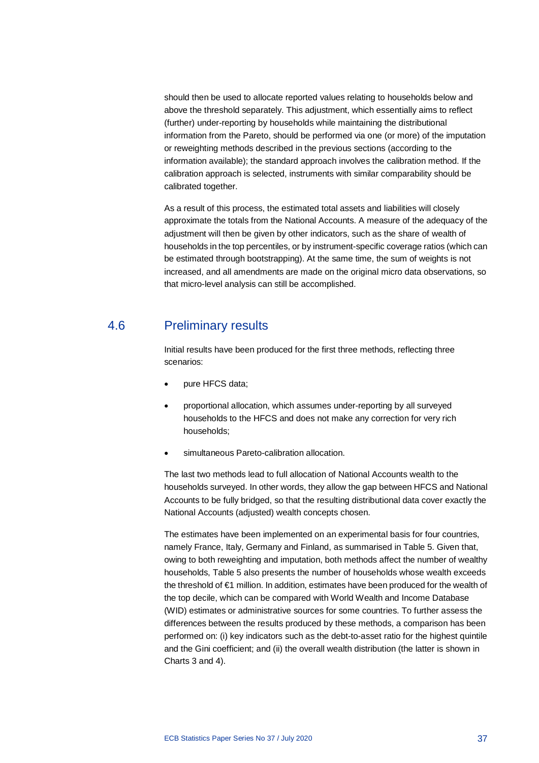should then be used to allocate reported values relating to households below and above the threshold separately. This adjustment, which essentially aims to reflect (further) under-reporting by households while maintaining the distributional information from the Pareto, should be performed via one (or more) of the imputation or reweighting methods described in the previous sections (according to the information available); the standard approach involves the calibration method. If the calibration approach is selected, instruments with similar comparability should be calibrated together.

As a result of this process, the estimated total assets and liabilities will closely approximate the totals from the National Accounts. A measure of the adequacy of the adjustment will then be given by other indicators, such as the share of wealth of households in the top percentiles, or by instrument-specific coverage ratios (which can be estimated through bootstrapping). At the same time, the sum of weights is not increased, and all amendments are made on the original micro data observations, so that micro-level analysis can still be accomplished.

## 4.6 Preliminary results

Initial results have been produced for the first three methods, reflecting three scenarios:

- pure HFCS data;
- proportional allocation, which assumes under-reporting by all surveyed households to the HFCS and does not make any correction for very rich households;
- simultaneous Pareto-calibration allocation.

The last two methods lead to full allocation of National Accounts wealth to the households surveyed. In other words, they allow the gap between HFCS and National Accounts to be fully bridged, so that the resulting distributional data cover exactly the National Accounts (adjusted) wealth concepts chosen.

The estimates have been implemented on an experimental basis for four countries, namely France, Italy, Germany and Finland, as summarised in Table 5. Given that, owing to both reweighting and imputation, both methods affect the number of wealthy households, Table 5 also presents the number of households whose wealth exceeds the threshold of €1 million. In addition, estimates have been produced for the wealth of the top decile, which can be compared with World Wealth and Income Database (WID) estimates or administrative sources for some countries. To further assess the differences between the results produced by these methods, a comparison has been performed on: (i) key indicators such as the debt-to-asset ratio for the highest quintile and the Gini coefficient; and (ii) the overall wealth distribution (the latter is shown in Charts 3 and 4).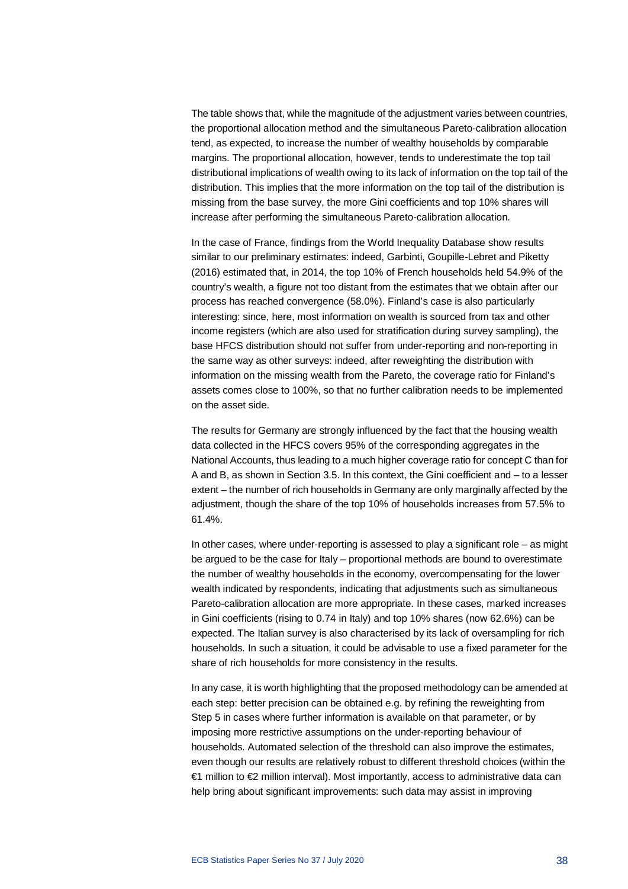The table shows that, while the magnitude of the adjustment varies between countries, the proportional allocation method and the simultaneous Pareto-calibration allocation tend, as expected, to increase the number of wealthy households by comparable margins. The proportional allocation, however, tends to underestimate the top tail distributional implications of wealth owing to its lack of information on the top tail of the distribution. This implies that the more information on the top tail of the distribution is missing from the base survey, the more Gini coefficients and top 10% shares will increase after performing the simultaneous Pareto-calibration allocation.

In the case of France, findings from the World Inequality Database show results similar to our preliminary estimates: indeed, Garbinti, Goupille-Lebret and Piketty (2016) estimated that, in 2014, the top 10% of French households held 54.9% of the country's wealth, a figure not too distant from the estimates that we obtain after our process has reached convergence (58.0%). Finland's case is also particularly interesting: since, here, most information on wealth is sourced from tax and other income registers (which are also used for stratification during survey sampling), the base HFCS distribution should not suffer from under-reporting and non-reporting in the same way as other surveys: indeed, after reweighting the distribution with information on the missing wealth from the Pareto, the coverage ratio for Finland's assets comes close to 100%, so that no further calibration needs to be implemented on the asset side.

The results for Germany are strongly influenced by the fact that the housing wealth data collected in the HFCS covers 95% of the corresponding aggregates in the National Accounts, thus leading to a much higher coverage ratio for concept C than for A and B, as shown in Section 3.5. In this context, the Gini coefficient and – to a lesser extent – the number of rich households in Germany are only marginally affected by the adjustment, though the share of the top 10% of households increases from 57.5% to 61.4%.

In other cases, where under-reporting is assessed to play a significant role – as might be argued to be the case for Italy – proportional methods are bound to overestimate the number of wealthy households in the economy, overcompensating for the lower wealth indicated by respondents, indicating that adjustments such as simultaneous Pareto-calibration allocation are more appropriate. In these cases, marked increases in Gini coefficients (rising to 0.74 in Italy) and top 10% shares (now 62.6%) can be expected. The Italian survey is also characterised by its lack of oversampling for rich households. In such a situation, it could be advisable to use a fixed parameter for the share of rich households for more consistency in the results.

In any case, it is worth highlighting that the proposed methodology can be amended at each step: better precision can be obtained e.g. by refining the reweighting from Step 5 in cases where further information is available on that parameter, or by imposing more restrictive assumptions on the under-reporting behaviour of households. Automated selection of the threshold can also improve the estimates, even though our results are relatively robust to different threshold choices (within the €1 million to €2 million interval). Most importantly, access to administrative data can help bring about significant improvements: such data may assist in improving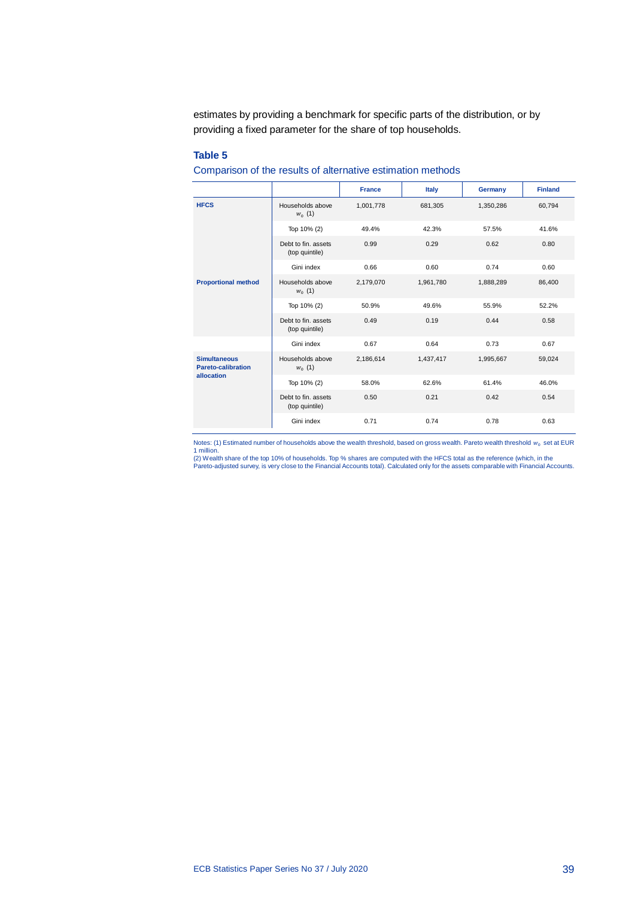estimates by providing a benchmark for specific parts of the distribution, or by providing a fixed parameter for the share of top households.

**Table 5**

Comparison of the results of alternative estimation methods

| | | France | Italy | Germany | Finland |
|---|---|---|---|---|---|
| **HFCS** | Households above $w_0$ (1) | 1,001,778 | 681,305 | 1,350,286 | 60,794 |
| | Top 10% (2) | 49.4% | 42.3% | 57.5% | 41.6% |
| | Debt to fin. assets (top quintile) | 0.99 | 0.29 | 0.62 | 0.80 |
| | Gini index | 0.66 | 0.60 | 0.74 | 0.60 |
| **Proportional method** | Households above $w_0$ (1) | 2,179,070 | 1,961,780 | 1,888,289 | 86,400 |
| | Top 10% (2) | 50.9% | 49.6% | 55.9% | 52.2% |
| | Debt to fin. assets (top quintile) | 0.49 | 0.19 | 0.44 | 0.58 |
| | Gini index | 0.67 | 0.64 | 0.73 | 0.67 |
| **Simultaneous Pareto-calibration allocation** | Households above $w_0$ (1) | 2,186,614 | 1,437,417 | 1,995,667 | 59,024 |
| | Top 10% (2) | 58.0% | 62.6% | 61.4% | 46.0% |
| | Debt to fin. assets (top quintile) | 0.50 | 0.21 | 0.42 | 0.54 |
| | Gini index | 0.71 | 0.74 | 0.78 | 0.63 |

Notes: (1) Estimated number of households above the wealth threshold, based on gross wealth. Pareto wealth threshold $w_0$ set at EUR 1 million.
(2) Wealth share of the top 10% of households. Top % shares are computed with the HFCS total as the reference (which, in the Pareto-adjusted survey, is very close to the Financial Accounts total). Calculated only for the assets comparable with Financial Accounts.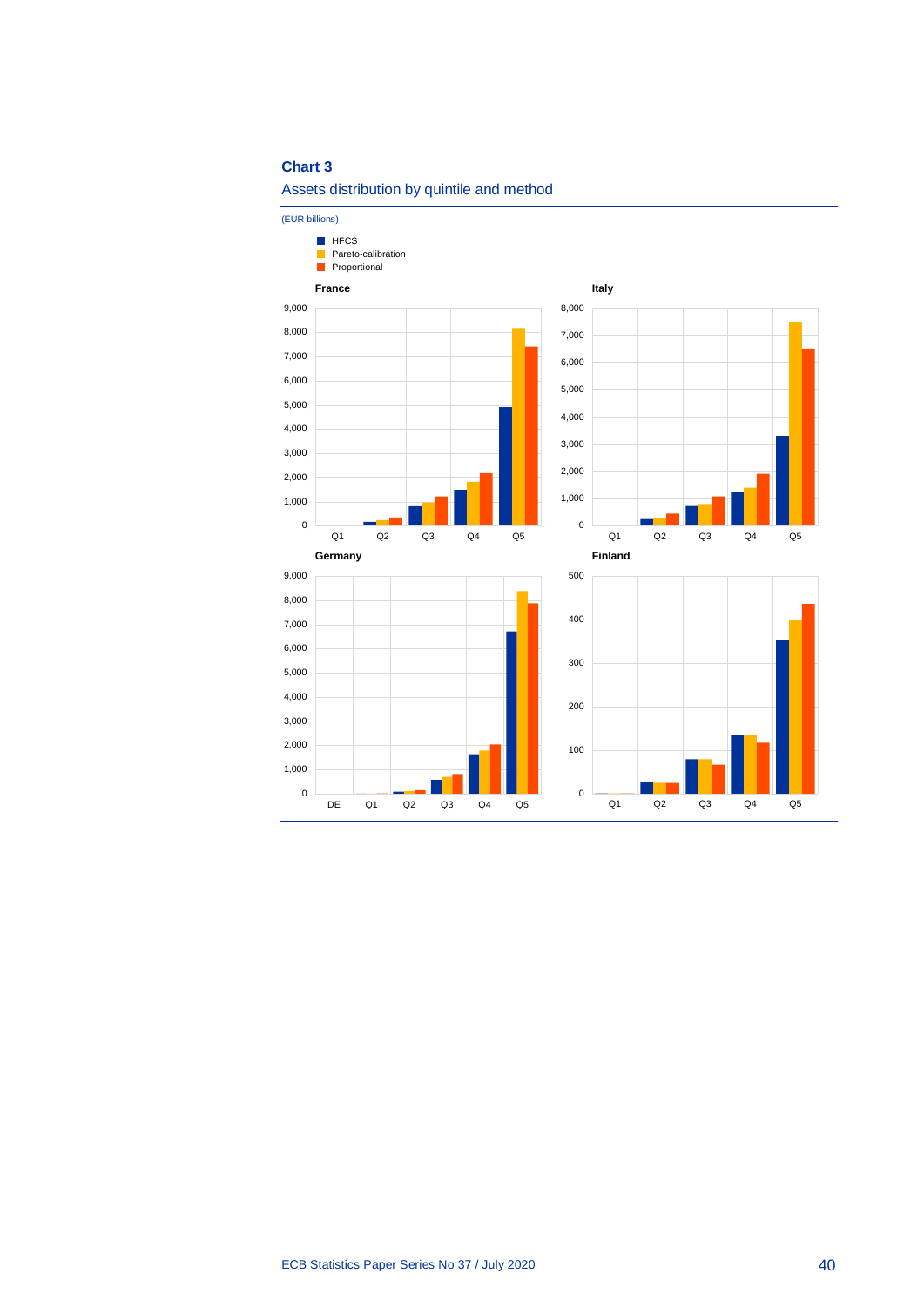**Chart 3**

Assets distribution by quintile and method

(EUR billions)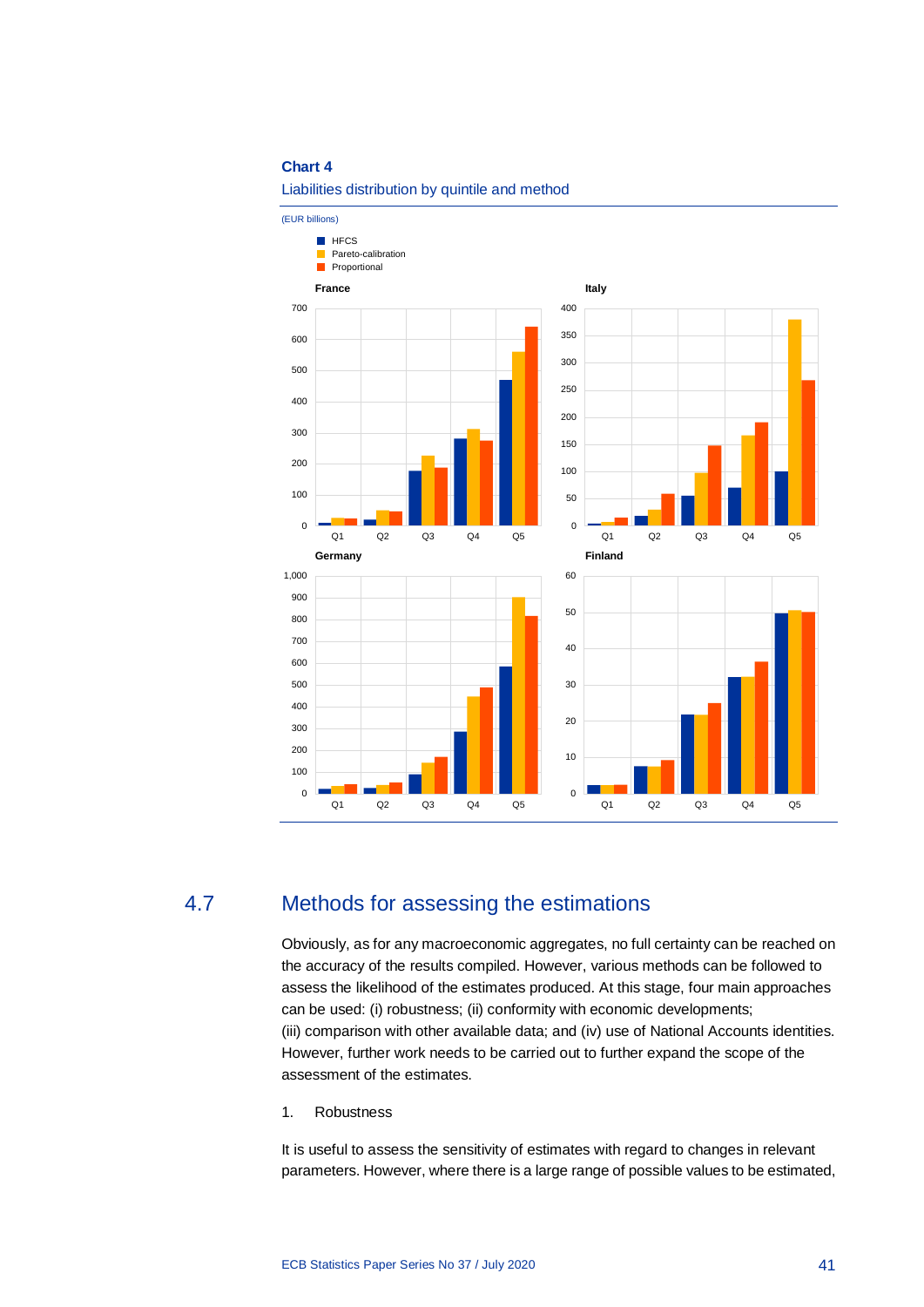**Chart 4**

Liabilities distribution by quintile and method

(EUR billions)

## 4.7 Methods for assessing the estimations

Obviously, as for any macroeconomic aggregates, no full certainty can be reached on the accuracy of the results compiled. However, various methods can be followed to assess the likelihood of the estimates produced. At this stage, four main approaches can be used: (i) robustness; (ii) conformity with economic developments; (iii) comparison with other available data; and (iv) use of National Accounts identities. However, further work needs to be carried out to further expand the scope of the assessment of the estimates.

1. Robustness

It is useful to assess the sensitivity of estimates with regard to changes in relevant parameters. However, where there is a large range of possible values to be estimated,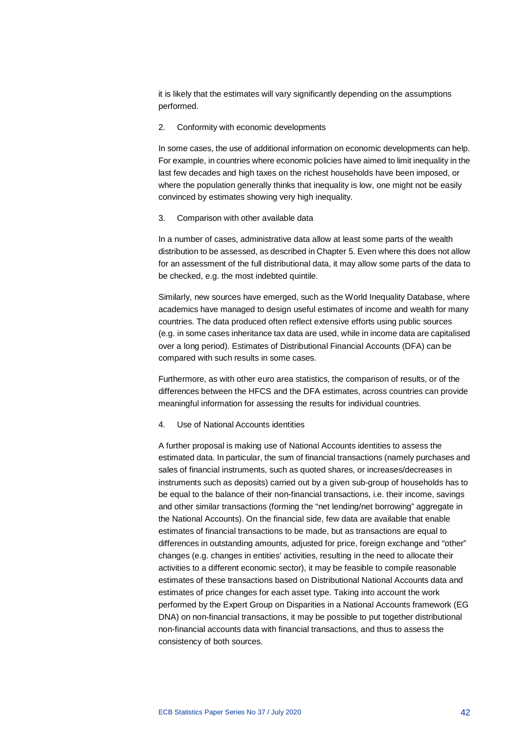it is likely that the estimates will vary significantly depending on the assumptions performed.

2. Conformity with economic developments

In some cases, the use of additional information on economic developments can help. For example, in countries where economic policies have aimed to limit inequality in the last few decades and high taxes on the richest households have been imposed, or where the population generally thinks that inequality is low, one might not be easily convinced by estimates showing very high inequality.

3. Comparison with other available data

In a number of cases, administrative data allow at least some parts of the wealth distribution to be assessed, as described in Chapter 5. Even where this does not allow for an assessment of the full distributional data, it may allow some parts of the data to be checked, e.g. the most indebted quintile.

Similarly, new sources have emerged, such as the World Inequality Database, where academics have managed to design useful estimates of income and wealth for many countries. The data produced often reflect extensive efforts using public sources (e.g. in some cases inheritance tax data are used, while in income data are capitalised over a long period). Estimates of Distributional Financial Accounts (DFA) can be compared with such results in some cases.

Furthermore, as with other euro area statistics, the comparison of results, or of the differences between the HFCS and the DFA estimates, across countries can provide meaningful information for assessing the results for individual countries.

4. Use of National Accounts identities

A further proposal is making use of National Accounts identities to assess the estimated data. In particular, the sum of financial transactions (namely purchases and sales of financial instruments, such as quoted shares, or increases/decreases in instruments such as deposits) carried out by a given sub-group of households has to be equal to the balance of their non-financial transactions, i.e. their income, savings and other similar transactions (forming the "net lending/net borrowing" aggregate in the National Accounts). On the financial side, few data are available that enable estimates of financial transactions to be made, but as transactions are equal to differences in outstanding amounts, adjusted for price, foreign exchange and "other" changes (e.g. changes in entities' activities, resulting in the need to allocate their activities to a different economic sector), it may be feasible to compile reasonable estimates of these transactions based on Distributional National Accounts data and estimates of price changes for each asset type. Taking into account the work performed by the Expert Group on Disparities in a National Accounts framework (EG DNA) on non-financial transactions, it may be possible to put together distributional non-financial accounts data with financial transactions, and thus to assess the consistency of both sources.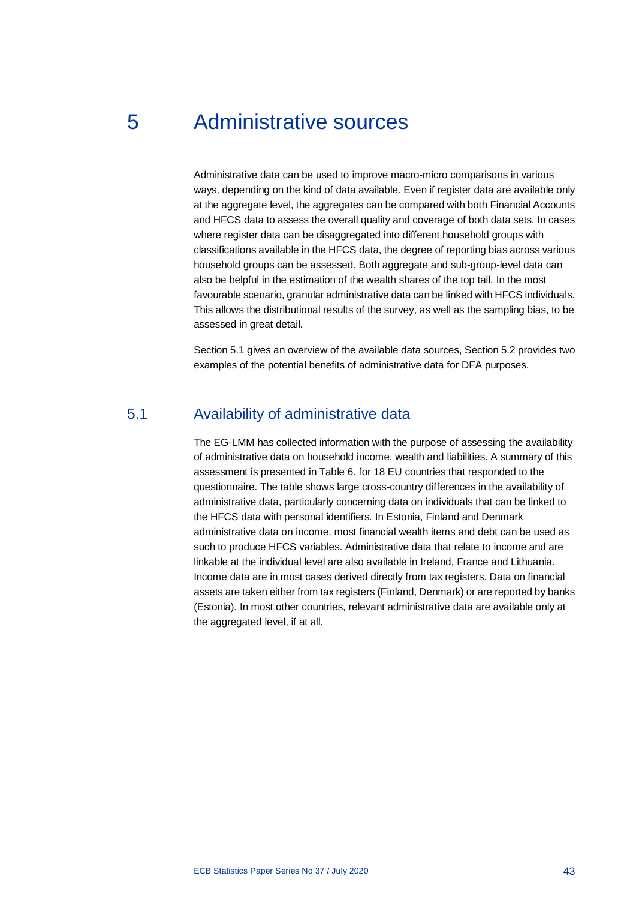# 5 Administrative sources

Administrative data can be used to improve macro-micro comparisons in various ways, depending on the kind of data available. Even if register data are available only at the aggregate level, the aggregates can be compared with both Financial Accounts and HFCS data to assess the overall quality and coverage of both data sets. In cases where register data can be disaggregated into different household groups with classifications available in the HFCS data, the degree of reporting bias across various household groups can be assessed. Both aggregate and sub-group-level data can also be helpful in the estimation of the wealth shares of the top tail. In the most favourable scenario, granular administrative data can be linked with HFCS individuals. This allows the distributional results of the survey, as well as the sampling bias, to be assessed in great detail.

Section 5.1 gives an overview of the available data sources, Section 5.2 provides two examples of the potential benefits of administrative data for DFA purposes.

## 5.1 Availability of administrative data

The EG-LMM has collected information with the purpose of assessing the availability of administrative data on household income, wealth and liabilities. A summary of this assessment is presented in Table 6. for 18 EU countries that responded to the questionnaire. The table shows large cross-country differences in the availability of administrative data, particularly concerning data on individuals that can be linked to the HFCS data with personal identifiers. In Estonia, Finland and Denmark administrative data on income, most financial wealth items and debt can be used as such to produce HFCS variables. Administrative data that relate to income and are linkable at the individual level are also available in Ireland, France and Lithuania. Income data are in most cases derived directly from tax registers. Data on financial assets are taken either from tax registers (Finland, Denmark) or are reported by banks (Estonia). In most other countries, relevant administrative data are available only at the aggregated level, if at all.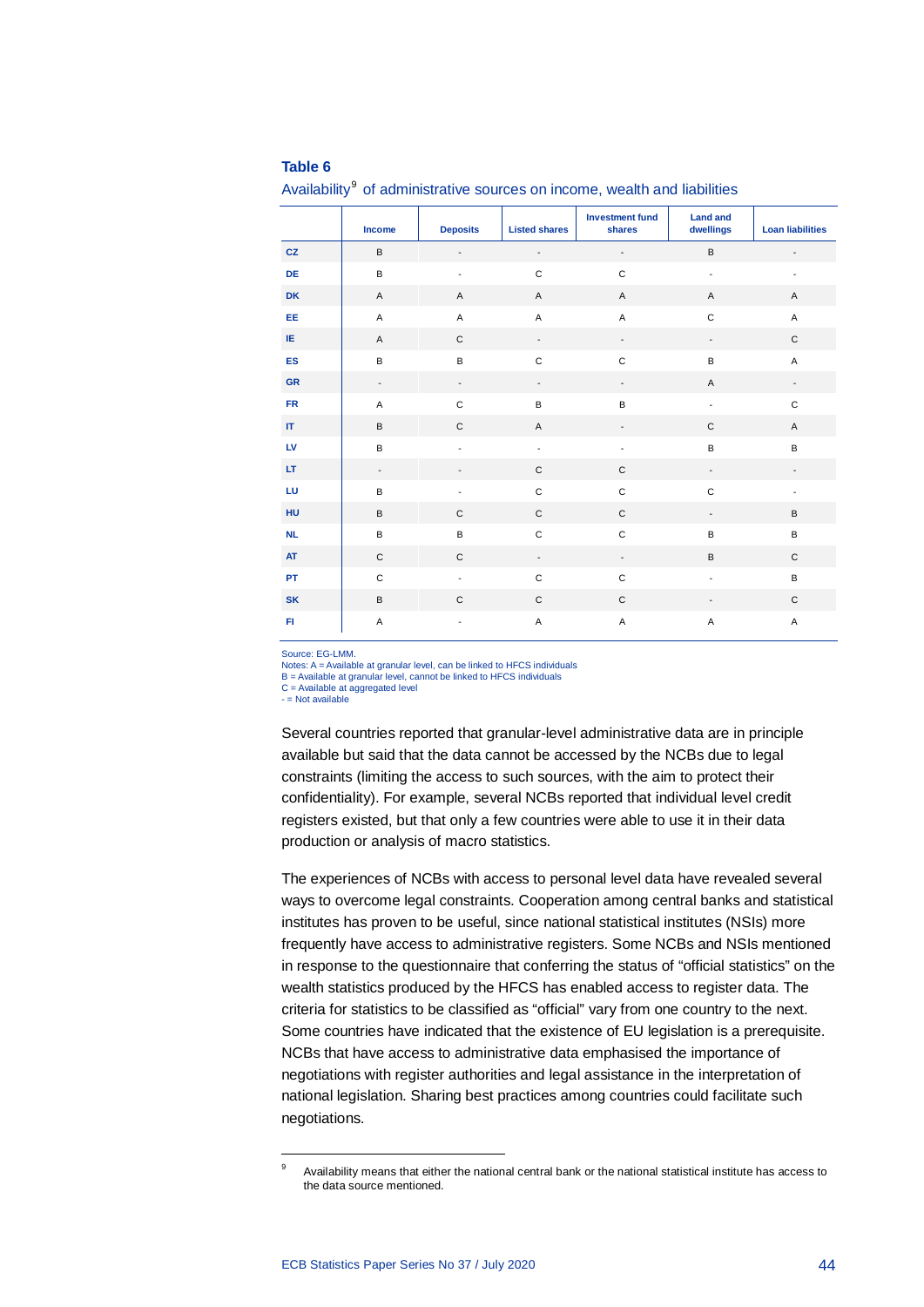**Table 6**

Availability[9] of administrative sources on income, wealth and liabilities

| | Income | Deposits | Listed shares | Investment fund shares | Land and dwellings | Loan liabilities |
|---|---|---|---|---|---|---|
| CZ | B | - | - | - | B | - |
| DE | B | - | C | C | - | - |
| DK | A | A | A | A | A | A |
| EE | A | A | A | A | C | A |
| IE | A | C | - | - | - | C |
| ES | B | B | C | C | B | A |
| GR | - | - | - | - | A | - |
| FR | A | C | B | B | - | C |
| IT | B | C | A | - | C | A |
| LV | B | - | - | - | B | B |
| LT | - | - | C | C | - | - |
| LU | B | - | C | C | C | - |
| HU | B | C | C | C | - | B |
| NL | B | B | C | C | B | B |
| AT | C | C | - | - | B | C |
| PT | C | - | C | C | - | B |
| SK | B | C | C | C | - | C |
| FI | A | - | A | A | A | A |

Source: EG-LMM.
Notes: A = Available at granular level, can be linked to HFCS individuals
B = Available at granular level, cannot be linked to HFCS individuals
C = Available at aggregated level
- = Not available

Several countries reported that granular-level administrative data are in principle available but said that the data cannot be accessed by the NCBs due to legal constraints (limiting the access to such sources, with the aim to protect their confidentiality). For example, several NCBs reported that individual level credit registers existed, but that only a few countries were able to use it in their data production or analysis of macro statistics.

The experiences of NCBs with access to personal level data have revealed several ways to overcome legal constraints. Cooperation among central banks and statistical institutes has proven to be useful, since national statistical institutes (NSIs) more frequently have access to administrative registers. Some NCBs and NSIs mentioned in response to the questionnaire that conferring the status of "official statistics" on the wealth statistics produced by the HFCS has enabled access to register data. The criteria for statistics to be classified as "official" vary from one country to the next. Some countries have indicated that the existence of EU legislation is a prerequisite. NCBs that have access to administrative data emphasised the importance of negotiations with register authorities and legal assistance in the interpretation of national legislation. Sharing best practices among countries could facilitate such negotiations.

[9] Availability means that either the national central bank or the national statistical institute has access to the data source mentioned.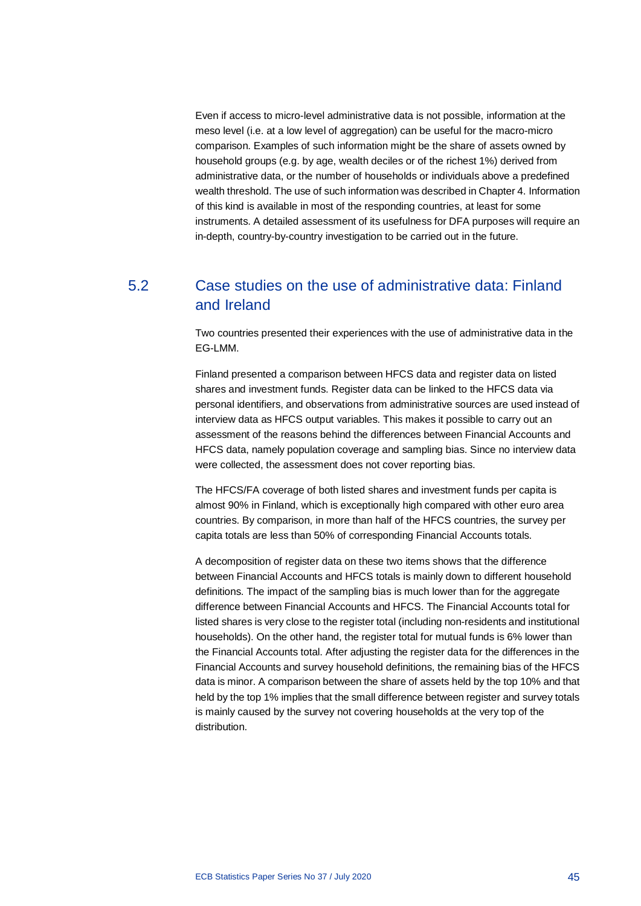Even if access to micro-level administrative data is not possible, information at the meso level (i.e. at a low level of aggregation) can be useful for the macro-micro comparison. Examples of such information might be the share of assets owned by household groups (e.g. by age, wealth deciles or of the richest 1%) derived from administrative data, or the number of households or individuals above a predefined wealth threshold. The use of such information was described in Chapter 4. Information of this kind is available in most of the responding countries, at least for some instruments. A detailed assessment of its usefulness for DFA purposes will require an in-depth, country-by-country investigation to be carried out in the future.

## 5.2 Case studies on the use of administrative data: Finland and Ireland

Two countries presented their experiences with the use of administrative data in the EG-LMM.

Finland presented a comparison between HFCS data and register data on listed shares and investment funds. Register data can be linked to the HFCS data via personal identifiers, and observations from administrative sources are used instead of interview data as HFCS output variables. This makes it possible to carry out an assessment of the reasons behind the differences between Financial Accounts and HFCS data, namely population coverage and sampling bias. Since no interview data were collected, the assessment does not cover reporting bias.

The HFCS/FA coverage of both listed shares and investment funds per capita is almost 90% in Finland, which is exceptionally high compared with other euro area countries. By comparison, in more than half of the HFCS countries, the survey per capita totals are less than 50% of corresponding Financial Accounts totals.

A decomposition of register data on these two items shows that the difference between Financial Accounts and HFCS totals is mainly down to different household definitions. The impact of the sampling bias is much lower than for the aggregate difference between Financial Accounts and HFCS. The Financial Accounts total for listed shares is very close to the register total (including non-residents and institutional households). On the other hand, the register total for mutual funds is 6% lower than the Financial Accounts total. After adjusting the register data for the differences in the Financial Accounts and survey household definitions, the remaining bias of the HFCS data is minor. A comparison between the share of assets held by the top 10% and that held by the top 1% implies that the small difference between register and survey totals is mainly caused by the survey not covering households at the very top of the distribution.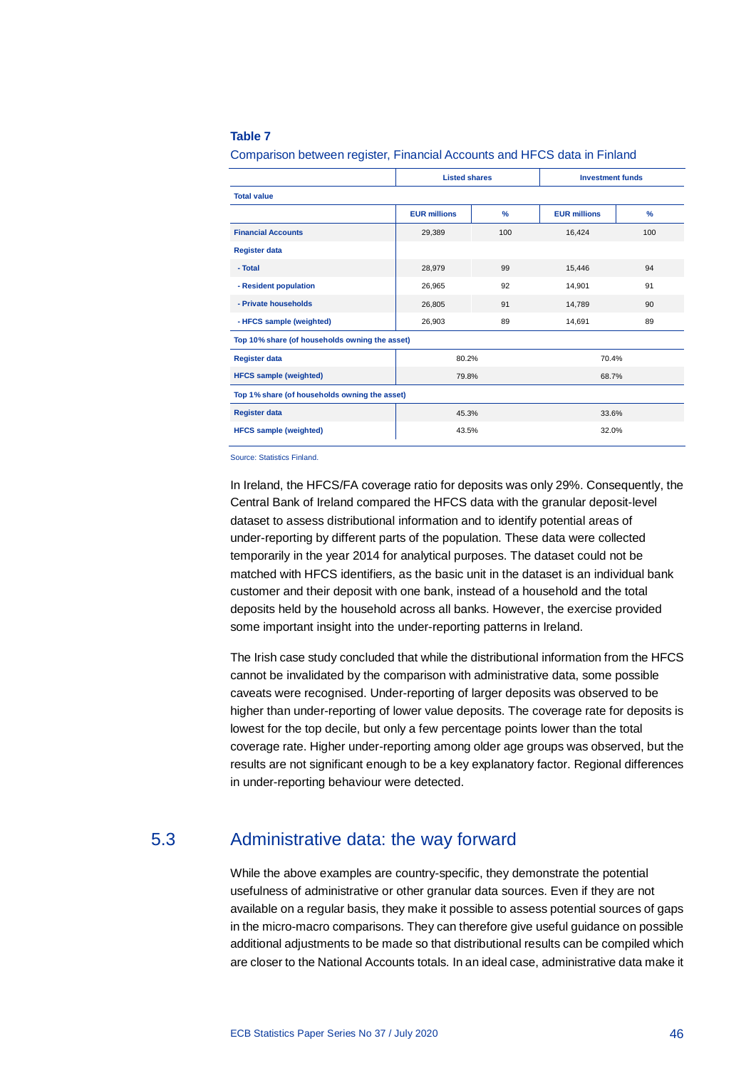**Table 7**

Comparison between register, Financial Accounts and HFCS data in Finland

| | Listed shares | | Investment funds | |
|---|---|---|---|---|
| **Total value** | | | | |
| | **EUR millions** | **%** | **EUR millions** | **%** |
| **Financial Accounts** | 29,389 | 100 | 16,424 | 100 |
| **Register data** | | | | |
| **- Total** | 28,979 | 99 | 15,446 | 94 |
| **- Resident population** | 26,965 | 92 | 14,901 | 91 |
| **- Private households** | 26,805 | 91 | 14,789 | 90 |
| **- HFCS sample (weighted)** | 26,903 | 89 | 14,691 | 89 |
| **Top 10% share (of households owning the asset)** | | | | |
| **Register data** | 80.2% | | 70.4% | |
| **HFCS sample (weighted)** | 79.8% | | 68.7% | |
| **Top 1% share (of households owning the asset)** | | | | |
| **Register data** | 45.3% | | 33.6% | |
| **HFCS sample (weighted)** | 43.5% | | 32.0% | |

Source: Statistics Finland.

In Ireland, the HFCS/FA coverage ratio for deposits was only 29%. Consequently, the Central Bank of Ireland compared the HFCS data with the granular deposit-level dataset to assess distributional information and to identify potential areas of under-reporting by different parts of the population. These data were collected temporarily in the year 2014 for analytical purposes. The dataset could not be matched with HFCS identifiers, as the basic unit in the dataset is an individual bank customer and their deposit with one bank, instead of a household and the total deposits held by the household across all banks. However, the exercise provided some important insight into the under-reporting patterns in Ireland.

The Irish case study concluded that while the distributional information from the HFCS cannot be invalidated by the comparison with administrative data, some possible caveats were recognised. Under-reporting of larger deposits was observed to be higher than under-reporting of lower value deposits. The coverage rate for deposits is lowest for the top decile, but only a few percentage points lower than the total coverage rate. Higher under-reporting among older age groups was observed, but the results are not significant enough to be a key explanatory factor. Regional differences in under-reporting behaviour were detected.

## 5.3 Administrative data: the way forward

While the above examples are country-specific, they demonstrate the potential usefulness of administrative or other granular data sources. Even if they are not available on a regular basis, they make it possible to assess potential sources of gaps in the micro-macro comparisons. They can therefore give useful guidance on possible additional adjustments to be made so that distributional results can be compiled which are closer to the National Accounts totals. In an ideal case, administrative data make it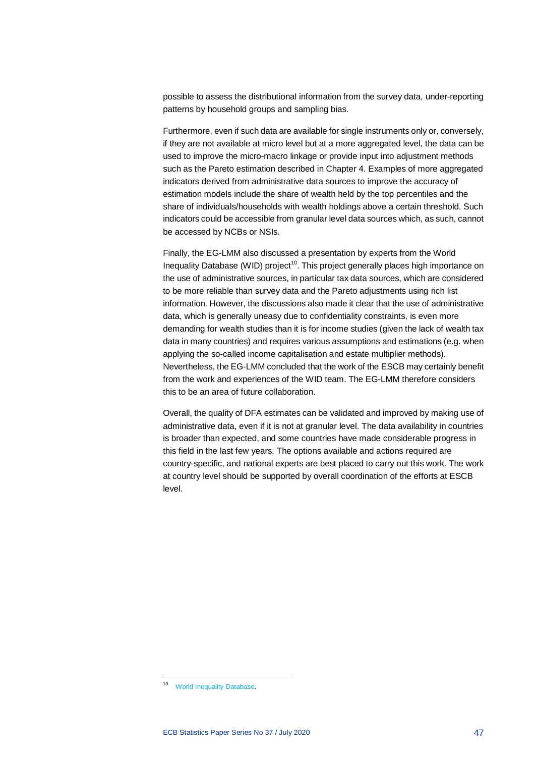possible to assess the distributional information from the survey data, under-reporting patterns by household groups and sampling bias.

Furthermore, even if such data are available for single instruments only or, conversely, if they are not available at micro level but at a more aggregated level, the data can be used to improve the micro-macro linkage or provide input into adjustment methods such as the Pareto estimation described in Chapter 4. Examples of more aggregated indicators derived from administrative data sources to improve the accuracy of estimation models include the share of wealth held by the top percentiles and the share of individuals/households with wealth holdings above a certain threshold. Such indicators could be accessible from granular level data sources which, as such, cannot be accessed by NCBs or NSIs.

Finally, the EG-LMM also discussed a presentation by experts from the World Inequality Database (WID) project[10]. This project generally places high importance on the use of administrative sources, in particular tax data sources, which are considered to be more reliable than survey data and the Pareto adjustments using rich list information. However, the discussions also made it clear that the use of administrative data, which is generally uneasy due to confidentiality constraints, is even more demanding for wealth studies than it is for income studies (given the lack of wealth tax data in many countries) and requires various assumptions and estimations (e.g. when applying the so-called income capitalisation and estate multiplier methods). Nevertheless, the EG-LMM concluded that the work of the ESCB may certainly benefit from the work and experiences of the WID team. The EG-LMM therefore considers this to be an area of future collaboration.

Overall, the quality of DFA estimates can be validated and improved by making use of administrative data, even if it is not at granular level. The data availability in countries is broader than expected, and some countries have made considerable progress in this field in the last few years. The options available and actions required are country-specific, and national experts are best placed to carry out this work. The work at country level should be supported by overall coordination of the efforts at ESCB level.

[10] World Inequality Database.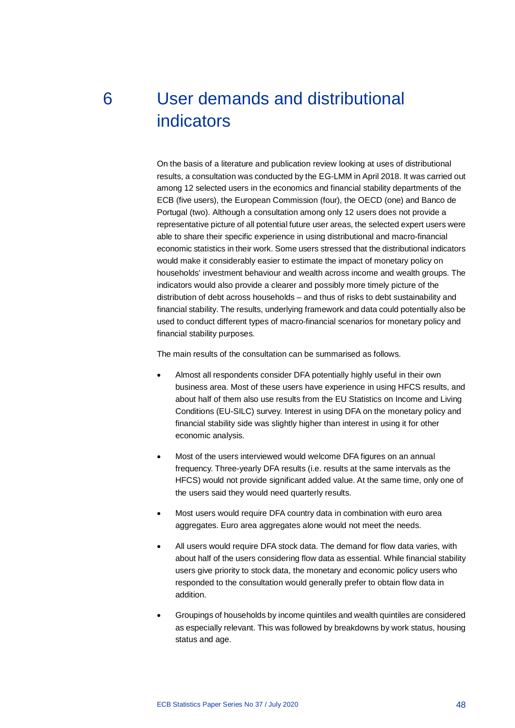# 6 User demands and distributional indicators

On the basis of a literature and publication review looking at uses of distributional results, a consultation was conducted by the EG-LMM in April 2018. It was carried out among 12 selected users in the economics and financial stability departments of the ECB (five users), the European Commission (four), the OECD (one) and Banco de Portugal (two). Although a consultation among only 12 users does not provide a representative picture of all potential future user areas, the selected expert users were able to share their specific experience in using distributional and macro-financial economic statistics in their work. Some users stressed that the distributional indicators would make it considerably easier to estimate the impact of monetary policy on households' investment behaviour and wealth across income and wealth groups. The indicators would also provide a clearer and possibly more timely picture of the distribution of debt across households – and thus of risks to debt sustainability and financial stability. The results, underlying framework and data could potentially also be used to conduct different types of macro-financial scenarios for monetary policy and financial stability purposes.

The main results of the consultation can be summarised as follows.

- Almost all respondents consider DFA potentially highly useful in their own business area. Most of these users have experience in using HFCS results, and about half of them also use results from the EU Statistics on Income and Living Conditions (EU-SILC) survey. Interest in using DFA on the monetary policy and financial stability side was slightly higher than interest in using it for other economic analysis.
- Most of the users interviewed would welcome DFA figures on an annual frequency. Three-yearly DFA results (i.e. results at the same intervals as the HFCS) would not provide significant added value. At the same time, only one of the users said they would need quarterly results.
- Most users would require DFA country data in combination with euro area aggregates. Euro area aggregates alone would not meet the needs.
- All users would require DFA stock data. The demand for flow data varies, with about half of the users considering flow data as essential. While financial stability users give priority to stock data, the monetary and economic policy users who responded to the consultation would generally prefer to obtain flow data in addition.
- Groupings of households by income quintiles and wealth quintiles are considered as especially relevant. This was followed by breakdowns by work status, housing status and age.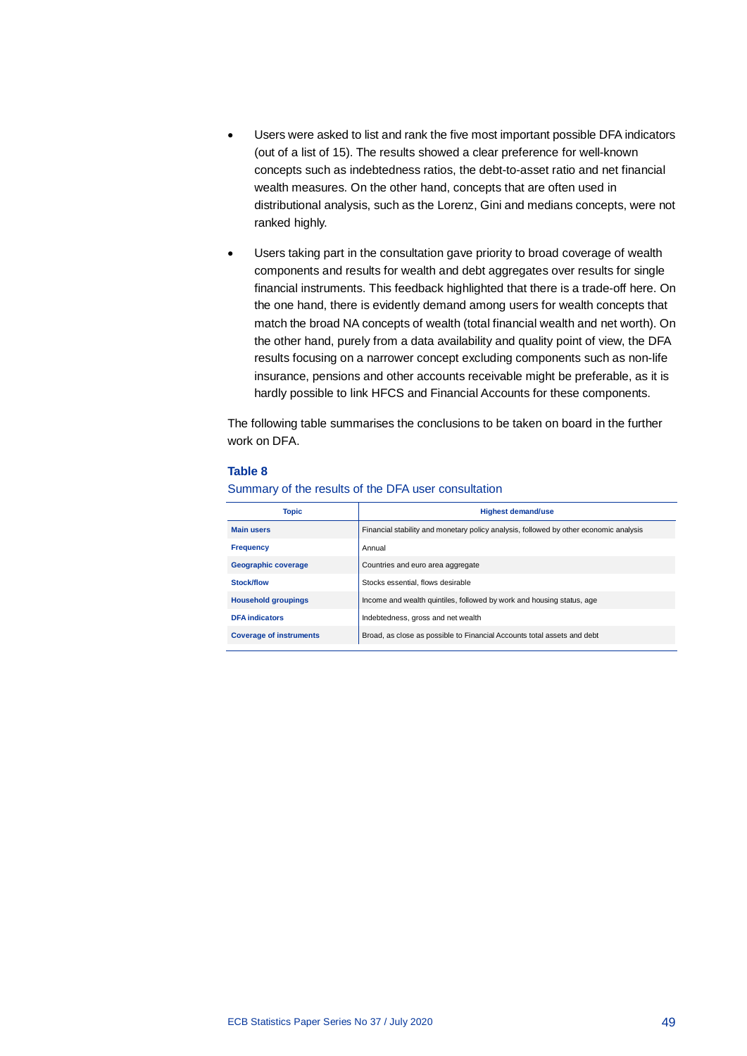- Users were asked to list and rank the five most important possible DFA indicators (out of a list of 15). The results showed a clear preference for well-known concepts such as indebtedness ratios, the debt-to-asset ratio and net financial wealth measures. On the other hand, concepts that are often used in distributional analysis, such as the Lorenz, Gini and medians concepts, were not ranked highly.
- Users taking part in the consultation gave priority to broad coverage of wealth components and results for wealth and debt aggregates over results for single financial instruments. This feedback highlighted that there is a trade-off here. On the one hand, there is evidently demand among users for wealth concepts that match the broad NA concepts of wealth (total financial wealth and net worth). On the other hand, purely from a data availability and quality point of view, the DFA results focusing on a narrower concept excluding components such as non-life insurance, pensions and other accounts receivable might be preferable, as it is hardly possible to link HFCS and Financial Accounts for these components.

The following table summarises the conclusions to be taken on board in the further work on DFA.

**Table 8**

Summary of the results of the DFA user consultation

| Topic | Highest demand/use |
|---|---|
| **Main users** | Financial stability and monetary policy analysis, followed by other economic analysis |
| **Frequency** | Annual |
| **Geographic coverage** | Countries and euro area aggregate |
| **Stock/flow** | Stocks essential, flows desirable |
| **Household groupings** | Income and wealth quintiles, followed by work and housing status, age |
| **DFA indicators** | Indebtedness, gross and net wealth |
| **Coverage of instruments** | Broad, as close as possible to Financial Accounts total assets and debt |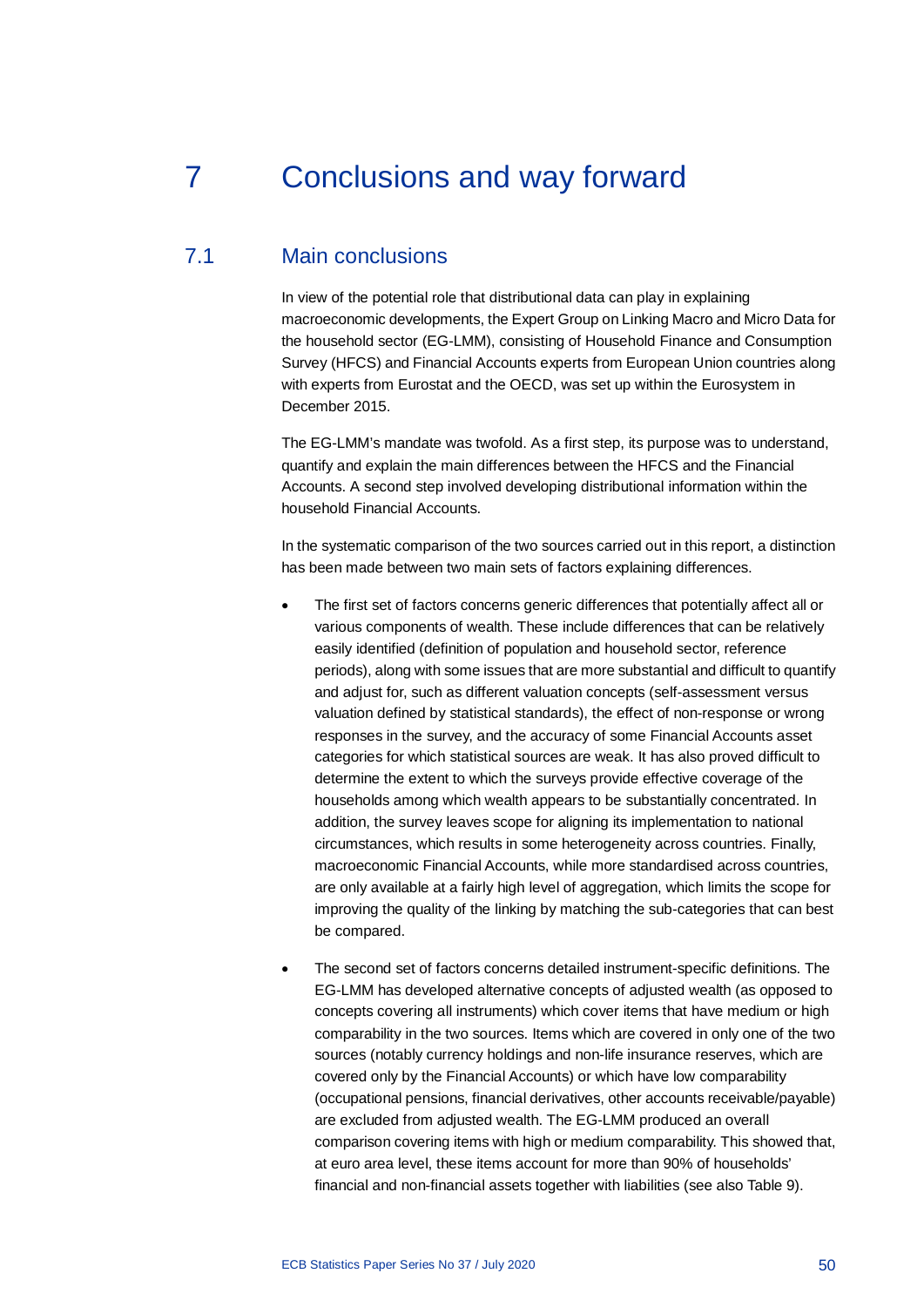# 7 Conclusions and way forward

## 7.1 Main conclusions

In view of the potential role that distributional data can play in explaining macroeconomic developments, the Expert Group on Linking Macro and Micro Data for the household sector (EG-LMM), consisting of Household Finance and Consumption Survey (HFCS) and Financial Accounts experts from European Union countries along with experts from Eurostat and the OECD, was set up within the Eurosystem in December 2015.

The EG-LMM's mandate was twofold. As a first step, its purpose was to understand, quantify and explain the main differences between the HFCS and the Financial Accounts. A second step involved developing distributional information within the household Financial Accounts.

In the systematic comparison of the two sources carried out in this report, a distinction has been made between two main sets of factors explaining differences.

- The first set of factors concerns generic differences that potentially affect all or various components of wealth. These include differences that can be relatively easily identified (definition of population and household sector, reference periods), along with some issues that are more substantial and difficult to quantify and adjust for, such as different valuation concepts (self-assessment versus valuation defined by statistical standards), the effect of non-response or wrong responses in the survey, and the accuracy of some Financial Accounts asset categories for which statistical sources are weak. It has also proved difficult to determine the extent to which the surveys provide effective coverage of the households among which wealth appears to be substantially concentrated. In addition, the survey leaves scope for aligning its implementation to national circumstances, which results in some heterogeneity across countries. Finally, macroeconomic Financial Accounts, while more standardised across countries, are only available at a fairly high level of aggregation, which limits the scope for improving the quality of the linking by matching the sub-categories that can best be compared.
- The second set of factors concerns detailed instrument-specific definitions. The EG-LMM has developed alternative concepts of adjusted wealth (as opposed to concepts covering all instruments) which cover items that have medium or high comparability in the two sources. Items which are covered in only one of the two sources (notably currency holdings and non-life insurance reserves, which are covered only by the Financial Accounts) or which have low comparability (occupational pensions, financial derivatives, other accounts receivable/payable) are excluded from adjusted wealth. The EG-LMM produced an overall comparison covering items with high or medium comparability. This showed that, at euro area level, these items account for more than 90% of households' financial and non-financial assets together with liabilities (see also Table 9).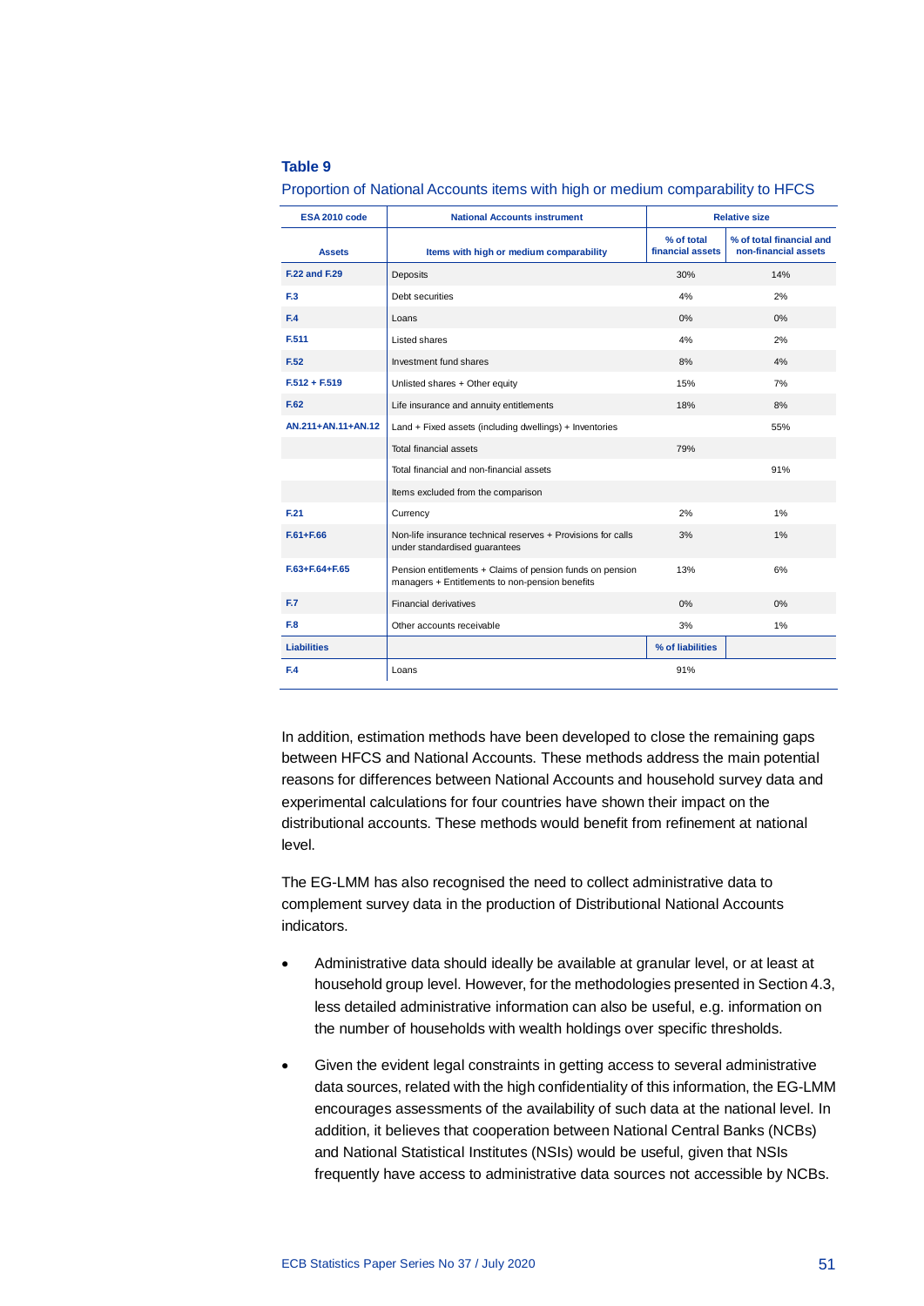**Table 9**

Proportion of National Accounts items with high or medium comparability to HFCS

| ESA 2010 code | National Accounts instrument | Relative size | |
|---|---|---|---|
| **Assets** | **Items with high or medium comparability** | **% of total financial assets** | **% of total financial and non-financial assets** |
| F.22 and F.29 | Deposits | 30% | 14% |
| F.3 | Debt securities | 4% | 2% |
| F.4 | Loans | 0% | 0% |
| F.511 | Listed shares | 4% | 2% |
| F.52 | Investment fund shares | 8% | 4% |
| F.512 + F.519 | Unlisted shares + Other equity | 15% | 7% |
| F.62 | Life insurance and annuity entitlements | 18% | 8% |
| AN.211+AN.11+AN.12 | Land + Fixed assets (including dwellings) + Inventories | | 55% |
| | Total financial assets | 79% | |
| | Total financial and non-financial assets | | 91% |
| | Items excluded from the comparison | | |
| F.21 | Currency | 2% | 1% |
| F.61+F.66 | Non-life insurance technical reserves + Provisions for calls under standardised guarantees | 3% | 1% |
| F.63+F.64+F.65 | Pension entitlements + Claims of pension funds on pension managers + Entitlements to non-pension benefits | 13% | 6% |
| F.7 | Financial derivatives | 0% | 0% |
| F.8 | Other accounts receivable | 3% | 1% |
| **Liabilities** | | **% of liabilities** | |
| F.4 | Loans | 91% | |

In addition, estimation methods have been developed to close the remaining gaps between HFCS and National Accounts. These methods address the main potential reasons for differences between National Accounts and household survey data and experimental calculations for four countries have shown their impact on the distributional accounts. These methods would benefit from refinement at national level.

The EG-LMM has also recognised the need to collect administrative data to complement survey data in the production of Distributional National Accounts indicators.

- Administrative data should ideally be available at granular level, or at least at household group level. However, for the methodologies presented in Section 4.3, less detailed administrative information can also be useful, e.g. information on the number of households with wealth holdings over specific thresholds.
- Given the evident legal constraints in getting access to several administrative data sources, related with the high confidentiality of this information, the EG-LMM encourages assessments of the availability of such data at the national level. In addition, it believes that cooperation between National Central Banks (NCBs) and National Statistical Institutes (NSIs) would be useful, given that NSIs frequently have access to administrative data sources not accessible by NCBs.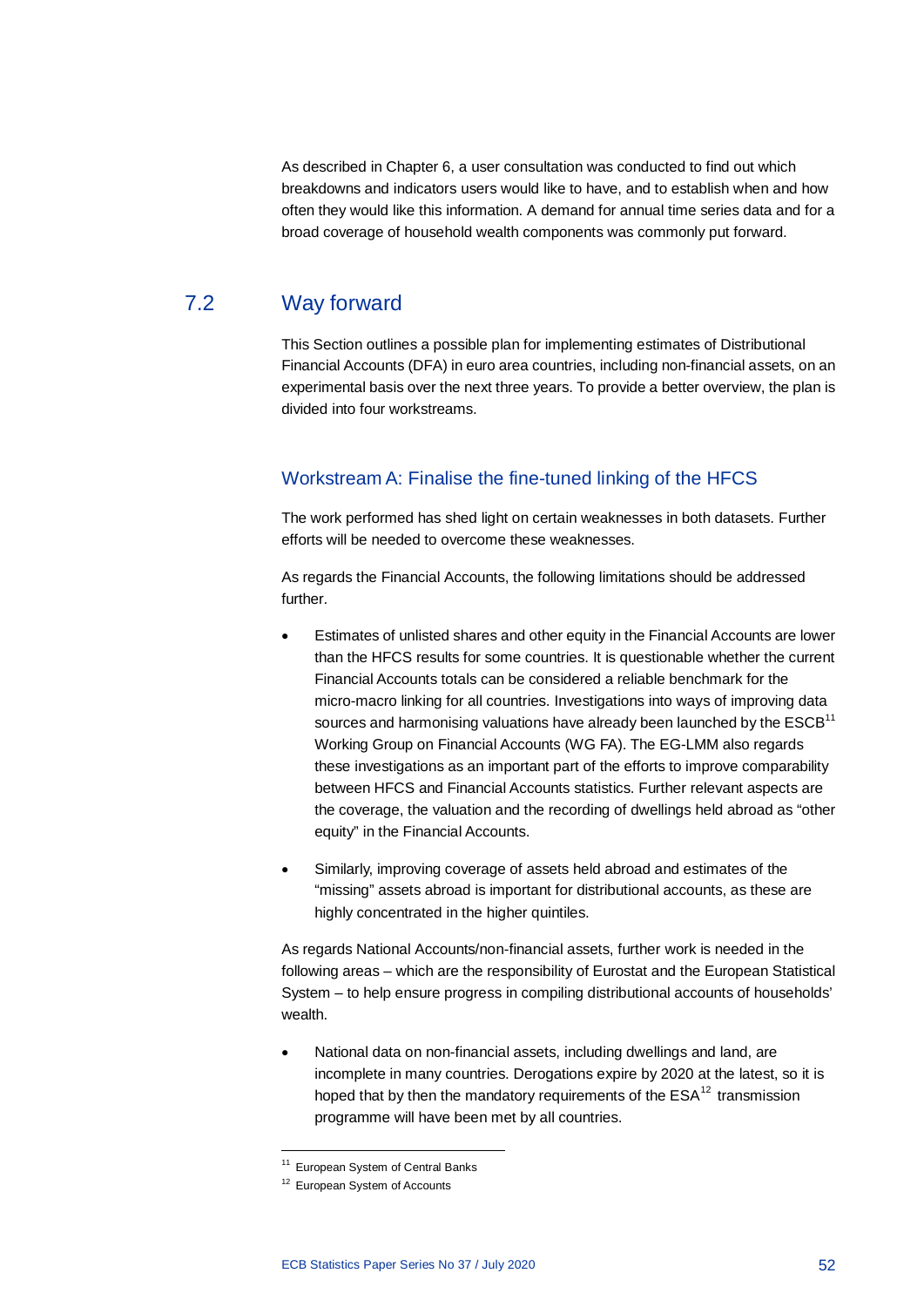As described in Chapter 6, a user consultation was conducted to find out which breakdowns and indicators users would like to have, and to establish when and how often they would like this information. A demand for annual time series data and for a broad coverage of household wealth components was commonly put forward.

## 7.2 Way forward

This Section outlines a possible plan for implementing estimates of Distributional Financial Accounts (DFA) in euro area countries, including non-financial assets, on an experimental basis over the next three years. To provide a better overview, the plan is divided into four workstreams.

### Workstream A: Finalise the fine-tuned linking of the HFCS

The work performed has shed light on certain weaknesses in both datasets. Further efforts will be needed to overcome these weaknesses.

As regards the Financial Accounts, the following limitations should be addressed further.

- Estimates of unlisted shares and other equity in the Financial Accounts are lower than the HFCS results for some countries. It is questionable whether the current Financial Accounts totals can be considered a reliable benchmark for the micro-macro linking for all countries. Investigations into ways of improving data sources and harmonising valuations have already been launched by the ESCB[11] Working Group on Financial Accounts (WG FA). The EG-LMM also regards these investigations as an important part of the efforts to improve comparability between HFCS and Financial Accounts statistics. Further relevant aspects are the coverage, the valuation and the recording of dwellings held abroad as "other equity" in the Financial Accounts.
- Similarly, improving coverage of assets held abroad and estimates of the "missing" assets abroad is important for distributional accounts, as these are highly concentrated in the higher quintiles.

As regards National Accounts/non-financial assets, further work is needed in the following areas – which are the responsibility of Eurostat and the European Statistical System – to help ensure progress in compiling distributional accounts of households' wealth.

- National data on non-financial assets, including dwellings and land, are incomplete in many countries. Derogations expire by 2020 at the latest, so it is hoped that by then the mandatory requirements of the ESA[12] transmission programme will have been met by all countries.

---

[11] European System of Central Banks

[12] European System of Accounts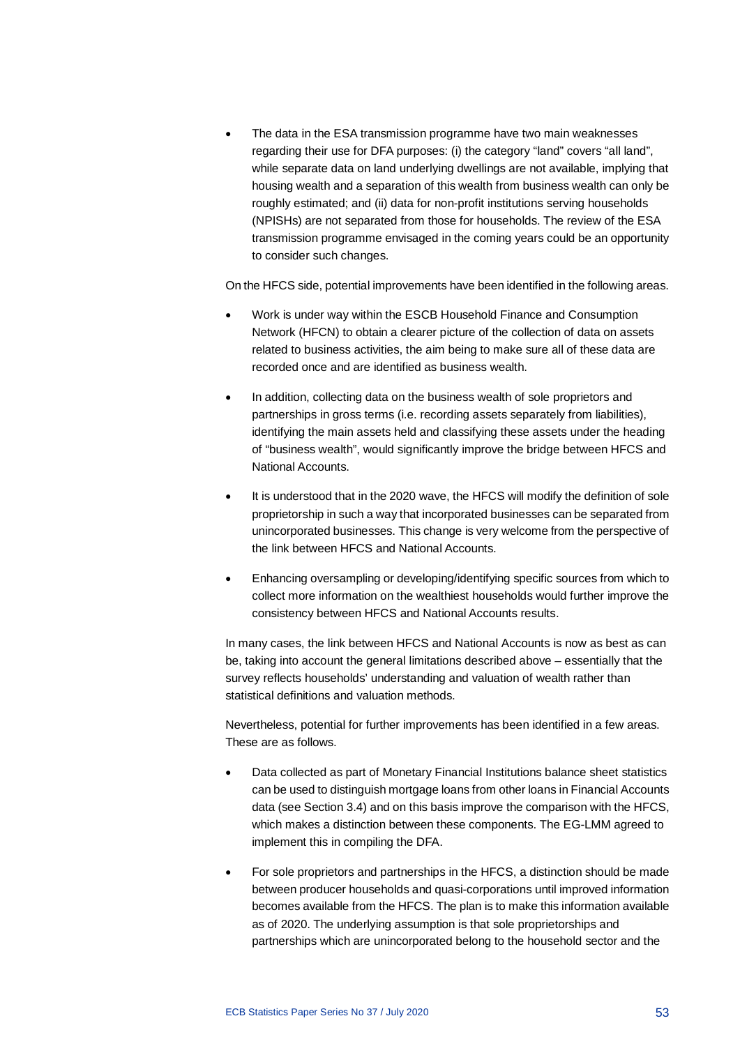- The data in the ESA transmission programme have two main weaknesses regarding their use for DFA purposes: (i) the category "land" covers "all land", while separate data on land underlying dwellings are not available, implying that housing wealth and a separation of this wealth from business wealth can only be roughly estimated; and (ii) data for non-profit institutions serving households (NPISHs) are not separated from those for households. The review of the ESA transmission programme envisaged in the coming years could be an opportunity to consider such changes.

On the HFCS side, potential improvements have been identified in the following areas.

- Work is under way within the ESCB Household Finance and Consumption Network (HFCN) to obtain a clearer picture of the collection of data on assets related to business activities, the aim being to make sure all of these data are recorded once and are identified as business wealth.
- In addition, collecting data on the business wealth of sole proprietors and partnerships in gross terms (i.e. recording assets separately from liabilities), identifying the main assets held and classifying these assets under the heading of "business wealth", would significantly improve the bridge between HFCS and National Accounts.
- It is understood that in the 2020 wave, the HFCS will modify the definition of sole proprietorship in such a way that incorporated businesses can be separated from unincorporated businesses. This change is very welcome from the perspective of the link between HFCS and National Accounts.
- Enhancing oversampling or developing/identifying specific sources from which to collect more information on the wealthiest households would further improve the consistency between HFCS and National Accounts results.

In many cases, the link between HFCS and National Accounts is now as best as can be, taking into account the general limitations described above – essentially that the survey reflects households' understanding and valuation of wealth rather than statistical definitions and valuation methods.

Nevertheless, potential for further improvements has been identified in a few areas. These are as follows.

- Data collected as part of Monetary Financial Institutions balance sheet statistics can be used to distinguish mortgage loans from other loans in Financial Accounts data (see Section 3.4) and on this basis improve the comparison with the HFCS, which makes a distinction between these components. The EG-LMM agreed to implement this in compiling the DFA.
- For sole proprietors and partnerships in the HFCS, a distinction should be made between producer households and quasi-corporations until improved information becomes available from the HFCS. The plan is to make this information available as of 2020. The underlying assumption is that sole proprietorships and partnerships which are unincorporated belong to the household sector and the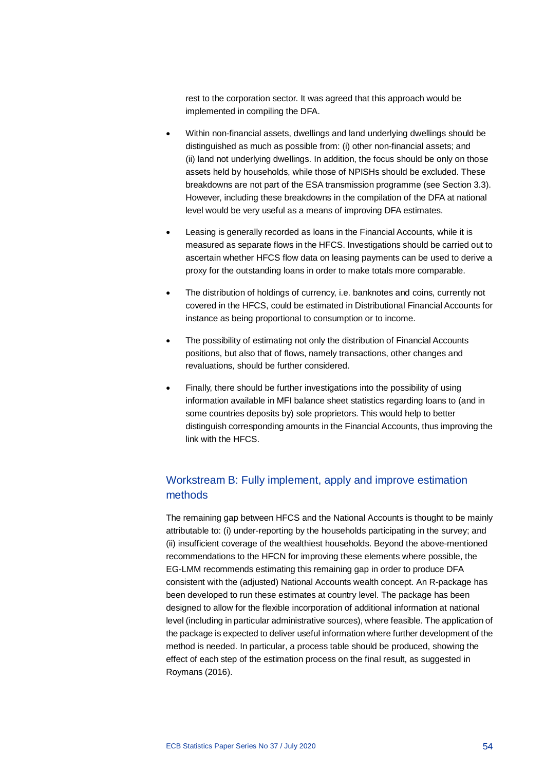rest to the corporation sector. It was agreed that this approach would be implemented in compiling the DFA.

- Within non-financial assets, dwellings and land underlying dwellings should be distinguished as much as possible from: (i) other non-financial assets; and (ii) land not underlying dwellings. In addition, the focus should be only on those assets held by households, while those of NPISHs should be excluded. These breakdowns are not part of the ESA transmission programme (see Section 3.3). However, including these breakdowns in the compilation of the DFA at national level would be very useful as a means of improving DFA estimates.
- Leasing is generally recorded as loans in the Financial Accounts, while it is measured as separate flows in the HFCS. Investigations should be carried out to ascertain whether HFCS flow data on leasing payments can be used to derive a proxy for the outstanding loans in order to make totals more comparable.
- The distribution of holdings of currency, i.e. banknotes and coins, currently not covered in the HFCS, could be estimated in Distributional Financial Accounts for instance as being proportional to consumption or to income.
- The possibility of estimating not only the distribution of Financial Accounts positions, but also that of flows, namely transactions, other changes and revaluations, should be further considered.
- Finally, there should be further investigations into the possibility of using information available in MFI balance sheet statistics regarding loans to (and in some countries deposits by) sole proprietors. This would help to better distinguish corresponding amounts in the Financial Accounts, thus improving the link with the HFCS.

## Workstream B: Fully implement, apply and improve estimation methods

The remaining gap between HFCS and the National Accounts is thought to be mainly attributable to: (i) under-reporting by the households participating in the survey; and (ii) insufficient coverage of the wealthiest households. Beyond the above-mentioned recommendations to the HFCN for improving these elements where possible, the EG-LMM recommends estimating this remaining gap in order to produce DFA consistent with the (adjusted) National Accounts wealth concept. An R-package has been developed to run these estimates at country level. The package has been designed to allow for the flexible incorporation of additional information at national level (including in particular administrative sources), where feasible. The application of the package is expected to deliver useful information where further development of the method is needed. In particular, a process table should be produced, showing the effect of each step of the estimation process on the final result, as suggested in Roymans (2016).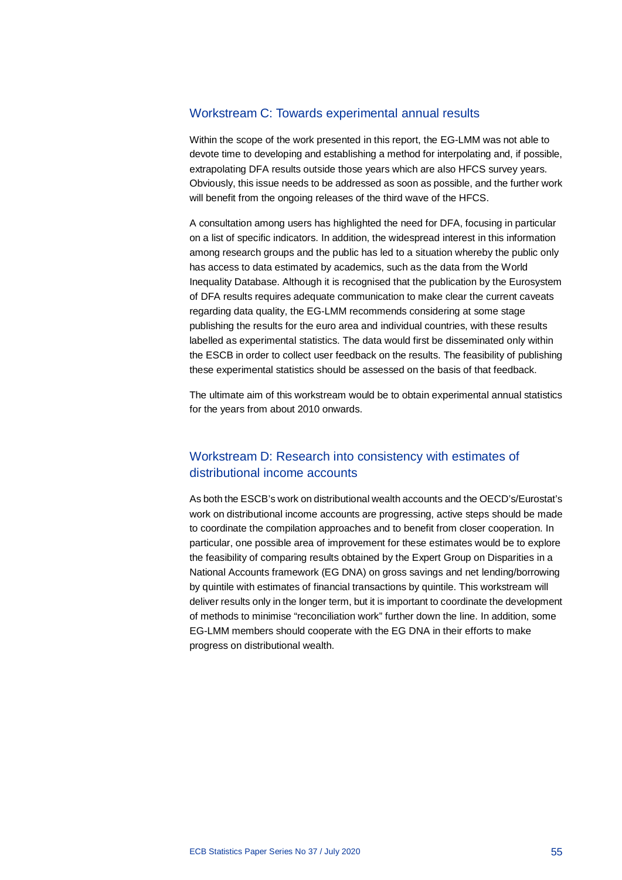## Workstream C: Towards experimental annual results

Within the scope of the work presented in this report, the EG-LMM was not able to devote time to developing and establishing a method for interpolating and, if possible, extrapolating DFA results outside those years which are also HFCS survey years. Obviously, this issue needs to be addressed as soon as possible, and the further work will benefit from the ongoing releases of the third wave of the HFCS.

A consultation among users has highlighted the need for DFA, focusing in particular on a list of specific indicators. In addition, the widespread interest in this information among research groups and the public has led to a situation whereby the public only has access to data estimated by academics, such as the data from the World Inequality Database. Although it is recognised that the publication by the Eurosystem of DFA results requires adequate communication to make clear the current caveats regarding data quality, the EG-LMM recommends considering at some stage publishing the results for the euro area and individual countries, with these results labelled as experimental statistics. The data would first be disseminated only within the ESCB in order to collect user feedback on the results. The feasibility of publishing these experimental statistics should be assessed on the basis of that feedback.

The ultimate aim of this workstream would be to obtain experimental annual statistics for the years from about 2010 onwards.

## Workstream D: Research into consistency with estimates of distributional income accounts

As both the ESCB's work on distributional wealth accounts and the OECD's/Eurostat's work on distributional income accounts are progressing, active steps should be made to coordinate the compilation approaches and to benefit from closer cooperation. In particular, one possible area of improvement for these estimates would be to explore the feasibility of comparing results obtained by the Expert Group on Disparities in a National Accounts framework (EG DNA) on gross savings and net lending/borrowing by quintile with estimates of financial transactions by quintile. This workstream will deliver results only in the longer term, but it is important to coordinate the development of methods to minimise "reconciliation work" further down the line. In addition, some EG-LMM members should cooperate with the EG DNA in their efforts to make progress on distributional wealth.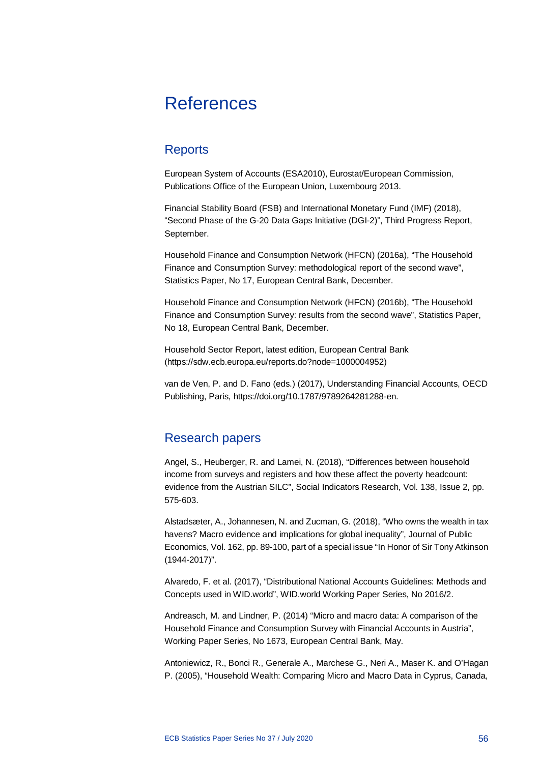# References

## Reports

European System of Accounts (ESA2010), Eurostat/European Commission, Publications Office of the European Union, Luxembourg 2013.

Financial Stability Board (FSB) and International Monetary Fund (IMF) (2018), "Second Phase of the G-20 Data Gaps Initiative (DGI-2)", Third Progress Report, September.

Household Finance and Consumption Network (HFCN) (2016a), "The Household Finance and Consumption Survey: methodological report of the second wave", Statistics Paper, No 17, European Central Bank, December.

Household Finance and Consumption Network (HFCN) (2016b), "The Household Finance and Consumption Survey: results from the second wave", Statistics Paper, No 18, European Central Bank, December.

Household Sector Report, latest edition, European Central Bank (https://sdw.ecb.europa.eu/reports.do?node=1000004952)

van de Ven, P. and D. Fano (eds.) (2017), Understanding Financial Accounts, OECD Publishing, Paris, https://doi.org/10.1787/9789264281288-en.

## Research papers

Angel, S., Heuberger, R. and Lamei, N. (2018), "Differences between household income from surveys and registers and how these affect the poverty headcount: evidence from the Austrian SILC", Social Indicators Research, Vol. 138, Issue 2, pp. 575-603.

Alstadsæter, A., Johannesen, N. and Zucman, G. (2018), "Who owns the wealth in tax havens? Macro evidence and implications for global inequality", Journal of Public Economics, Vol. 162, pp. 89-100, part of a special issue "In Honor of Sir Tony Atkinson (1944-2017)".

Alvaredo, F. et al. (2017), "Distributional National Accounts Guidelines: Methods and Concepts used in WID.world", WID.world Working Paper Series, No 2016/2.

Andreasch, M. and Lindner, P. (2014) "Micro and macro data: A comparison of the Household Finance and Consumption Survey with Financial Accounts in Austria", Working Paper Series, No 1673, European Central Bank, May.

Antoniewicz, R., Bonci R., Generale A., Marchese G., Neri A., Maser K. and O'Hagan P. (2005), "Household Wealth: Comparing Micro and Macro Data in Cyprus, Canada,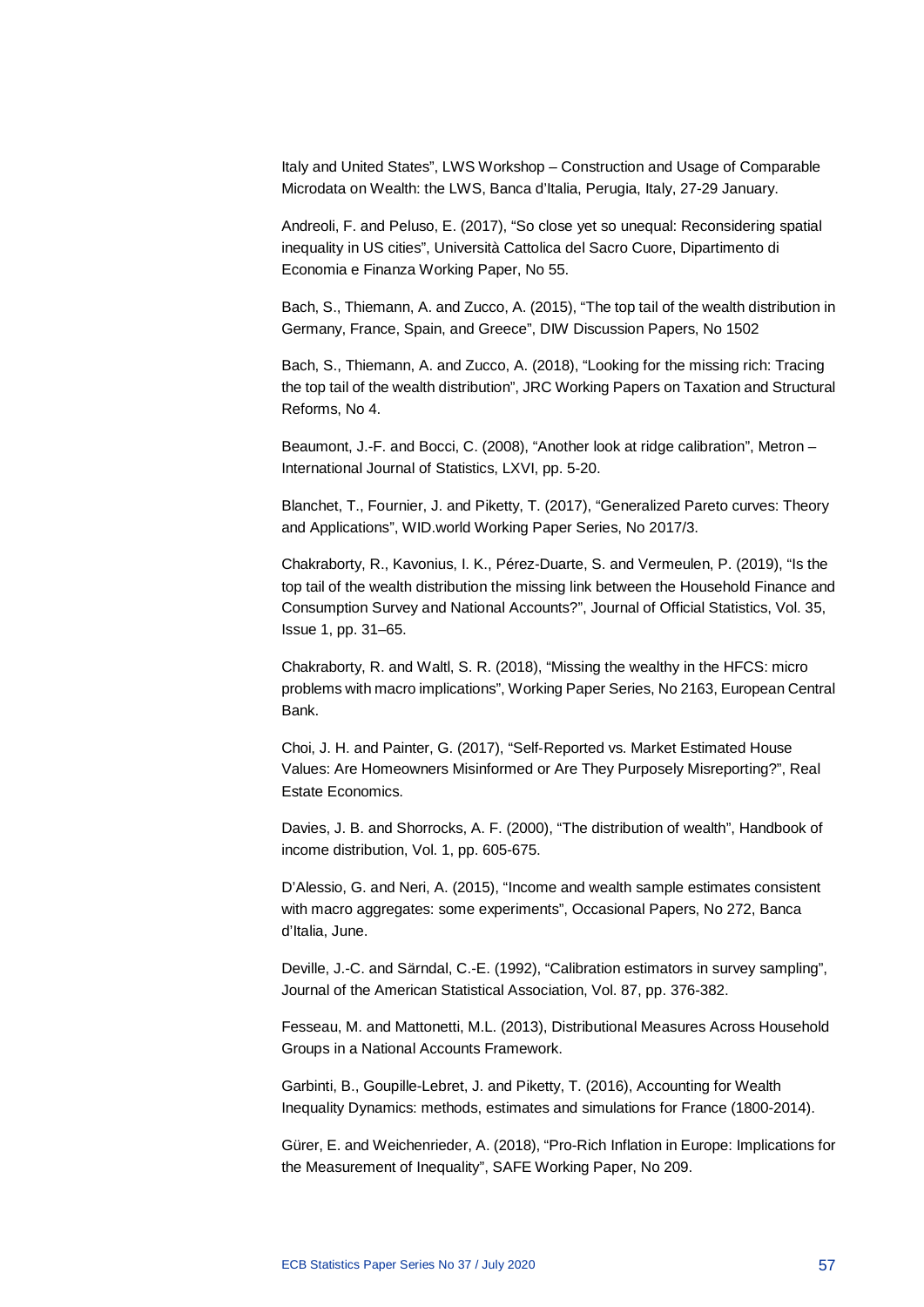Italy and United States", LWS Workshop – Construction and Usage of Comparable Microdata on Wealth: the LWS, Banca d'Italia, Perugia, Italy, 27-29 January.

Andreoli, F. and Peluso, E. (2017), "So close yet so unequal: Reconsidering spatial inequality in US cities", Università Cattolica del Sacro Cuore, Dipartimento di Economia e Finanza Working Paper, No 55.

Bach, S., Thiemann, A. and Zucco, A. (2015), "The top tail of the wealth distribution in Germany, France, Spain, and Greece", DIW Discussion Papers, No 1502

Bach, S., Thiemann, A. and Zucco, A. (2018), "Looking for the missing rich: Tracing the top tail of the wealth distribution", JRC Working Papers on Taxation and Structural Reforms, No 4.

Beaumont, J.-F. and Bocci, C. (2008), "Another look at ridge calibration", Metron – International Journal of Statistics, LXVI, pp. 5-20.

Blanchet, T., Fournier, J. and Piketty, T. (2017), "Generalized Pareto curves: Theory and Applications", WID.world Working Paper Series, No 2017/3.

Chakraborty, R., Kavonius, I. K., Pérez-Duarte, S. and Vermeulen, P. (2019), "Is the top tail of the wealth distribution the missing link between the Household Finance and Consumption Survey and National Accounts?", Journal of Official Statistics, Vol. 35, Issue 1, pp. 31–65.

Chakraborty, R. and Waltl, S. R. (2018), "Missing the wealthy in the HFCS: micro problems with macro implications", Working Paper Series, No 2163, European Central Bank.

Choi, J. H. and Painter, G. (2017), "Self-Reported vs. Market Estimated House Values: Are Homeowners Misinformed or Are They Purposely Misreporting?", Real Estate Economics.

Davies, J. B. and Shorrocks, A. F. (2000), "The distribution of wealth", Handbook of income distribution, Vol. 1, pp. 605-675.

D'Alessio, G. and Neri, A. (2015), "Income and wealth sample estimates consistent with macro aggregates: some experiments", Occasional Papers, No 272, Banca d'Italia, June.

Deville, J.-C. and Särndal, C.-E. (1992), "Calibration estimators in survey sampling", Journal of the American Statistical Association, Vol. 87, pp. 376-382.

Fesseau, M. and Mattonetti, M.L. (2013), Distributional Measures Across Household Groups in a National Accounts Framework.

Garbinti, B., Goupille-Lebret, J. and Piketty, T. (2016), Accounting for Wealth Inequality Dynamics: methods, estimates and simulations for France (1800-2014).

Gürer, E. and Weichenrieder, A. (2018), "Pro-Rich Inflation in Europe: Implications for the Measurement of Inequality", SAFE Working Paper, No 209.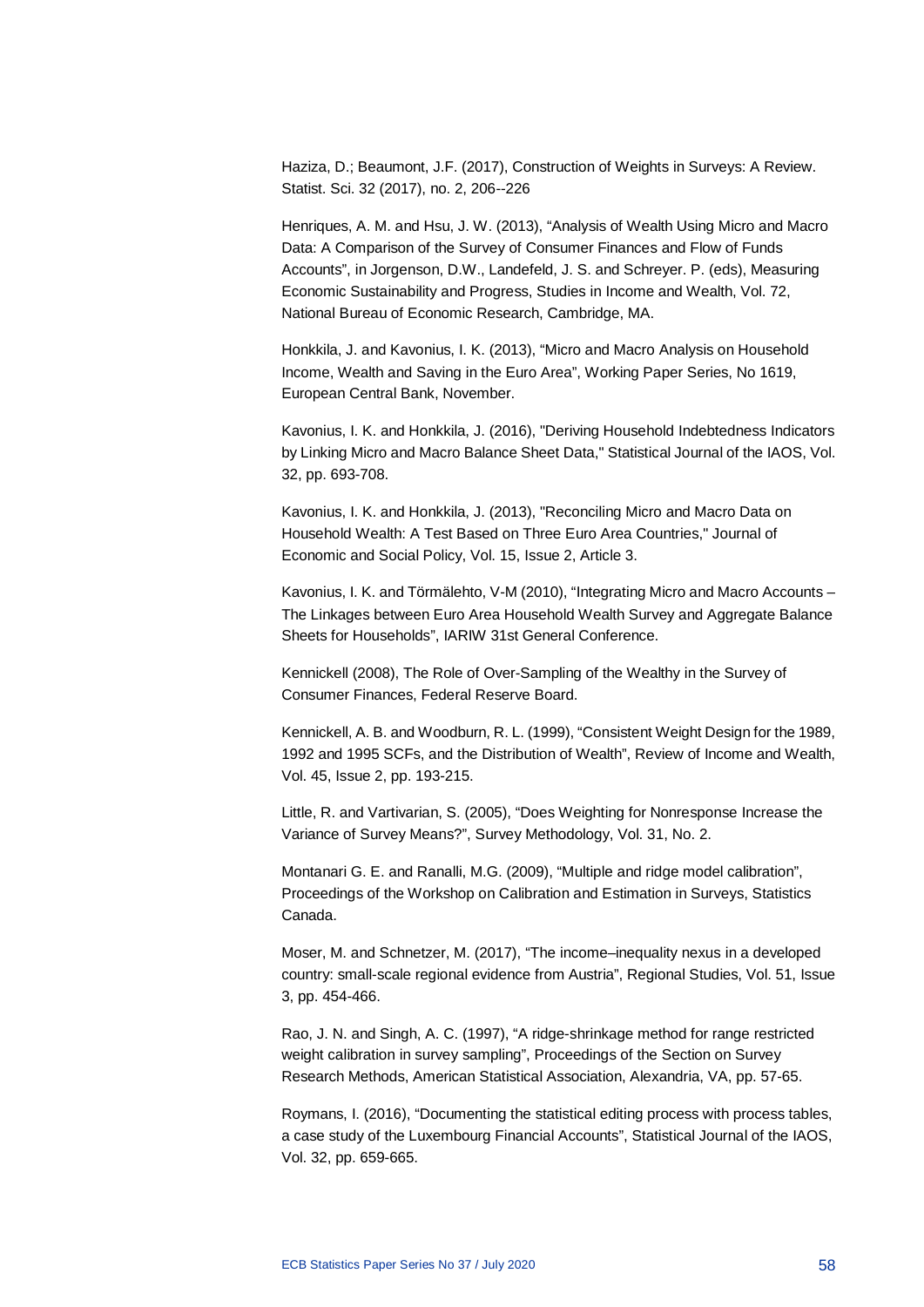Haziza, D.; Beaumont, J.F. (2017), Construction of Weights in Surveys: A Review. Statist. Sci. 32 (2017), no. 2, 206--226

Henriques, A. M. and Hsu, J. W. (2013), "Analysis of Wealth Using Micro and Macro Data: A Comparison of the Survey of Consumer Finances and Flow of Funds Accounts", in Jorgenson, D.W., Landefeld, J. S. and Schreyer. P. (eds), Measuring Economic Sustainability and Progress, Studies in Income and Wealth, Vol. 72, National Bureau of Economic Research, Cambridge, MA.

Honkkila, J. and Kavonius, I. K. (2013), "Micro and Macro Analysis on Household Income, Wealth and Saving in the Euro Area", Working Paper Series, No 1619, European Central Bank, November.

Kavonius, I. K. and Honkkila, J. (2016), "Deriving Household Indebtedness Indicators by Linking Micro and Macro Balance Sheet Data," Statistical Journal of the IAOS, Vol. 32, pp. 693-708.

Kavonius, I. K. and Honkkila, J. (2013), "Reconciling Micro and Macro Data on Household Wealth: A Test Based on Three Euro Area Countries," Journal of Economic and Social Policy, Vol. 15, Issue 2, Article 3.

Kavonius, I. K. and Törmälehto, V-M (2010), "Integrating Micro and Macro Accounts – The Linkages between Euro Area Household Wealth Survey and Aggregate Balance Sheets for Households", IARIW 31st General Conference.

Kennickell (2008), The Role of Over-Sampling of the Wealthy in the Survey of Consumer Finances, Federal Reserve Board.

Kennickell, A. B. and Woodburn, R. L. (1999), "Consistent Weight Design for the 1989, 1992 and 1995 SCFs, and the Distribution of Wealth", Review of Income and Wealth, Vol. 45, Issue 2, pp. 193-215.

Little, R. and Vartivarian, S. (2005), "Does Weighting for Nonresponse Increase the Variance of Survey Means?", Survey Methodology, Vol. 31, No. 2.

Montanari G. E. and Ranalli, M.G. (2009), "Multiple and ridge model calibration", Proceedings of the Workshop on Calibration and Estimation in Surveys, Statistics Canada.

Moser, M. and Schnetzer, M. (2017), "The income–inequality nexus in a developed country: small-scale regional evidence from Austria", Regional Studies, Vol. 51, Issue 3, pp. 454-466.

Rao, J. N. and Singh, A. C. (1997), "A ridge-shrinkage method for range restricted weight calibration in survey sampling", Proceedings of the Section on Survey Research Methods, American Statistical Association, Alexandria, VA, pp. 57-65.

Roymans, I. (2016), "Documenting the statistical editing process with process tables, a case study of the Luxembourg Financial Accounts", Statistical Journal of the IAOS, Vol. 32, pp. 659-665.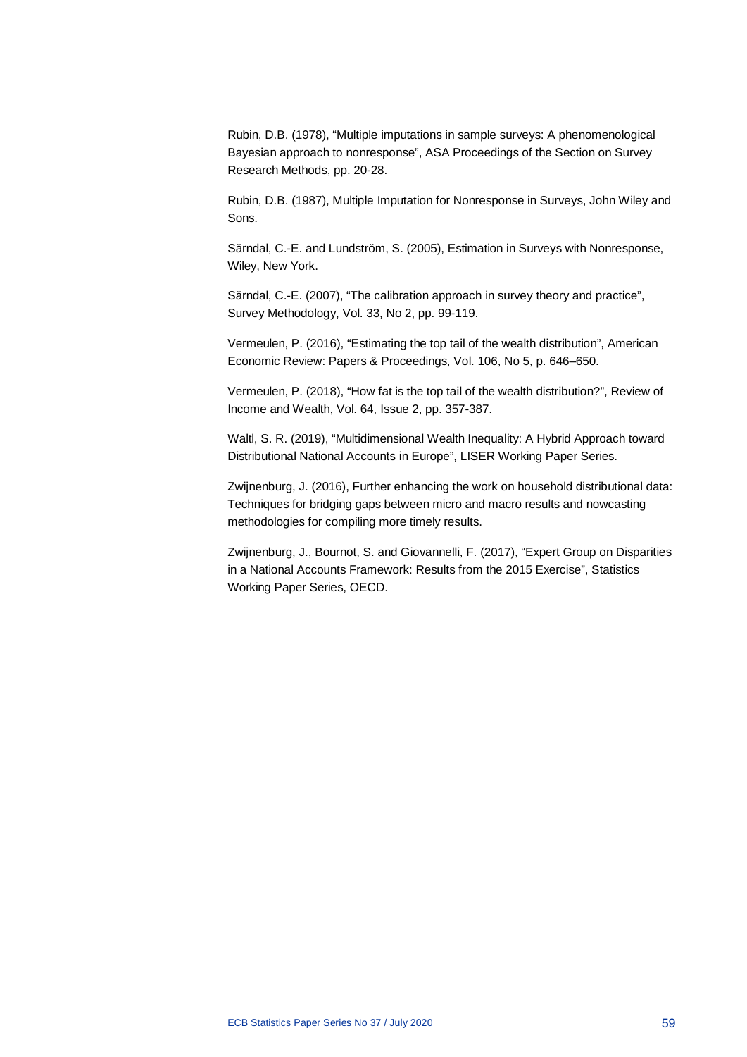Rubin, D.B. (1978), "Multiple imputations in sample surveys: A phenomenological Bayesian approach to nonresponse", ASA Proceedings of the Section on Survey Research Methods, pp. 20-28.

Rubin, D.B. (1987), Multiple Imputation for Nonresponse in Surveys, John Wiley and Sons.

Särndal, C.-E. and Lundström, S. (2005), Estimation in Surveys with Nonresponse, Wiley, New York.

Särndal, C.-E. (2007), "The calibration approach in survey theory and practice", Survey Methodology, Vol. 33, No 2, pp. 99-119.

Vermeulen, P. (2016), "Estimating the top tail of the wealth distribution", American Economic Review: Papers & Proceedings, Vol. 106, No 5, p. 646–650.

Vermeulen, P. (2018), "How fat is the top tail of the wealth distribution?", Review of Income and Wealth, Vol. 64, Issue 2, pp. 357-387.

Waltl, S. R. (2019), "Multidimensional Wealth Inequality: A Hybrid Approach toward Distributional National Accounts in Europe", LISER Working Paper Series.

Zwijnenburg, J. (2016), Further enhancing the work on household distributional data: Techniques for bridging gaps between micro and macro results and nowcasting methodologies for compiling more timely results.

Zwijnenburg, J., Bournot, S. and Giovannelli, F. (2017), "Expert Group on Disparities in a National Accounts Framework: Results from the 2015 Exercise", Statistics Working Paper Series, OECD.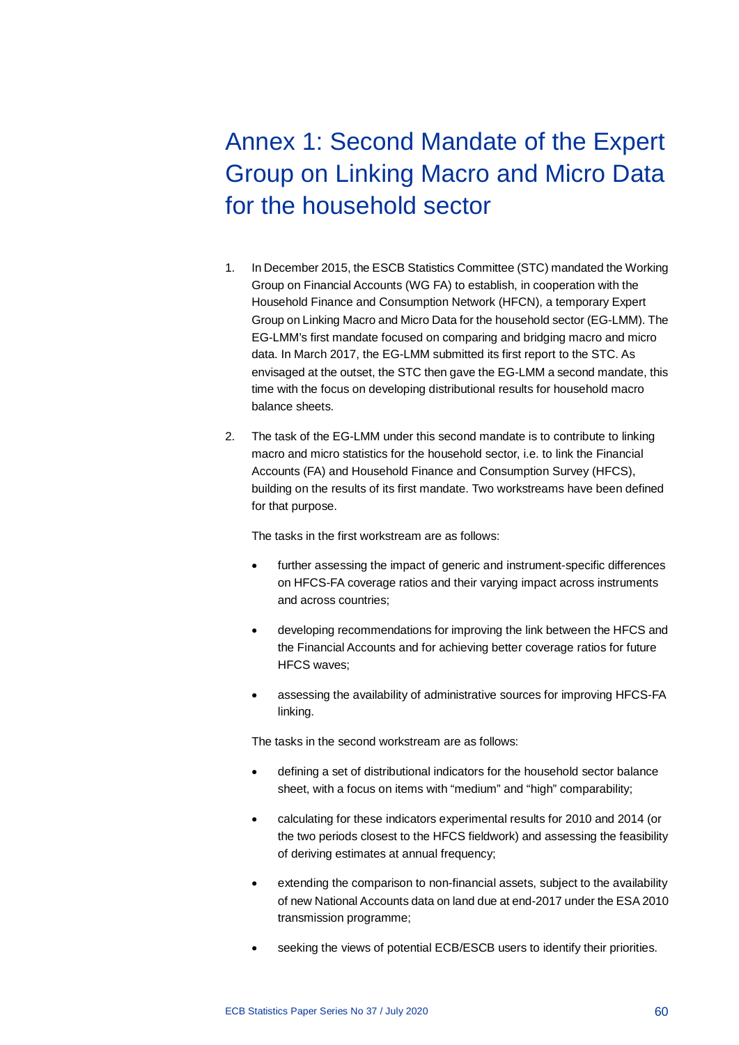# Annex 1: Second Mandate of the Expert Group on Linking Macro and Micro Data for the household sector

1. In December 2015, the ESCB Statistics Committee (STC) mandated the Working Group on Financial Accounts (WG FA) to establish, in cooperation with the Household Finance and Consumption Network (HFCN), a temporary Expert Group on Linking Macro and Micro Data for the household sector (EG-LMM). The EG-LMM's first mandate focused on comparing and bridging macro and micro data. In March 2017, the EG-LMM submitted its first report to the STC. As envisaged at the outset, the STC then gave the EG-LMM a second mandate, this time with the focus on developing distributional results for household macro balance sheets.

2. The task of the EG-LMM under this second mandate is to contribute to linking macro and micro statistics for the household sector, i.e. to link the Financial Accounts (FA) and Household Finance and Consumption Survey (HFCS), building on the results of its first mandate. Two workstreams have been defined for that purpose.

   The tasks in the first workstream are as follows:

   - further assessing the impact of generic and instrument-specific differences on HFCS-FA coverage ratios and their varying impact across instruments and across countries;
   - developing recommendations for improving the link between the HFCS and the Financial Accounts and for achieving better coverage ratios for future HFCS waves;
   - assessing the availability of administrative sources for improving HFCS-FA linking.

   The tasks in the second workstream are as follows:

   - defining a set of distributional indicators for the household sector balance sheet, with a focus on items with "medium" and "high" comparability;
   - calculating for these indicators experimental results for 2010 and 2014 (or the two periods closest to the HFCS fieldwork) and assessing the feasibility of deriving estimates at annual frequency;
   - extending the comparison to non-financial assets, subject to the availability of new National Accounts data on land due at end-2017 under the ESA 2010 transmission programme;
   - seeking the views of potential ECB/ESCB users to identify their priorities.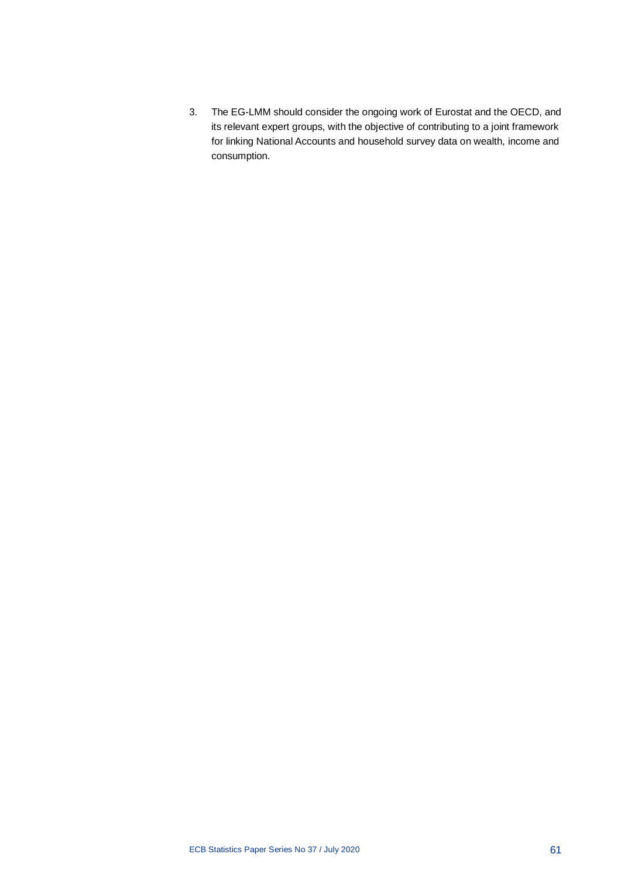3. The EG-LMM should consider the ongoing work of Eurostat and the OECD, and its relevant expert groups, with the objective of contributing to a joint framework for linking National Accounts and household survey data on wealth, income and consumption.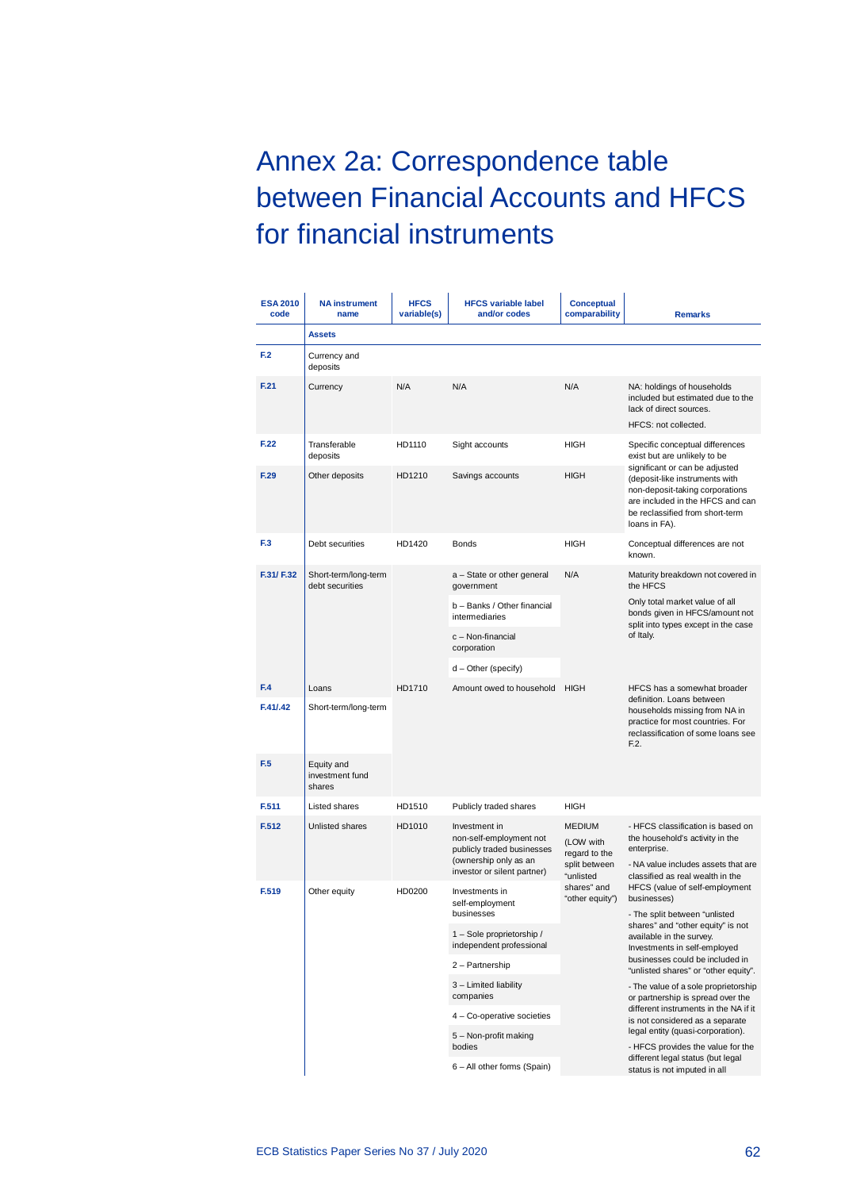# Annex 2a: Correspondence table between Financial Accounts and HFCS for financial instruments

| ESA 2010 code | NA instrument name | HFCS variable(s) | HFCS variable label and/or codes | Conceptual comparability | Remarks |
|---|---|---|---|---|---|
| | **Assets** | | | | |
| F.2 | Currency and deposits | | | | |
| F.21 | Currency | N/A | N/A | N/A | NA: holdings of households included but estimated due to the lack of direct sources. HFCS: not collected. |
| F.22 | Transferable deposits | HD1110 | Sight accounts | HIGH | Specific conceptual differences exist but are unlikely to be significant or can be adjusted (deposit-like instruments with non-deposit-taking corporations are included in the HFCS and can be reclassified from short-term loans in FA). |
| F.29 | Other deposits | HD1210 | Savings accounts | HIGH | |
| F.3 | Debt securities | HD1420 | Bonds | HIGH | Conceptual differences are not known. |
| F.31/ F.32 | Short-term/long-term debt securities | | a – State or other general government | N/A | Maturity breakdown not covered in the HFCS. Only total market value of all bonds given in HFCS/amount not split into types except in the case of Italy. |
| | | | b – Banks / Other financial intermediaries | | |
| | | | c – Non-financial corporation | | |
| | | | d – Other (specify) | | |
| F.4 | Loans | HD1710 | Amount owed to household | HIGH | HFCS has a somewhat broader definition. Loans between households missing from NA in practice for most countries. For reclassification of some loans see F.2. |
| F.41/.42 | Short-term/long-term | | | | |
| F.5 | Equity and investment fund shares | | | | |
| F.511 | Listed shares | HD1510 | Publicly traded shares | HIGH | |
| F.512 | Unlisted shares | HD1010 | Investment in non-self-employment not publicly traded businesses (ownership only as an investor or silent partner) | MEDIUM (LOW with regard to the split between "unlisted shares" and "other equity") | - HFCS classification is based on the household's activity in the enterprise. - NA value includes assets that are classified as real wealth in the HFCS (value of self-employment businesses) - The split between "unlisted shares" and "other equity" is not available in the survey. Investments in self-employed businesses could be included in "unlisted shares" or "other equity". - The value of a sole proprietorship or partnership is spread over the different instruments in the NA if it is not considered as a separate legal entity (quasi-corporation). - HFCS provides the value for the different legal status (but legal status is not imputed in all |
| F.519 | Other equity | HD0200 | Investments in self-employment businesses | | |
| | | | 1 – Sole proprietorship / independent professional | | |
| | | | 2 – Partnership | | |
| | | | 3 – Limited liability companies | | |
| | | | 4 – Co-operative societies | | |
| | | | 5 – Non-profit making bodies | | |
| | | | 6 – All other forms (Spain) | | |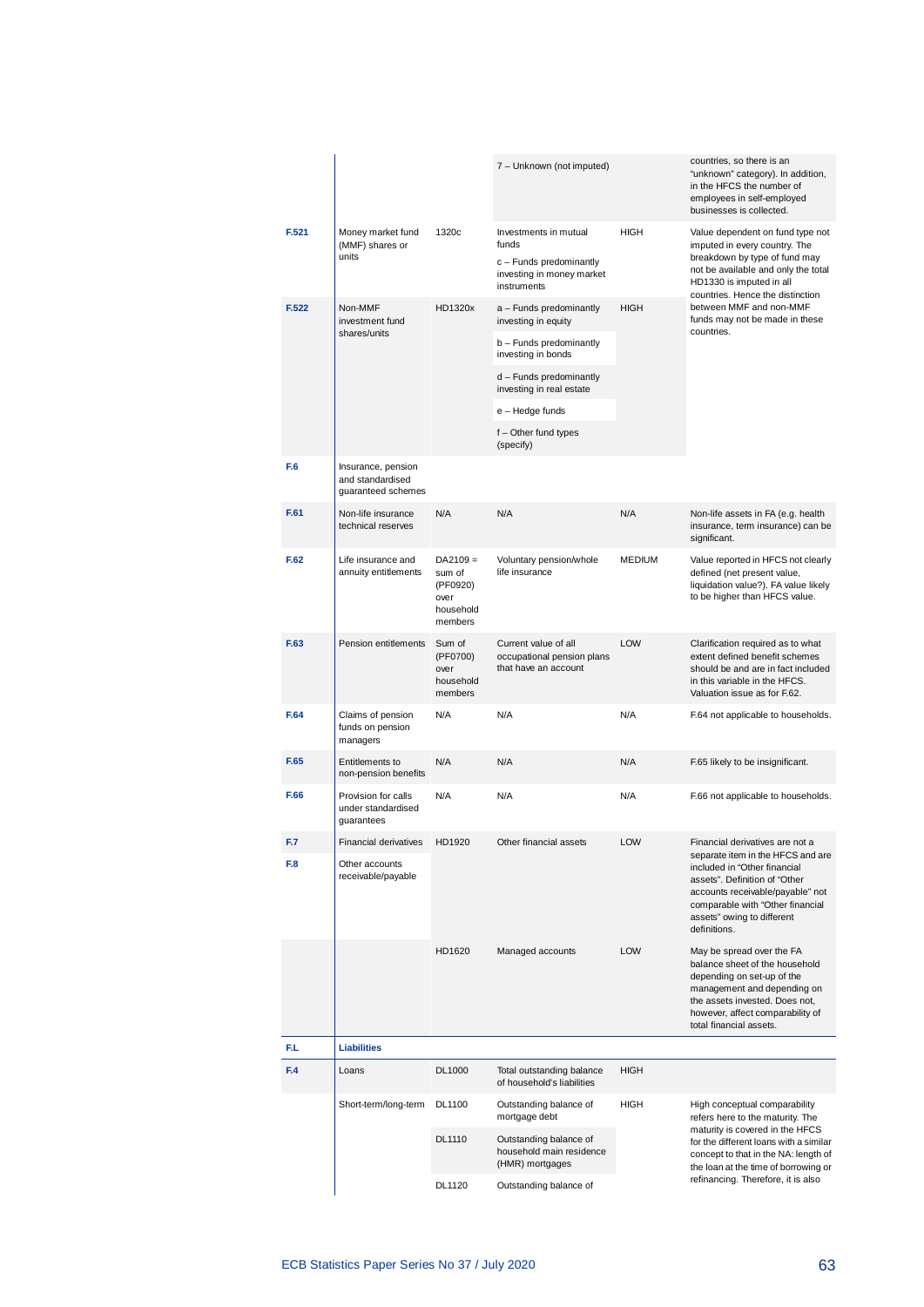| | | | | | |
|---|---|---|---|---|---|
| | | | 7 – Unknown (not imputed) | | countries, so there is an "unknown" category). In addition, in the HFCS the number of employees in self-employed businesses is collected. |
| F.521 | Money market fund (MMF) shares or units | 1320c | Investments in mutual funds<br>c – Funds predominantly investing in money market instruments | HIGH | Value dependent on fund type not imputed in every country. The breakdown by type of fund may not be available and only the total HD1330 is imputed in all countries. Hence the distinction between MMF and non-MMF funds may not be made in these countries. |
| F.522 | Non-MMF investment fund shares/units | HD1320x | a – Funds predominantly investing in equity<br>b – Funds predominantly investing in bonds<br>d – Funds predominantly investing in real estate<br>e – Hedge funds<br>f – Other fund types (specify) | HIGH | |
| F.6 | Insurance, pension and standardised guaranteed schemes | | | | |
| F.61 | Non-life insurance technical reserves | N/A | N/A | N/A | Non-life assets in FA (e.g. health insurance, term insurance) can be significant. |
| F.62 | Life insurance and annuity entitlements | DA2109 = sum of (PF0920) over household members | Voluntary pension/whole life insurance | MEDIUM | Value reported in HFCS not clearly defined (net present value, liquidation value?). FA value likely to be higher than HFCS value. |
| F.63 | Pension entitlements | Sum of (PF0700) over household members | Current value of all occupational pension plans that have an account | LOW | Clarification required as to what extent defined benefit schemes should be and are in fact included in this variable in the HFCS. Valuation issue as for F.62. |
| F.64 | Claims of pension funds on pension managers | N/A | N/A | N/A | F.64 not applicable to households. |
| F.65 | Entitlements to non-pension benefits | N/A | N/A | N/A | F.65 likely to be insignificant. |
| F.66 | Provision for calls under standardised guarantees | N/A | N/A | N/A | F.66 not applicable to households. |
| F.7<br>F.8 | Financial derivatives<br>Other accounts receivable/payable | HD1920 | Other financial assets | LOW | Financial derivatives are not a separate item in the HFCS and are included in "Other financial assets". Definition of "Other accounts receivable/payable" not comparable with "Other financial assets" owing to different definitions. |
| | | HD1620 | Managed accounts | LOW | May be spread over the FA balance sheet of the household depending on set-up of the management and depending on the assets invested. Does not, however, affect comparability of total financial assets. |
| **F.L** | **Liabilities** | | | | |
| F.4 | Loans | DL1000 | Total outstanding balance of household's liabilities | HIGH | |
| | Short-term/long-term | DL1100 | Outstanding balance of mortgage debt | HIGH | High conceptual comparability refers here to the maturity. The maturity is covered in the HFCS for the different loans with a similar concept to that in the NA: length of the loan at the time of borrowing or refinancing. Therefore, it is also |
| | | DL1110 | Outstanding balance of household main residence (HMR) mortgages | | |
| | | DL1120 | Outstanding balance of | | |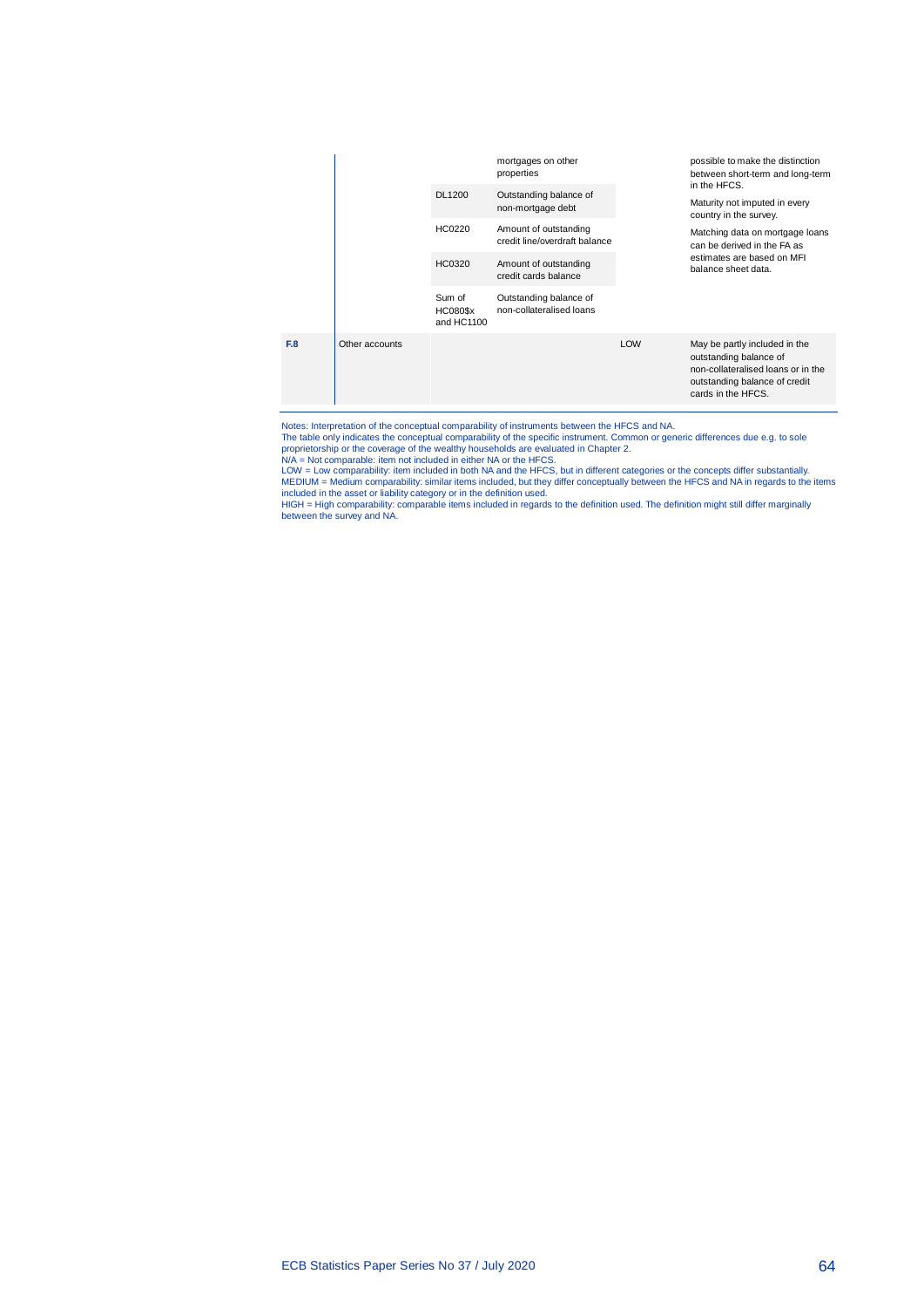| | | | | | |
|---|---|---|---|---|---|
| | | | mortgages on other properties | | possible to make the distinction between short-term and long-term in the HFCS. |
| | | DL1200 | Outstanding balance of non-mortgage debt | | Maturity not imputed in every country in the survey. |
| | | HC0220 | Amount of outstanding credit line/overdraft balance | | Matching data on mortgage loans can be derived in the FA as estimates are based on MFI balance sheet data. |
| | | HC0320 | Amount of outstanding credit cards balance | | |
| | | Sum of HC080$x and HC1100 | Outstanding balance of non-collateralised loans | | |
| **F.8** | Other accounts | | | LOW | May be partly included in the outstanding balance of non-collateralised loans or in the outstanding balance of credit cards in the HFCS. |

Notes: Interpretation of the conceptual comparability of instruments between the HFCS and NA.
The table only indicates the conceptual comparability of the specific instrument. Common or generic differences due e.g. to sole proprietorship or the coverage of the wealthy households are evaluated in Chapter 2.
N/A = Not comparable: item not included in either NA or the HFCS.
LOW = Low comparability: item included in both NA and the HFCS, but in different categories or the concepts differ substantially.
MEDIUM = Medium comparability: similar items included, but they differ conceptually between the HFCS and NA in regards to the items included in the asset or liability category or in the definition used.
HIGH = High comparability: comparable items included in regards to the definition used. The definition might still differ marginally between the survey and NA.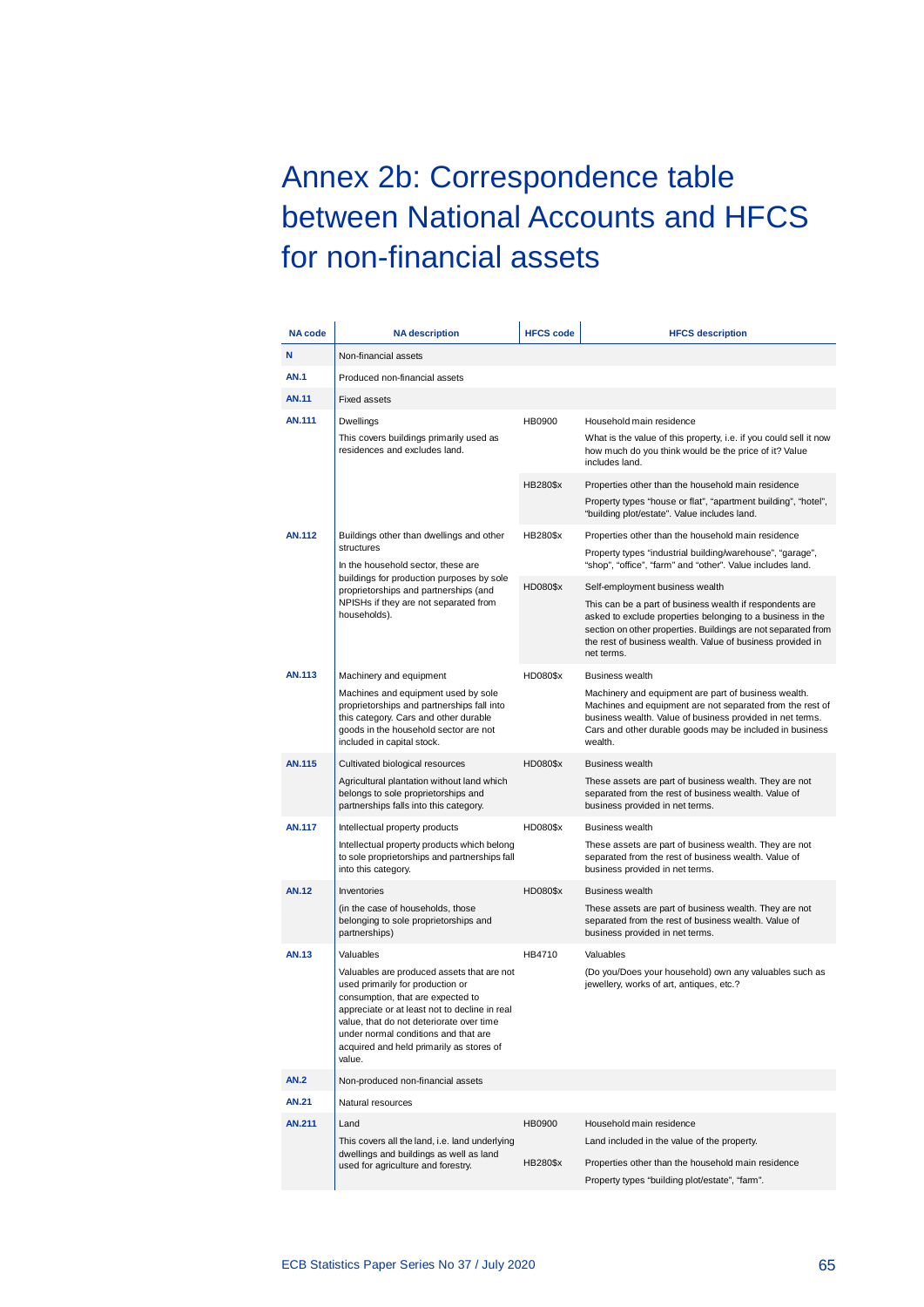# Annex 2b: Correspondence table between National Accounts and HFCS for non-financial assets

| NA code | NA description | HFCS code | HFCS description |
|---|---|---|---|
| **N** | Non-financial assets | | |
| **AN.1** | Produced non-financial assets | | |
| **AN.11** | Fixed assets | | |
| **AN.111** | Dwellings<br>This covers buildings primarily used as residences and excludes land. | HB0900 | Household main residence<br>What is the value of this property, i.e. if you could sell it now how much do you think would be the price of it? Value includes land. |
| | | HB280$x | Properties other than the household main residence<br>Property types "house or flat", "apartment building", "hotel", "building plot/estate". Value includes land. |
| **AN.112** | Buildings other than dwellings and other structures<br>In the household sector, these are buildings for production purposes by sole proprietorships and partnerships (and NPISHs if they are not separated from households). | HB280$x | Properties other than the household main residence<br>Property types "industrial building/warehouse", "garage", "shop", "office", "farm" and "other". Value includes land. |
| | | HD080$x | Self-employment business wealth<br>This can be a part of business wealth if respondents are asked to exclude properties belonging to a business in the section on other properties. Buildings are not separated from the rest of business wealth. Value of business provided in net terms. |
| **AN.113** | Machinery and equipment<br>Machines and equipment used by sole proprietorships and partnerships fall into this category. Cars and other durable goods in the household sector are not included in capital stock. | HD080$x | Business wealth<br>Machinery and equipment are part of business wealth. Machines and equipment are not separated from the rest of business wealth. Value of business provided in net terms. Cars and other durable goods may be included in business wealth. |
| **AN.115** | Cultivated biological resources<br>Agricultural plantation without land which belongs to sole proprietorships and partnerships falls into this category. | HD080$x | Business wealth<br>These assets are part of business wealth. They are not separated from the rest of business wealth. Value of business provided in net terms. |
| **AN.117** | Intellectual property products<br>Intellectual property products which belong to sole proprietorships and partnerships fall into this category. | HD080$x | Business wealth<br>These assets are part of business wealth. They are not separated from the rest of business wealth. Value of business provided in net terms. |
| **AN.12** | Inventories<br>(in the case of households, those belonging to sole proprietorships and partnerships) | HD080$x | Business wealth<br>These assets are part of business wealth. They are not separated from the rest of business wealth. Value of business provided in net terms. |
| **AN.13** | Valuables<br>Valuables are produced assets that are not used primarily for production or consumption, that are expected to appreciate or at least not to decline in real value, that do not deteriorate over time under normal conditions and that are acquired and held primarily as stores of value. | HB4710 | Valuables<br>(Do you/Does your household) own any valuables such as jewellery, works of art, antiques, etc.? |
| **AN.2** | Non-produced non-financial assets | | |
| **AN.21** | Natural resources | | |
| **AN.211** | Land<br>This covers all the land, i.e. land underlying dwellings and buildings as well as land used for agriculture and forestry. | HB0900 | Household main residence<br>Land included in the value of the property. |
| | | HB280$x | Properties other than the household main residence<br>Property types "building plot/estate", "farm". |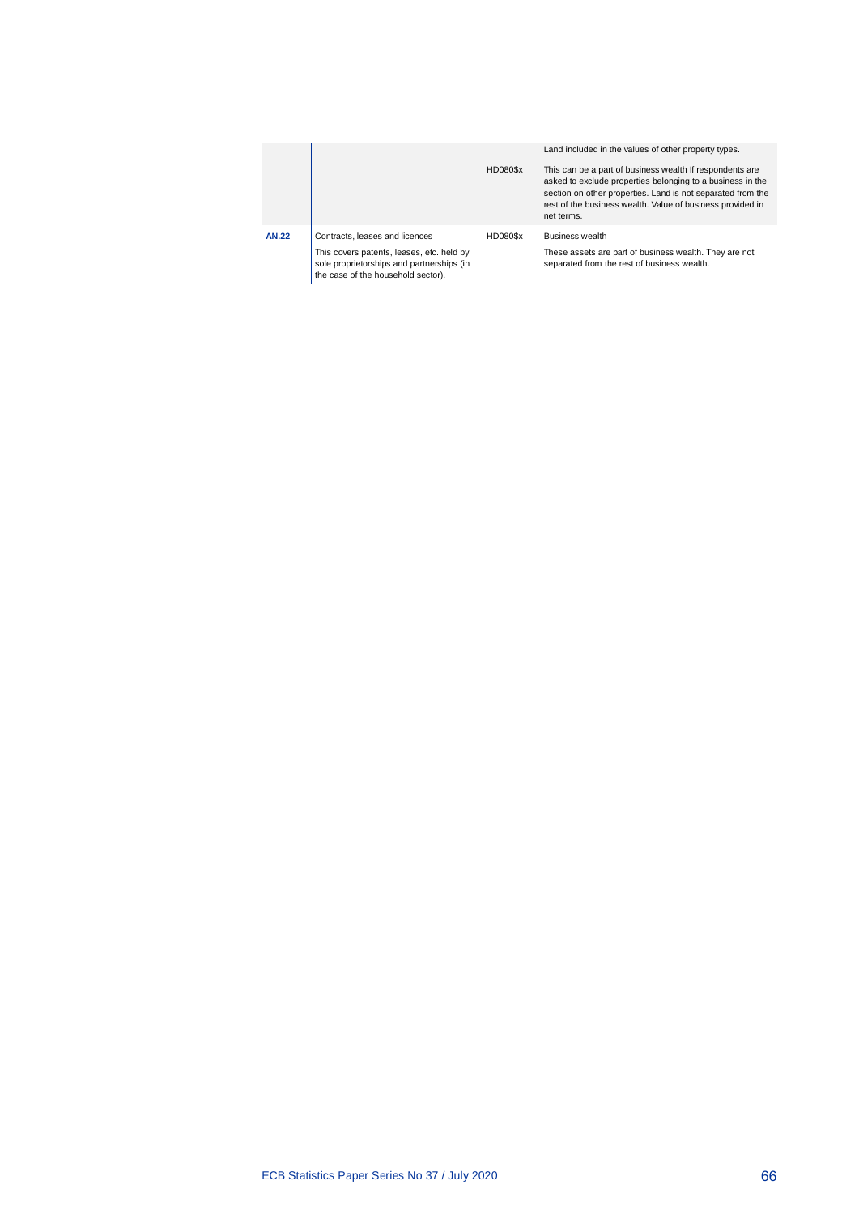|  |  |  |  |
|---|---|---|---|
|  |  | HD080$x | Land included in the values of other property types.<br><br>This can be a part of business wealth if respondents are asked to exclude properties belonging to a business in the section on other properties. Land is not separated from the rest of the business wealth. Value of business provided in net terms. |
| **AN.22** | Contracts, leases and licences<br><br>This covers patents, leases, etc. held by sole proprietorships and partnerships (in the case of the household sector). | HD080$x | Business wealth<br><br>These assets are part of business wealth. They are not separated from the rest of business wealth. |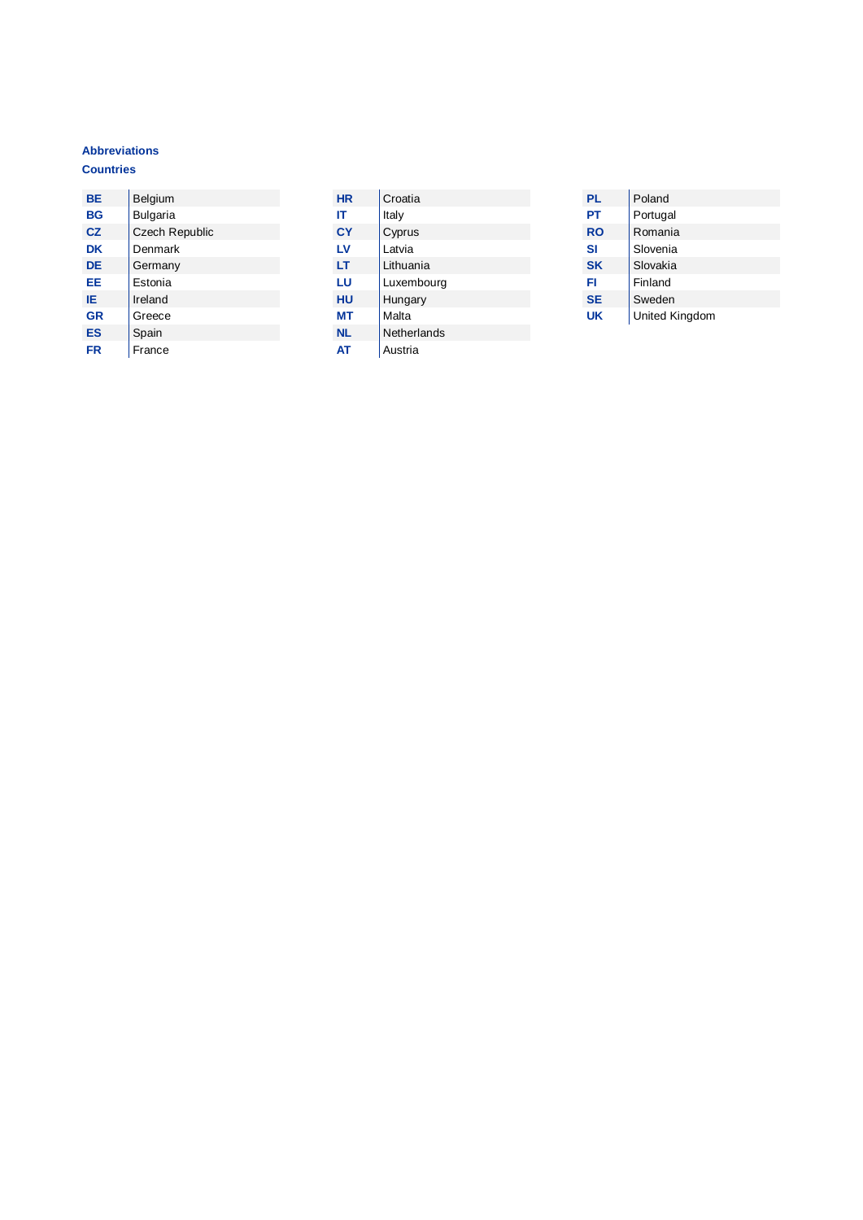## Abbreviations

### Countries

| | |
|---|---|
| **BE** | Belgium |
| **BG** | Bulgaria |
| **CZ** | Czech Republic |
| **DK** | Denmark |
| **DE** | Germany |
| **EE** | Estonia |
| **IE** | Ireland |
| **GR** | Greece |
| **ES** | Spain |
| **FR** | France |
| **HR** | Croatia |
| **IT** | Italy |
| **CY** | Cyprus |
| **LV** | Latvia |
| **LT** | Lithuania |
| **LU** | Luxembourg |
| **HU** | Hungary |
| **MT** | Malta |
| **NL** | Netherlands |
| **AT** | Austria |
| **PL** | Poland |
| **PT** | Portugal |
| **RO** | Romania |
| **SI** | Slovenia |
| **SK** | Slovakia |
| **FI** | Finland |
| **SE** | Sweden |
| **UK** | United Kingdom |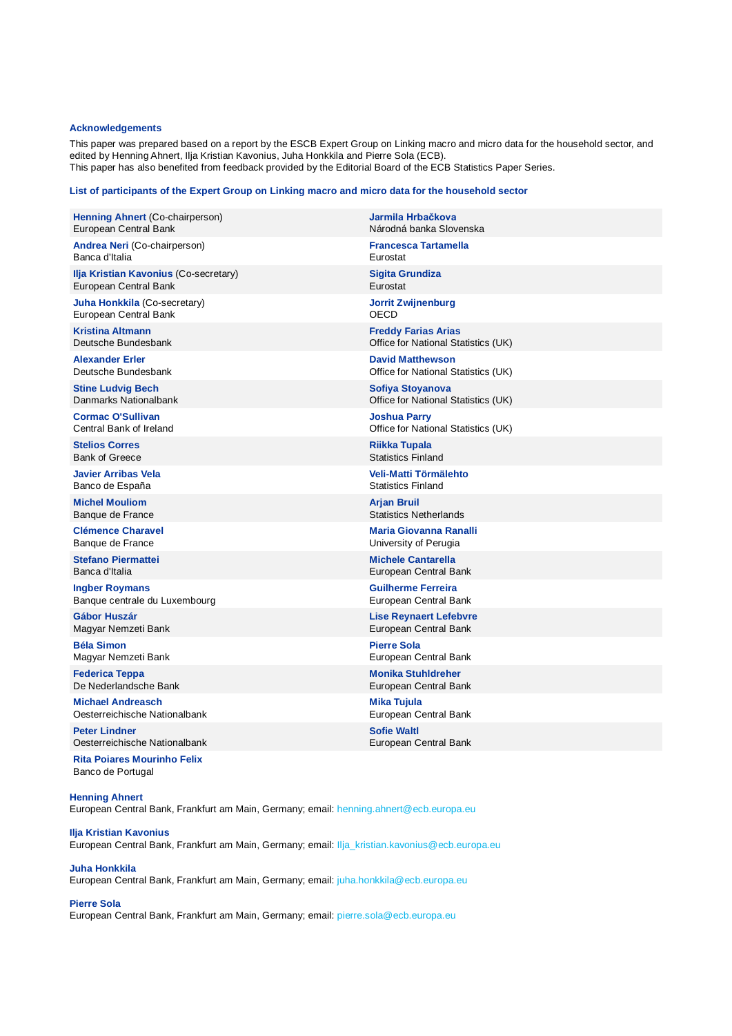## Acknowledgements

This paper was prepared based on a report by the ESCB Expert Group on Linking macro and micro data for the household sector, and edited by Henning Ahnert, Ilja Kristian Kavonius, Juha Honkkila and Pierre Sola (ECB).
This paper has also benefited from feedback provided by the Editorial Board of the ECB Statistics Paper Series.

### List of participants of the Expert Group on Linking macro and micro data for the household sector

| | |
|---|---|
| **Henning Ahnert** (Co-chairperson)<br>European Central Bank | **Jarmila Hrbačkova**<br>Národná banka Slovenska |
| **Andrea Neri** (Co-chairperson)<br>Banca d'Italia | **Francesca Tartamella**<br>Eurostat |
| **Ilja Kristian Kavonius** (Co-secretary)<br>European Central Bank | **Sigita Grundiza**<br>Eurostat |
| **Juha Honkkila** (Co-secretary)<br>European Central Bank | **Jorrit Zwijnenburg**<br>OECD |
| **Kristina Altmann**<br>Deutsche Bundesbank | **Freddy Farias Arias**<br>Office for National Statistics (UK) |
| **Alexander Erler**<br>Deutsche Bundesbank | **David Matthewson**<br>Office for National Statistics (UK) |
| **Stine Ludvig Bech**<br>Danmarks Nationalbank | **Sofiya Stoyanova**<br>Office for National Statistics (UK) |
| **Cormac O'Sullivan**<br>Central Bank of Ireland | **Joshua Parry**<br>Office for National Statistics (UK) |
| **Stelios Corres**<br>Bank of Greece | **Riikka Tupala**<br>Statistics Finland |
| **Javier Arribas Vela**<br>Banco de España | **Veli-Matti Törmälehto**<br>Statistics Finland |
| **Michel Mouliom**<br>Banque de France | **Arjan Bruil**<br>Statistics Netherlands |
| **Clémence Charavel**<br>Banque de France | **Maria Giovanna Ranalli**<br>University of Perugia |
| **Stefano Piermattei**<br>Banca d'Italia | **Michele Cantarella**<br>European Central Bank |
| **Ingber Roymans**<br>Banque centrale du Luxembourg | **Guilherme Ferreira**<br>European Central Bank |
| **Gábor Huszár**<br>Magyar Nemzeti Bank | **Lise Reynaert Lefebvre**<br>European Central Bank |
| **Béla Simon**<br>Magyar Nemzeti Bank | **Pierre Sola**<br>European Central Bank |
| **Federica Teppa**<br>De Nederlandsche Bank | **Monika Stuhldreher**<br>European Central Bank |
| **Michael Andreasch**<br>Oesterreichische Nationalbank | **Mika Tujula**<br>European Central Bank |
| **Peter Lindner**<br>Oesterreichische Nationalbank | **Sofie Waltl**<br>European Central Bank |
| **Rita Poiares Mourinho Felix**<br>Banco de Portugal | |

**Henning Ahnert**
European Central Bank, Frankfurt am Main, Germany; email: henning.ahnert@ecb.europa.eu

**Ilja Kristian Kavonius**
European Central Bank, Frankfurt am Main, Germany; email: Ilja_kristian.kavonius@ecb.europa.eu

**Juha Honkkila**
European Central Bank, Frankfurt am Main, Germany; email: juha.honkkila@ecb.europa.eu

**Pierre Sola**
European Central Bank, Frankfurt am Main, Germany; email: pierre.sola@ecb.europa.eu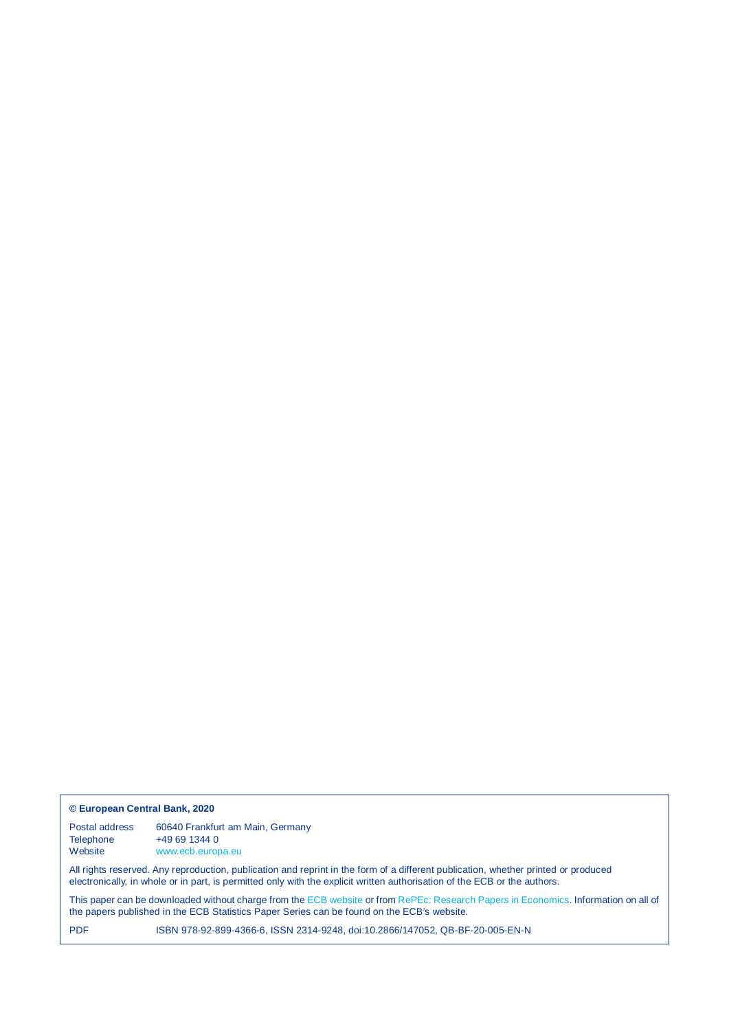**© European Central Bank, 2020**

Postal address 60640 Frankfurt am Main, Germany
Telephone +49 69 1344 0
Website www.ecb.europa.eu

All rights reserved. Any reproduction, publication and reprint in the form of a different publication, whether printed or produced electronically, in whole or in part, is permitted only with the explicit written authorisation of the ECB or the authors.

This paper can be downloaded without charge from the ECB website or from RePEc: Research Papers in Economics. Information on all of the papers published in the ECB Statistics Paper Series can be found on the ECB's website.

PDF ISBN 978-92-899-4366-6, ISSN 2314-9248, doi:10.2866/147052, QB-BF-20-005-EN-N